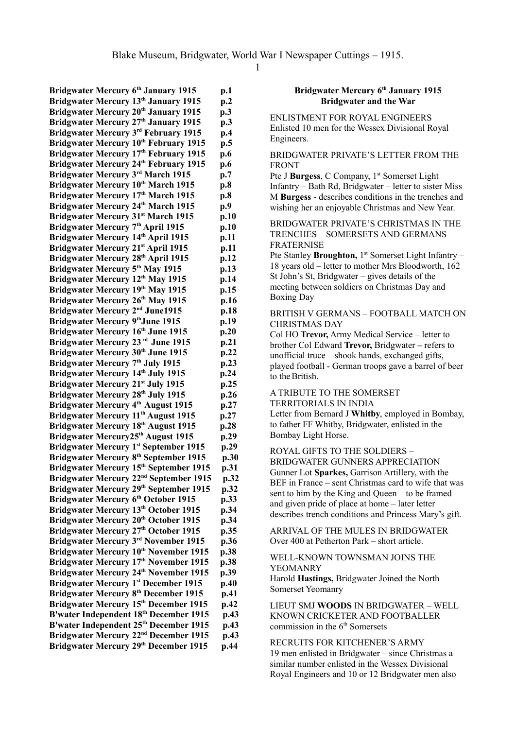# Blake Museum, Bridgwater, World War I Newspaper Cuttings – 1915.

| | |
|---|---|
| **Bridgwater Mercury 6th January 1915** | **p.1** |
| **Bridgwater Mercury 13th January 1915** | **p.2** |
| **Bridgwater Mercury 20th January 1915** | **p.3** |
| **Bridgwater Mercury 27th January 1915** | **p.3** |
| **Bridgwater Mercury 3rd February 1915** | **p.4** |
| **Bridgwater Mercury 10th February 1915** | **p.5** |
| **Bridgwater Mercury 17th February 1915** | **p.6** |
| **Bridgwater Mercury 24th February 1915** | **p.6** |
| **Bridgwater Mercury 3rd March 1915** | **p.7** |
| **Bridgwater Mercury 10th March 1915** | **p.8** |
| **Bridgwater Mercury 17th March 1915** | **p.8** |
| **Bridgwater Mercury 24th March 1915** | **p.9** |
| **Bridgwater Mercury 31st March 1915** | **p.10** |
| **Bridgwater Mercury 7th April 1915** | **p.10** |
| **Bridgwater Mercury 14th April 1915** | **p.11** |
| **Bridgwater Mercury 21st April 1915** | **p.11** |
| **Bridgwater Mercury 28th April 1915** | **p.12** |
| **Bridgwater Mercury 5th May 1915** | **p.13** |
| **Bridgwater Mercury 12th May 1915** | **p.14** |
| **Bridgwater Mercury 19th May 1915** | **p.15** |
| **Bridgwater Mercury 26th May 1915** | **p.16** |
| **Bridgwater Mercury 2nd June1915** | **p.18** |
| **Bridgwater Mercury 9thJune 1915** | **p.19** |
| **Bridgwater Mercury 16th June 1915** | **p.20** |
| **Bridgwater Mercury 23rd June 1915** | **p.21** |
| **Bridgwater Mercury 30th June 1915** | **p.22** |
| **Bridgwater Mercury 7th July 1915** | **p.23** |
| **Bridgwater Mercury 14th July 1915** | **p.24** |
| **Bridgwater Mercury 21st July 1915** | **p.25** |
| **Bridgwater Mercury 28th July 1915** | **p.26** |
| **Bridgwater Mercury 4th August 1915** | **p.27** |
| **Bridgwater Mercury 11th August 1915** | **p.27** |
| **Bridgwater Mercury 18th August 1915** | **p.28** |
| **Bridgwater Mercury25th August 1915** | **p.29** |
| **Bridgwater Mercury 1st September 1915** | **p.29** |
| **Bridgwater Mercury 8th September 1915** | **p.30** |
| **Bridgwater Mercury 15th September 1915** | **p.31** |
| **Bridgwater Mercury 22nd September 1915** | **p.32** |
| **Bridgwater Mercury 29th September 1915** | **p.32** |
| **Bridgwater Mercury 6th October 1915** | **p.33** |
| **Bridgwater Mercury 13th October 1915** | **p.34** |
| **Bridgwater Mercury 20th October 1915** | **p.34** |
| **Bridgwater Mercury 27th October 1915** | **p.35** |
| **Bridgwater Mercury 3rd November 1915** | **p.36** |
| **Bridgwater Mercury 10th November 1915** | **p.38** |
| **Bridgwater Mercury 17th November 1915** | **p.38** |
| **Bridgwater Mercury 24th November 1915** | **p.39** |
| **Bridgwater Mercury 1st December 1915** | **p.40** |
| **Bridgwater Mercury 8th December 1915** | **p.41** |
| **Bridgwater Mercury 15th December 1915** | **p.42** |
| **B'water Independent 18th December 1915** | **p.43** |
| **B'water Independent 25th December 1915** | **p.43** |
| **Bridgwater Mercury 22nd December 1915** | **p.43** |
| **Bridgwater Mercury 29th December 1915** | **p.44** |

## Bridgwater Mercury 6th January 1915
## Bridgwater and the War

ENLISTMENT FOR ROYAL ENGINEERS
Enlisted 10 men for the Wessex Divisional Royal Engineers.

BRIDGWATER PRIVATE'S LETTER FROM THE FRONT
Pte J **Burgess**, C Company, 1st Somerset Light Infantry – Bath Rd, Bridgwater – letter to sister Miss M **Burgess** - describes conditions in the trenches and wishing her an enjoyable Christmas and New Year.

BRIDGWATER PRIVATE'S CHRISTMAS IN THE TRENCHES – SOMERSETS AND GERMANS FRATERNISE
Pte Stanley **Broughton,** 1st Somerset Light Infantry – 18 years old – letter to mother Mrs Bloodworth, 162 St John's St, Bridgwater – gives details of the meeting between soldiers on Christmas Day and Boxing Day

BRITISH V GERMANS – FOOTBALL MATCH ON CHRISTMAS DAY
Col HO **Trevor,** Army Medical Service – letter to brother Col Edward **Trevor,** Bridgwater **–** refers to unofficial truce – shook hands, exchanged gifts, played football - German troops gave a barrel of beer to the British.

A TRIBUTE TO THE SOMERSET TERRITORIALS IN INDIA
Letter from Bernard J **Whitby**, employed in Bombay, to father FF Whitby, Bridgwater, enlisted in the Bombay Light Horse.

ROYAL GIFTS TO THE SOLDIERS – BRIDGWATER GUNNERS APPRECIATION
Gunner Lot **Sparkes,** Garrison Artillery, with the BEF in France – sent Christmas card to wife that was sent to him by the King and Queen – to be framed and given pride of place at home – later letter describes trench conditions and Princess Mary's gift.

ARRIVAL OF THE MULES IN BRIDGWATER
Over 400 at Petherton Park – short article.

WELL-KNOWN TOWNSMAN JOINS THE YEOMANRY
Harold **Hastings,** Bridgwater Joined the North Somerset Yeomanry

LIEUT SMJ **WOODS** IN BRIDGWATER – WELL KNOWN CRICKETER AND FOOTBALLER
commission in the 6th Somersets

RECRUITS FOR KITCHENER'S ARMY
19 men enlisted in Bridgwater – since Christmas a similar number enlisted in the Wessex Divisional Royal Engineers and 10 or 12 Bridgwater men also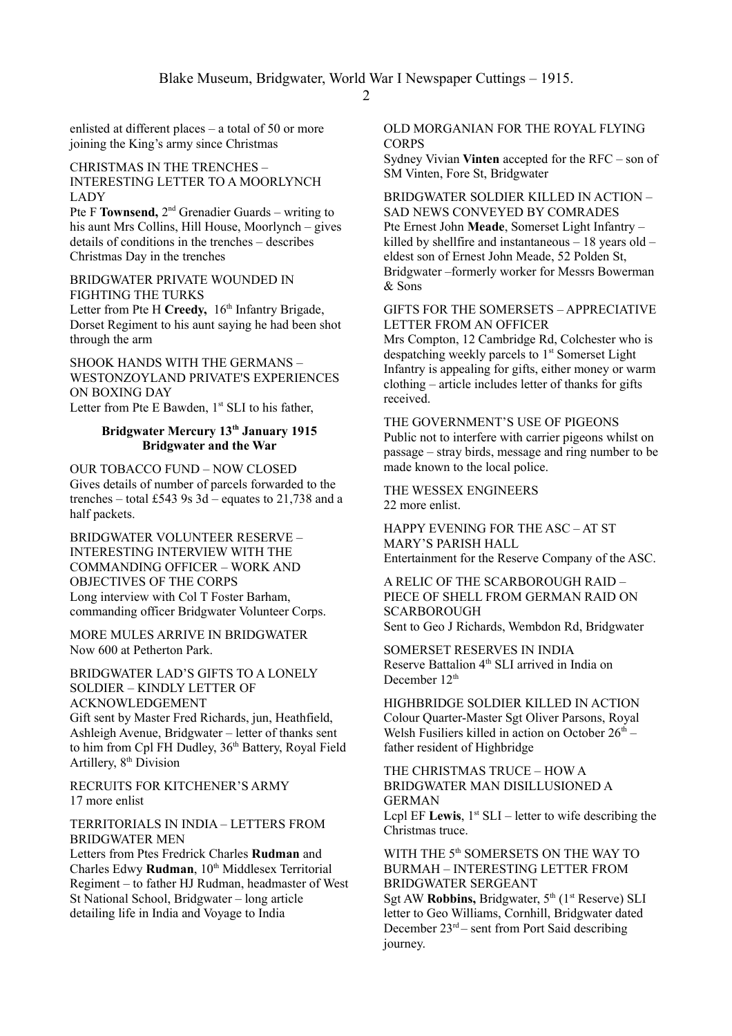enlisted at different places – a total of 50 or more joining the King's army since Christmas

CHRISTMAS IN THE TRENCHES – INTERESTING LETTER TO A MOORLYNCH LADY
Pte F **Townsend,** 2nd Grenadier Guards – writing to his aunt Mrs Collins, Hill House, Moorlynch – gives details of conditions in the trenches – describes Christmas Day in the trenches

BRIDGWATER PRIVATE WOUNDED IN FIGHTING THE TURKS
Letter from Pte H **Creedy,** 16th Infantry Brigade, Dorset Regiment to his aunt saying he had been shot through the arm

SHOOK HANDS WITH THE GERMANS – WESTONZOYLAND PRIVATE'S EXPERIENCES ON BOXING DAY
Letter from Pte E Bawden, 1st SLI to his father,

### Bridgwater Mercury 13th January 1915
### Bridgwater and the War

OUR TOBACCO FUND – NOW CLOSED
Gives details of number of parcels forwarded to the trenches – total £543 9s 3d – equates to 21,738 and a half packets.

BRIDGWATER VOLUNTEER RESERVE – INTERESTING INTERVIEW WITH THE COMMANDING OFFICER – WORK AND OBJECTIVES OF THE CORPS
Long interview with Col T Foster Barham, commanding officer Bridgwater Volunteer Corps.

MORE MULES ARRIVE IN BRIDGWATER
Now 600 at Petherton Park.

BRIDGWATER LAD'S GIFTS TO A LONELY SOLDIER – KINDLY LETTER OF ACKNOWLEDGEMENT
Gift sent by Master Fred Richards, jun, Heathfield, Ashleigh Avenue, Bridgwater – letter of thanks sent to him from Cpl FH Dudley, 36th Battery, Royal Field Artillery, 8th Division

RECRUITS FOR KITCHENER'S ARMY
17 more enlist

TERRITORIALS IN INDIA – LETTERS FROM BRIDGWATER MEN
Letters from Ptes Fredrick Charles **Rudman** and Charles Edwy **Rudman**, 10th Middlesex Territorial Regiment – to father HJ Rudman, headmaster of West St National School, Bridgwater – long article detailing life in India and Voyage to India

OLD MORGANIAN FOR THE ROYAL FLYING CORPS
Sydney Vivian **Vinten** accepted for the RFC – son of SM Vinten, Fore St, Bridgwater

BRIDGWATER SOLDIER KILLED IN ACTION – SAD NEWS CONVEYED BY COMRADES
Pte Ernest John **Meade**, Somerset Light Infantry – killed by shellfire and instantaneous – 18 years old – eldest son of Ernest John Meade, 52 Polden St, Bridgwater –formerly worker for Messrs Bowerman & Sons

GIFTS FOR THE SOMERSETS – APPRECIATIVE LETTER FROM AN OFFICER
Mrs Compton, 12 Cambridge Rd, Colchester who is despatching weekly parcels to 1st Somerset Light Infantry is appealing for gifts, either money or warm clothing – article includes letter of thanks for gifts received.

THE GOVERNMENT'S USE OF PIGEONS
Public not to interfere with carrier pigeons whilst on passage – stray birds, message and ring number to be made known to the local police.

THE WESSEX ENGINEERS
22 more enlist.

HAPPY EVENING FOR THE ASC – AT ST MARY'S PARISH HALL
Entertainment for the Reserve Company of the ASC.

A RELIC OF THE SCARBOROUGH RAID – PIECE OF SHELL FROM GERMAN RAID ON SCARBOROUGH
Sent to Geo J Richards, Wembdon Rd, Bridgwater

SOMERSET RESERVES IN INDIA
Reserve Battalion 4th SLI arrived in India on December 12th

HIGHBRIDGE SOLDIER KILLED IN ACTION
Colour Quarter-Master Sgt Oliver Parsons, Royal Welsh Fusiliers killed in action on October 26th – father resident of Highbridge

THE CHRISTMAS TRUCE – HOW A BRIDGWATER MAN DISILLUSIONED A GERMAN
Lcpl EF **Lewis**, 1st SLI – letter to wife describing the Christmas truce.

WITH THE 5th SOMERSETS ON THE WAY TO BURMAH – INTERESTING LETTER FROM BRIDGWATER SERGEANT
Sgt AW **Robbins,** Bridgwater, 5th (1st Reserve) SLI letter to Geo Williams, Cornhill, Bridgwater dated December 23rd – sent from Port Said describing journey.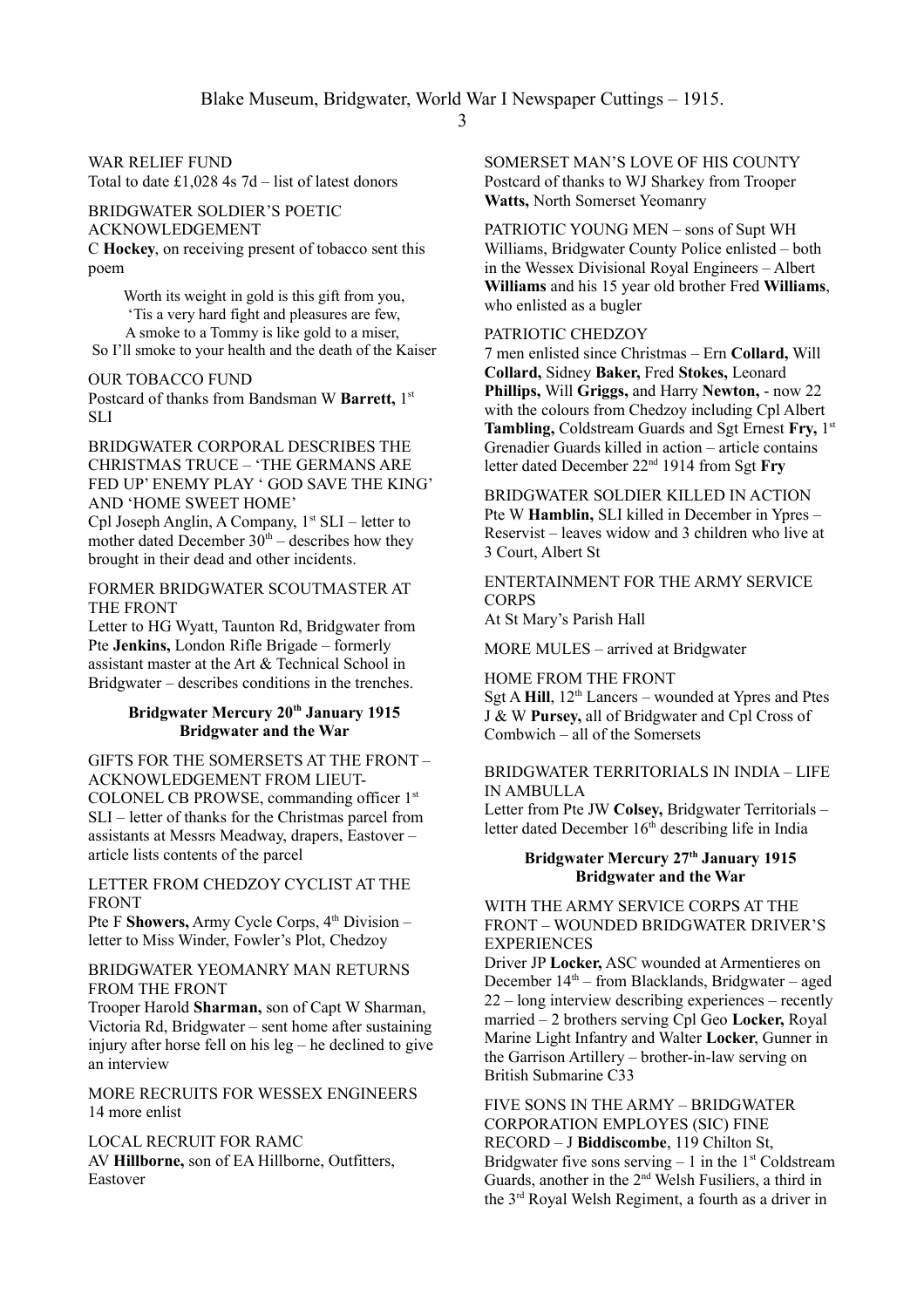WAR RELIEF FUND
Total to date £1,028 4s 7d – list of latest donors

BRIDGWATER SOLDIER'S POETIC ACKNOWLEDGEMENT
C **Hockey**, on receiving present of tobacco sent this poem

> Worth its weight in gold is this gift from you,
> 'Tis a very hard fight and pleasures are few,
> A smoke to a Tommy is like gold to a miser,
> So I'll smoke to your health and the death of the Kaiser

OUR TOBACCO FUND
Postcard of thanks from Bandsman W **Barrett,** 1st SLI

BRIDGWATER CORPORAL DESCRIBES THE CHRISTMAS TRUCE – 'THE GERMANS ARE FED UP' ENEMY PLAY ' GOD SAVE THE KING' AND 'HOME SWEET HOME'
Cpl Joseph Anglin, A Company, 1st SLI – letter to mother dated December 30th – describes how they brought in their dead and other incidents.

FORMER BRIDGWATER SCOUTMASTER AT THE FRONT
Letter to HG Wyatt, Taunton Rd, Bridgwater from Pte **Jenkins,** London Rifle Brigade – formerly assistant master at the Art & Technical School in Bridgwater – describes conditions in the trenches.

### Bridgwater Mercury 20th January 1915
### Bridgwater and the War

GIFTS FOR THE SOMERSETS AT THE FRONT – ACKNOWLEDGEMENT FROM LIEUT-COLONEL CB PROWSE, commanding officer 1st SLI – letter of thanks for the Christmas parcel from assistants at Messrs Meadway, drapers, Eastover – article lists contents of the parcel

LETTER FROM CHEDZOY CYCLIST AT THE FRONT
Pte F **Showers,** Army Cycle Corps, 4th Division – letter to Miss Winder, Fowler's Plot, Chedzoy

BRIDGWATER YEOMANRY MAN RETURNS FROM THE FRONT
Trooper Harold **Sharman,** son of Capt W Sharman, Victoria Rd, Bridgwater – sent home after sustaining injury after horse fell on his leg – he declined to give an interview

MORE RECRUITS FOR WESSEX ENGINEERS
14 more enlist

LOCAL RECRUIT FOR RAMC
AV **Hillborne,** son of EA Hillborne, Outfitters, Eastover

SOMERSET MAN'S LOVE OF HIS COUNTY
Postcard of thanks to WJ Sharkey from Trooper **Watts,** North Somerset Yeomanry

PATRIOTIC YOUNG MEN – sons of Supt WH Williams, Bridgwater County Police enlisted – both in the Wessex Divisional Royal Engineers – Albert **Williams** and his 15 year old brother Fred **Williams**, who enlisted as a bugler

PATRIOTIC CHEDZOY
7 men enlisted since Christmas – Ern **Collard,** Will **Collard,** Sidney **Baker,** Fred **Stokes,** Leonard **Phillips,** Will **Griggs,** and Harry **Newton,** - now 22 with the colours from Chedzoy including Cpl Albert **Tambling,** Coldstream Guards and Sgt Ernest **Fry,** 1st Grenadier Guards killed in action – article contains letter dated December 22nd 1914 from Sgt **Fry**

BRIDGWATER SOLDIER KILLED IN ACTION
Pte W **Hamblin,** SLI killed in December in Ypres – Reservist – leaves widow and 3 children who live at 3 Court, Albert St

ENTERTAINMENT FOR THE ARMY SERVICE CORPS
At St Mary's Parish Hall

MORE MULES – arrived at Bridgwater

HOME FROM THE FRONT
Sgt A **Hill**, 12th Lancers – wounded at Ypres and Ptes J & W **Pursey,** all of Bridgwater and Cpl Cross of Combwich – all of the Somersets

BRIDGWATER TERRITORIALS IN INDIA – LIFE IN AMBULLA
Letter from Pte JW **Colsey,** Bridgwater Territorials – letter dated December 16th describing life in India

### Bridgwater Mercury 27th January 1915
### Bridgwater and the War

WITH THE ARMY SERVICE CORPS AT THE FRONT – WOUNDED BRIDGWATER DRIVER'S EXPERIENCES
Driver JP **Locker,** ASC wounded at Armentieres on December 14th – from Blacklands, Bridgwater – aged 22 – long interview describing experiences – recently married – 2 brothers serving Cpl Geo **Locker,** Royal Marine Light Infantry and Walter **Locker**, Gunner in the Garrison Artillery – brother-in-law serving on British Submarine C33

FIVE SONS IN THE ARMY – BRIDGWATER CORPORATION EMPLOYES (SIC) FINE RECORD – J **Biddiscombe**, 119 Chilton St, Bridgwater five sons serving – 1 in the 1st Coldstream Guards, another in the 2nd Welsh Fusiliers, a third in the 3rd Royal Welsh Regiment, a fourth as a driver in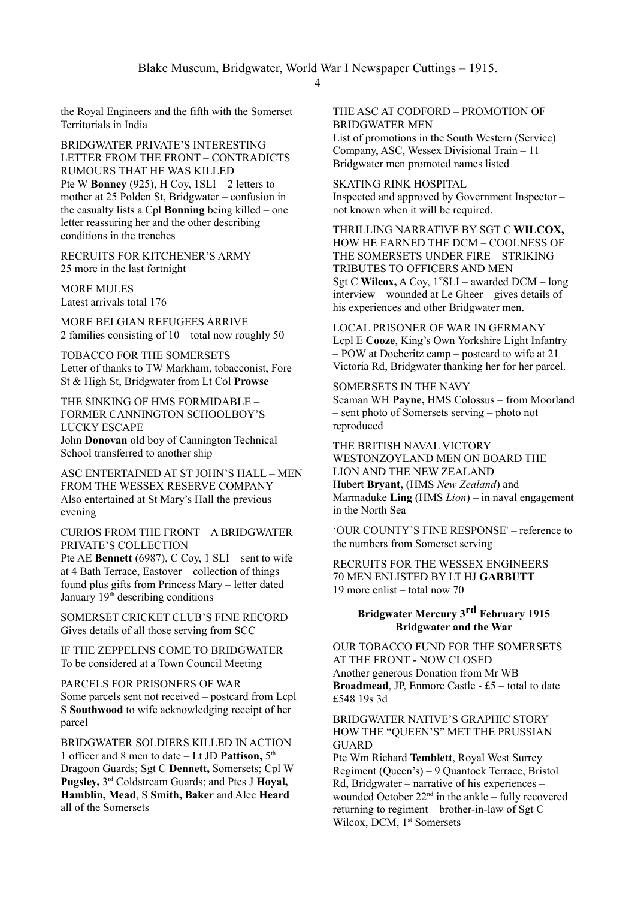the Royal Engineers and the fifth with the Somerset Territorials in India

BRIDGWATER PRIVATE'S INTERESTING LETTER FROM THE FRONT – CONTRADICTS RUMOURS THAT HE WAS KILLED
Pte W **Bonney** (925), H Coy, 1SLI – 2 letters to mother at 25 Polden St, Bridgwater – confusion in the casualty lists a Cpl **Bonning** being killed – one letter reassuring her and the other describing conditions in the trenches

RECRUITS FOR KITCHENER'S ARMY
25 more in the last fortnight

MORE MULES
Latest arrivals total 176

MORE BELGIAN REFUGEES ARRIVE
2 families consisting of 10 – total now roughly 50

TOBACCO FOR THE SOMERSETS
Letter of thanks to TW Markham, tobacconist, Fore St & High St, Bridgwater from Lt Col **Prowse**

THE SINKING OF HMS FORMIDABLE – FORMER CANNINGTON SCHOOLBOY'S LUCKY ESCAPE
John **Donovan** old boy of Cannington Technical School transferred to another ship

ASC ENTERTAINED AT ST JOHN'S HALL – MEN FROM THE WESSEX RESERVE COMPANY
Also entertained at St Mary's Hall the previous evening

CURIOS FROM THE FRONT – A BRIDGWATER PRIVATE'S COLLECTION
Pte AE **Bennett** (6987), C Coy, 1 SLI – sent to wife at 4 Bath Terrace, Eastover – collection of things found plus gifts from Princess Mary – letter dated January 19th describing conditions

SOMERSET CRICKET CLUB'S FINE RECORD
Gives details of all those serving from SCC

IF THE ZEPPELINS COME TO BRIDGWATER
To be considered at a Town Council Meeting

PARCELS FOR PRISONERS OF WAR
Some parcels sent not received – postcard from Lcpl S **Southwood** to wife acknowledging receipt of her parcel

BRIDGWATER SOLDIERS KILLED IN ACTION
1 officer and 8 men to date – Lt JD **Pattison,** 5th Dragoon Guards; Sgt C **Dennett,** Somersets; Cpl W **Pugsley,** 3rd Coldstream Guards; and Ptes J **Hoyal, Hamblin, Mead**, S **Smith, Baker** and Alec **Heard** all of the Somersets

THE ASC AT CODFORD – PROMOTION OF BRIDGWATER MEN
List of promotions in the South Western (Service) Company, ASC, Wessex Divisional Train – 11 Bridgwater men promoted names listed

SKATING RINK HOSPITAL
Inspected and approved by Government Inspector – not known when it will be required.

THRILLING NARRATIVE BY SGT C **WILCOX,** HOW HE EARNED THE DCM – COOLNESS OF THE SOMERSETS UNDER FIRE – STRIKING TRIBUTES TO OFFICERS AND MEN
Sgt C **Wilcox,** A Coy, 1stSLI – awarded DCM – long interview – wounded at Le Gheer – gives details of his experiences and other Bridgwater men.

LOCAL PRISONER OF WAR IN GERMANY
Lcpl E **Cooze**, King's Own Yorkshire Light Infantry – POW at Doeberitz camp – postcard to wife at 21 Victoria Rd, Bridgwater thanking her for her parcel.

SOMERSETS IN THE NAVY
Seaman WH **Payne,** HMS Colossus – from Moorland – sent photo of Somersets serving – photo not reproduced

THE BRITISH NAVAL VICTORY – WESTONZOYLAND MEN ON BOARD THE LION AND THE NEW ZEALAND
Hubert **Bryant,** (HMS *New Zealand*) and Marmaduke **Ling** (HMS *Lion*) – in naval engagement in the North Sea

'OUR COUNTY'S FINE RESPONSE' – reference to the numbers from Somerset serving

RECRUITS FOR THE WESSEX ENGINEERS 70 MEN ENLISTED BY LT HJ **GARBUTT**
19 more enlist – total now 70

### Bridgwater Mercury 3rd February 1915
### Bridgwater and the War

OUR TOBACCO FUND FOR THE SOMERSETS AT THE FRONT - NOW CLOSED
Another generous Donation from Mr WB **Broadmead**, JP, Enmore Castle - £5 – total to date £548 19s 3d

BRIDGWATER NATIVE'S GRAPHIC STORY – HOW THE "QUEEN'S" MET THE PRUSSIAN GUARD
Pte Wm Richard **Temblett**, Royal West Surrey Regiment (Queen's) – 9 Quantock Terrace, Bristol Rd, Bridgwater – narrative of his experiences – wounded October 22nd in the ankle – fully recovered returning to regiment – brother-in-law of Sgt C Wilcox, DCM, 1st Somersets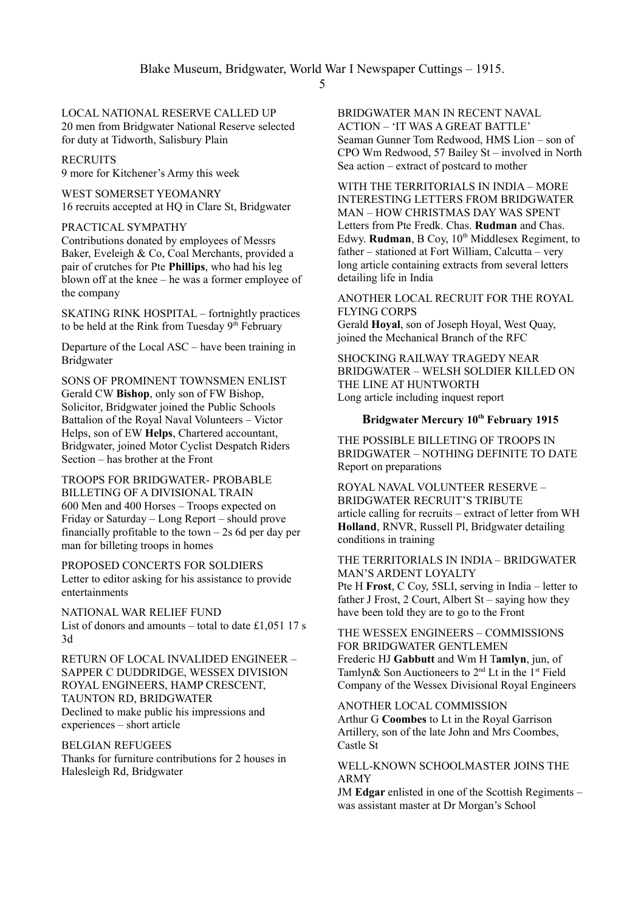LOCAL NATIONAL RESERVE CALLED UP
20 men from Bridgwater National Reserve selected for duty at Tidworth, Salisbury Plain

RECRUITS
9 more for Kitchener's Army this week

WEST SOMERSET YEOMANRY
16 recruits accepted at HQ in Clare St, Bridgwater

PRACTICAL SYMPATHY
Contributions donated by employees of Messrs Baker, Eveleigh & Co, Coal Merchants, provided a pair of crutches for Pte **Phillips**, who had his leg blown off at the knee – he was a former employee of the company

SKATING RINK HOSPITAL – fortnightly practices to be held at the Rink from Tuesday 9th February

Departure of the Local ASC – have been training in Bridgwater

SONS OF PROMINENT TOWNSMEN ENLIST
Gerald CW **Bishop**, only son of FW Bishop, Solicitor, Bridgwater joined the Public Schools Battalion of the Royal Naval Volunteers – Victor Helps, son of EW **Helps**, Chartered accountant, Bridgwater, joined Motor Cyclist Despatch Riders Section – has brother at the Front

TROOPS FOR BRIDGWATER- PROBABLE BILLETING OF A DIVISIONAL TRAIN
600 Men and 400 Horses – Troops expected on Friday or Saturday – Long Report – should prove financially profitable to the town – 2s 6d per day per man for billeting troops in homes

PROPOSED CONCERTS FOR SOLDIERS
Letter to editor asking for his assistance to provide entertainments

NATIONAL WAR RELIEF FUND
List of donors and amounts – total to date £1,051 17 s 3d

RETURN OF LOCAL INVALIDED ENGINEER – SAPPER C DUDDRIDGE, WESSEX DIVISION ROYAL ENGINEERS, HAMP CRESCENT, TAUNTON RD, BRIDGWATER
Declined to make public his impressions and experiences – short article

BELGIAN REFUGEES
Thanks for furniture contributions for 2 houses in Halesleigh Rd, Bridgwater

BRIDGWATER MAN IN RECENT NAVAL ACTION – 'IT WAS A GREAT BATTLE'
Seaman Gunner Tom Redwood, HMS Lion – son of CPO Wm Redwood, 57 Bailey St – involved in North Sea action – extract of postcard to mother

WITH THE TERRITORIALS IN INDIA – MORE INTERESTING LETTERS FROM BRIDGWATER MAN – HOW CHRISTMAS DAY WAS SPENT
Letters from Pte Fredk. Chas. **Rudman** and Chas. Edwy. **Rudman**, B Coy, 10th Middlesex Regiment, to father – stationed at Fort William, Calcutta – very long article containing extracts from several letters detailing life in India

ANOTHER LOCAL RECRUIT FOR THE ROYAL FLYING CORPS
Gerald **Hoyal**, son of Joseph Hoyal, West Quay, joined the Mechanical Branch of the RFC

SHOCKING RAILWAY TRAGEDY NEAR BRIDGWATER – WELSH SOLDIER KILLED ON THE LINE AT HUNTWORTH
Long article including inquest report

### Bridgwater Mercury 10th February 1915

THE POSSIBLE BILLETING OF TROOPS IN BRIDGWATER – NOTHING DEFINITE TO DATE
Report on preparations

ROYAL NAVAL VOLUNTEER RESERVE – BRIDGWATER RECRUIT'S TRIBUTE
article calling for recruits – extract of letter from WH **Holland**, RNVR, Russell Pl, Bridgwater detailing conditions in training

THE TERRITORIALS IN INDIA – BRIDGWATER MAN'S ARDENT LOYALTY
Pte H **Frost**, C Coy, 5SLI, serving in India – letter to father J Frost, 2 Court, Albert St – saying how they have been told they are to go to the Front

THE WESSEX ENGINEERS – COMMISSIONS FOR BRIDGWATER GENTLEMEN
Frederic HJ **Gabbutt** and Wm H T**amlyn**, jun, of Tamlyn& Son Auctioneers to 2nd Lt in the 1st Field Company of the Wessex Divisional Royal Engineers

ANOTHER LOCAL COMMISSION
Arthur G **Coombes** to Lt in the Royal Garrison Artillery, son of the late John and Mrs Coombes, Castle St

WELL-KNOWN SCHOOLMASTER JOINS THE ARMY
JM **Edgar** enlisted in one of the Scottish Regiments – was assistant master at Dr Morgan's School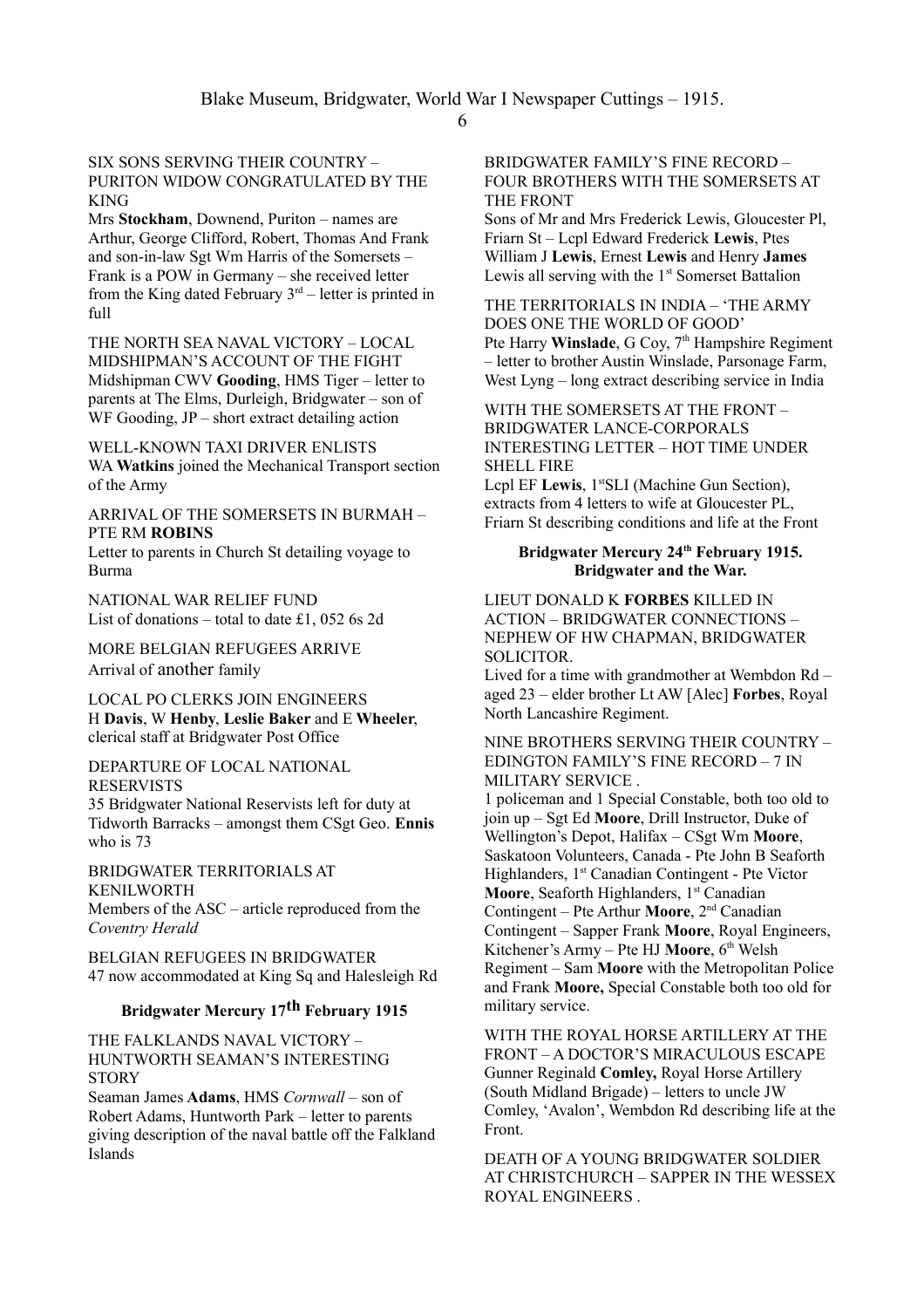SIX SONS SERVING THEIR COUNTRY – PURITON WIDOW CONGRATULATED BY THE KING
Mrs **Stockham**, Downend, Puriton – names are Arthur, George Clifford, Robert, Thomas And Frank and son-in-law Sgt Wm Harris of the Somersets – Frank is a POW in Germany – she received letter from the King dated February 3rd – letter is printed in full

THE NORTH SEA NAVAL VICTORY – LOCAL MIDSHIPMAN'S ACCOUNT OF THE FIGHT
Midshipman CWV **Gooding**, HMS Tiger – letter to parents at The Elms, Durleigh, Bridgwater – son of WF Gooding, JP – short extract detailing action

WELL-KNOWN TAXI DRIVER ENLISTS
WA **Watkins** joined the Mechanical Transport section of the Army

ARRIVAL OF THE SOMERSETS IN BURMAH – PTE RM **ROBINS**
Letter to parents in Church St detailing voyage to Burma

NATIONAL WAR RELIEF FUND
List of donations – total to date £1, 052 6s 2d

MORE BELGIAN REFUGEES ARRIVE
Arrival of another family

LOCAL PO CLERKS JOIN ENGINEERS
H **Davis**, W **Henby**, **Leslie Baker** and E **Wheeler**, clerical staff at Bridgwater Post Office

DEPARTURE OF LOCAL NATIONAL RESERVISTS
35 Bridgwater National Reservists left for duty at Tidworth Barracks – amongst them CSgt Geo. **Ennis** who is 73

BRIDGWATER TERRITORIALS AT KENILWORTH
Members of the ASC – article reproduced from the *Coventry Herald*

BELGIAN REFUGEES IN BRIDGWATER
47 now accommodated at King Sq and Halesleigh Rd

## Bridgwater Mercury 17th February 1915

THE FALKLANDS NAVAL VICTORY – HUNTWORTH SEAMAN'S INTERESTING STORY
Seaman James **Adams**, HMS *Cornwall* – son of Robert Adams, Huntworth Park – letter to parents giving description of the naval battle off the Falkland Islands

BRIDGWATER FAMILY'S FINE RECORD – FOUR BROTHERS WITH THE SOMERSETS AT THE FRONT
Sons of Mr and Mrs Frederick Lewis, Gloucester Pl, Friarn St – Lcpl Edward Frederick **Lewis**, Ptes William J **Lewis**, Ernest **Lewis** and Henry **James** Lewis all serving with the 1st Somerset Battalion

THE TERRITORIALS IN INDIA – 'THE ARMY DOES ONE THE WORLD OF GOOD'
Pte Harry **Winslade**, G Coy, 7th Hampshire Regiment – letter to brother Austin Winslade, Parsonage Farm, West Lyng – long extract describing service in India

WITH THE SOMERSETS AT THE FRONT – BRIDGWATER LANCE-CORPORALS INTERESTING LETTER – HOT TIME UNDER SHELL FIRE
Lcpl EF **Lewis**, 1stSLI (Machine Gun Section), extracts from 4 letters to wife at Gloucester PL, Friarn St describing conditions and life at the Front

## Bridgwater Mercury 24th February 1915. Bridgwater and the War.

LIEUT DONALD K **FORBES** KILLED IN ACTION – BRIDGWATER CONNECTIONS – NEPHEW OF HW CHAPMAN, BRIDGWATER SOLICITOR.
Lived for a time with grandmother at Wembdon Rd – aged 23 – elder brother Lt AW [Alec] **Forbes**, Royal North Lancashire Regiment.

NINE BROTHERS SERVING THEIR COUNTRY – EDINGTON FAMILY'S FINE RECORD – 7 IN MILITARY SERVICE .
1 policeman and 1 Special Constable, both too old to join up – Sgt Ed **Moore**, Drill Instructor, Duke of Wellington's Depot, Halifax – CSgt Wm **Moore**, Saskatoon Volunteers, Canada - Pte John B Seaforth Highlanders, 1st Canadian Contingent - Pte Victor **Moore**, Seaforth Highlanders, 1st Canadian Contingent – Pte Arthur **Moore**, 2nd Canadian Contingent – Sapper Frank **Moore**, Royal Engineers, Kitchener's Army – Pte HJ **Moore**, 6th Welsh Regiment – Sam **Moore** with the Metropolitan Police and Frank **Moore,** Special Constable both too old for military service.

WITH THE ROYAL HORSE ARTILLERY AT THE FRONT – A DOCTOR'S MIRACULOUS ESCAPE
Gunner Reginald **Comley,** Royal Horse Artillery (South Midland Brigade) – letters to uncle JW Comley, 'Avalon', Wembdon Rd describing life at the Front.

DEATH OF A YOUNG BRIDGWATER SOLDIER AT CHRISTCHURCH – SAPPER IN THE WESSEX ROYAL ENGINEERS .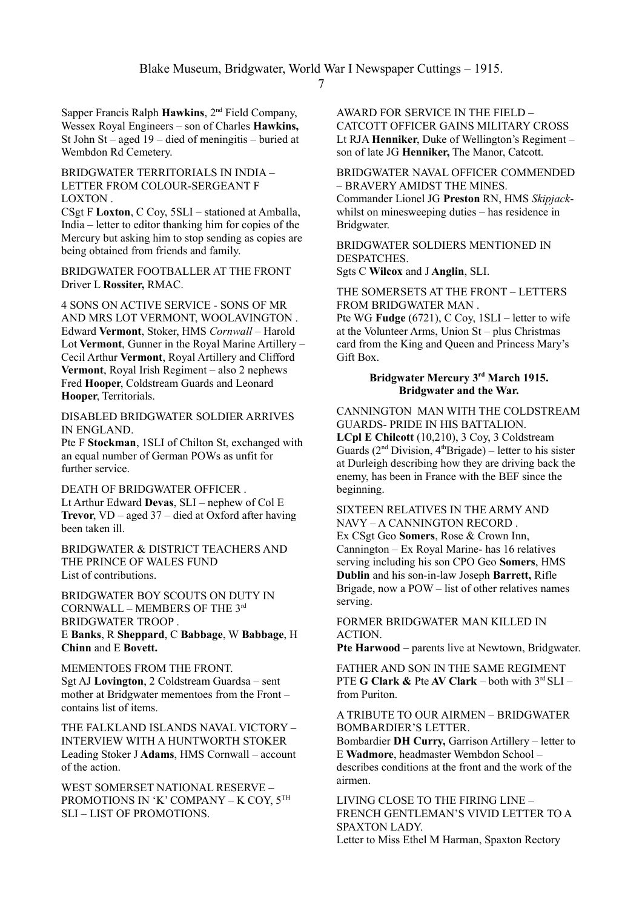Sapper Francis Ralph **Hawkins**, 2nd Field Company, Wessex Royal Engineers – son of Charles **Hawkins,** St John St – aged 19 – died of meningitis – buried at Wembdon Rd Cemetery.

BRIDGWATER TERRITORIALS IN INDIA – LETTER FROM COLOUR-SERGEANT F LOXTON .
CSgt F **Loxton**, C Coy, 5SLI – stationed at Amballa, India – letter to editor thanking him for copies of the Mercury but asking him to stop sending as copies are being obtained from friends and family.

BRIDGWATER FOOTBALLER AT THE FRONT
Driver L **Rossiter,** RMAC.

4 SONS ON ACTIVE SERVICE - SONS OF MR AND MRS LOT VERMONT, WOOLAVINGTON .
Edward **Vermont**, Stoker, HMS *Cornwall* – Harold Lot **Vermont**, Gunner in the Royal Marine Artillery – Cecil Arthur **Vermont**, Royal Artillery and Clifford **Vermont**, Royal Irish Regiment – also 2 nephews Fred **Hooper**, Coldstream Guards and Leonard **Hooper**, Territorials.

DISABLED BRIDGWATER SOLDIER ARRIVES IN ENGLAND.
Pte F **Stockman**, 1SLI of Chilton St, exchanged with an equal number of German POWs as unfit for further service.

DEATH OF BRIDGWATER OFFICER .
Lt Arthur Edward **Devas**, SLI – nephew of Col E **Trevor**, VD – aged 37 – died at Oxford after having been taken ill.

BRIDGWATER & DISTRICT TEACHERS AND THE PRINCE OF WALES FUND
List of contributions.

BRIDGWATER BOY SCOUTS ON DUTY IN CORNWALL – MEMBERS OF THE 3rd BRIDGWATER TROOP .
E **Banks**, R **Sheppard**, C **Babbage**, W **Babbage**, H **Chinn** and E **Bovett.**

MEMENTOES FROM THE FRONT.
Sgt AJ **Lovington**, 2 Coldstream Guardsa – sent mother at Bridgwater mementoes from the Front – contains list of items.

THE FALKLAND ISLANDS NAVAL VICTORY – INTERVIEW WITH A HUNTWORTH STOKER
Leading Stoker J **Adams**, HMS Cornwall – account of the action.

WEST SOMERSET NATIONAL RESERVE – PROMOTIONS IN 'K' COMPANY – K COY, 5TH SLI – LIST OF PROMOTIONS.

AWARD FOR SERVICE IN THE FIELD – CATCOTT OFFICER GAINS MILITARY CROSS
Lt RJA **Henniker**, Duke of Wellington's Regiment – son of late JG **Henniker,** The Manor, Catcott.

BRIDGWATER NAVAL OFFICER COMMENDED – BRAVERY AMIDST THE MINES.
Commander Lionel JG **Preston** RN, HMS *Skipjack*- whilst on minesweeping duties – has residence in Bridgwater.

BRIDGWATER SOLDIERS MENTIONED IN DESPATCHES.
Sgts C **Wilcox** and J **Anglin**, SLI.

THE SOMERSETS AT THE FRONT – LETTERS FROM BRIDGWATER MAN .
Pte WG **Fudge** (6721), C Coy, 1SLI – letter to wife at the Volunteer Arms, Union St – plus Christmas card from the King and Queen and Princess Mary's Gift Box.

**Bridgwater Mercury 3rd March 1915.**
**Bridgwater and the War.**

CANNINGTON MAN WITH THE COLDSTREAM GUARDS- PRIDE IN HIS BATTALION.
**LCpl E Chilcott** (10,210), 3 Coy, 3 Coldstream Guards (2nd Division, 4thBrigade) – letter to his sister at Durleigh describing how they are driving back the enemy, has been in France with the BEF since the beginning.

SIXTEEN RELATIVES IN THE ARMY AND NAVY – A CANNINGTON RECORD .
Ex CSgt Geo **Somers**, Rose & Crown Inn, Cannington – Ex Royal Marine- has 16 relatives serving including his son CPO Geo **Somers**, HMS **Dublin** and his son-in-law Joseph **Barrett,** Rifle Brigade, now a POW – list of other relatives names serving.

FORMER BRIDGWATER MAN KILLED IN ACTION.
**Pte Harwood** – parents live at Newtown, Bridgwater.

FATHER AND SON IN THE SAME REGIMENT
PTE **G Clark &** Pte **AV Clark** – both with 3rd SLI – from Puriton.

A TRIBUTE TO OUR AIRMEN – BRIDGWATER BOMBARDIER'S LETTER.
Bombardier **DH Curry,** Garrison Artillery – letter to E **Wadmore**, headmaster Wembdon School – describes conditions at the front and the work of the airmen.

LIVING CLOSE TO THE FIRING LINE – FRENCH GENTLEMAN'S VIVID LETTER TO A SPAXTON LADY.
Letter to Miss Ethel M Harman, Spaxton Rectory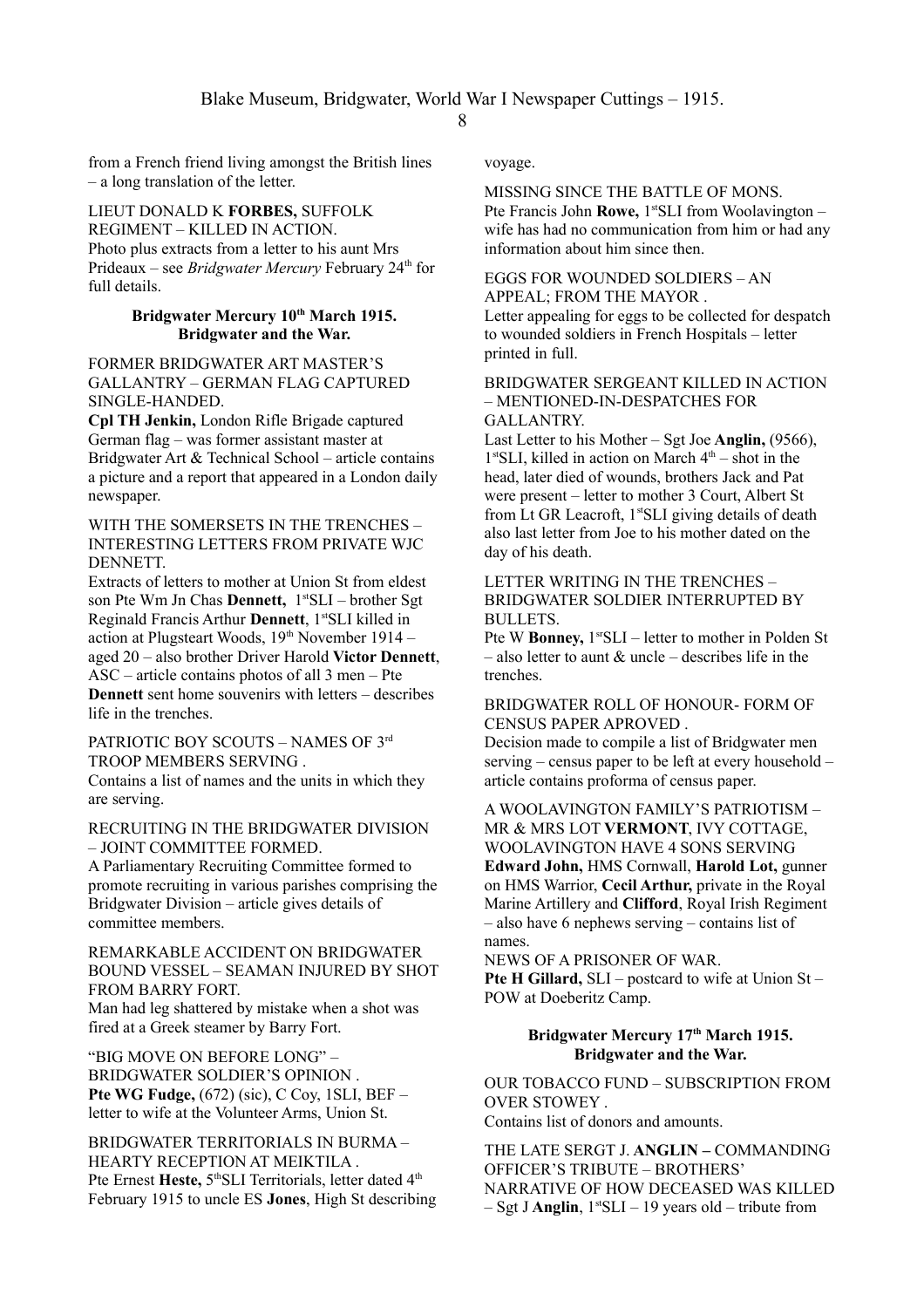from a French friend living amongst the British lines – a long translation of the letter.

LIEUT DONALD K **FORBES,** SUFFOLK REGIMENT – KILLED IN ACTION.
Photo plus extracts from a letter to his aunt Mrs Prideaux – see *Bridgwater Mercury* February 24th for full details.

**Bridgwater Mercury 10th March 1915.**
**Bridgwater and the War.**

FORMER BRIDGWATER ART MASTER'S GALLANTRY – GERMAN FLAG CAPTURED SINGLE-HANDED.
**Cpl TH Jenkin,** London Rifle Brigade captured German flag – was former assistant master at Bridgwater Art & Technical School – article contains a picture and a report that appeared in a London daily newspaper.

WITH THE SOMERSETS IN THE TRENCHES – INTERESTING LETTERS FROM PRIVATE WJC DENNETT.
Extracts of letters to mother at Union St from eldest son Pte Wm Jn Chas **Dennett,** 1stSLI – brother Sgt Reginald Francis Arthur **Dennett**, 1stSLI killed in action at Plugsteart Woods, 19th November 1914 – aged 20 – also brother Driver Harold **Victor Dennett**, ASC – article contains photos of all 3 men – Pte **Dennett** sent home souvenirs with letters – describes life in the trenches.

PATRIOTIC BOY SCOUTS – NAMES OF 3rd TROOP MEMBERS SERVING .
Contains a list of names and the units in which they are serving.

RECRUITING IN THE BRIDGWATER DIVISION – JOINT COMMITTEE FORMED.
A Parliamentary Recruiting Committee formed to promote recruiting in various parishes comprising the Bridgwater Division – article gives details of committee members.

REMARKABLE ACCIDENT ON BRIDGWATER BOUND VESSEL – SEAMAN INJURED BY SHOT FROM BARRY FORT.
Man had leg shattered by mistake when a shot was fired at a Greek steamer by Barry Fort.

"BIG MOVE ON BEFORE LONG" – BRIDGWATER SOLDIER'S OPINION .
**Pte WG Fudge,** (672) (sic), C Coy, 1SLI, BEF – letter to wife at the Volunteer Arms, Union St.

BRIDGWATER TERRITORIALS IN BURMA – HEARTY RECEPTION AT MEIKTILA .
Pte Ernest **Heste,** 5thSLI Territorials, letter dated 4th February 1915 to uncle ES **Jones**, High St describing voyage.

MISSING SINCE THE BATTLE OF MONS.
Pte Francis John **Rowe,** 1stSLI from Woolavington – wife has had no communication from him or had any information about him since then.

EGGS FOR WOUNDED SOLDIERS – AN APPEAL; FROM THE MAYOR .
Letter appealing for eggs to be collected for despatch to wounded soldiers in French Hospitals – letter printed in full.

BRIDGWATER SERGEANT KILLED IN ACTION – MENTIONED-IN-DESPATCHES FOR GALLANTRY.
Last Letter to his Mother – Sgt Joe **Anglin,** (9566), 1stSLI, killed in action on March 4th – shot in the head, later died of wounds, brothers Jack and Pat were present – letter to mother 3 Court, Albert St from Lt GR Leacroft, 1stSLI giving details of death also last letter from Joe to his mother dated on the day of his death.

LETTER WRITING IN THE TRENCHES – BRIDGWATER SOLDIER INTERRUPTED BY BULLETS.
Pte W **Bonney,** 1stSLI – letter to mother in Polden St – also letter to aunt & uncle – describes life in the trenches.

BRIDGWATER ROLL OF HONOUR- FORM OF CENSUS PAPER APROVED .
Decision made to compile a list of Bridgwater men serving – census paper to be left at every household – article contains proforma of census paper.

A WOOLAVINGTON FAMILY'S PATRIOTISM – MR & MRS LOT **VERMONT**, IVY COTTAGE, WOOLAVINGTON HAVE 4 SONS SERVING **Edward John,** HMS Cornwall, **Harold Lot,** gunner on HMS Warrior, **Cecil Arthur,** private in the Royal Marine Artillery and **Clifford**, Royal Irish Regiment – also have 6 nephews serving – contains list of names.

NEWS OF A PRISONER OF WAR.
**Pte H Gillard,** SLI – postcard to wife at Union St – POW at Doeberitz Camp.

**Bridgwater Mercury 17th March 1915.**
**Bridgwater and the War.**

OUR TOBACCO FUND – SUBSCRIPTION FROM OVER STOWEY .
Contains list of donors and amounts.

THE LATE SERGT J. **ANGLIN –** COMMANDING OFFICER'S TRIBUTE – BROTHERS' NARRATIVE OF HOW DECEASED WAS KILLED – Sgt J **Anglin**, 1stSLI – 19 years old – tribute from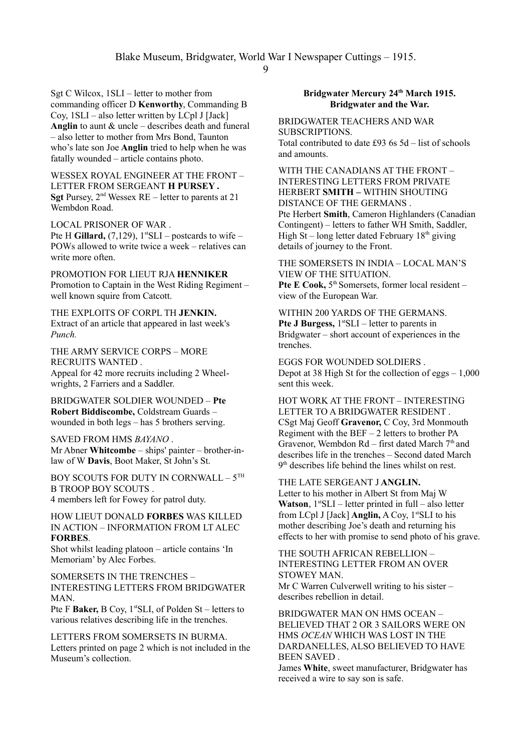Sgt C Wilcox, 1SLI – letter to mother from commanding officer D **Kenworthy**, Commanding B Coy, 1SLI – also letter written by LCpl J [Jack] **Anglin** to aunt & uncle – describes death and funeral – also letter to mother from Mrs Bond, Taunton who's late son Joe **Anglin** tried to help when he was fatally wounded – article contains photo.

WESSEX ROYAL ENGINEER AT THE FRONT – LETTER FROM SERGEANT **H PURSEY .**
**Sgt** Pursey, 2nd Wessex RE – letter to parents at 21 Wembdon Road.

LOCAL PRISONER OF WAR .
Pte H **Gillard,** (7,129), 1stSLI – postcards to wife – POWs allowed to write twice a week – relatives can write more often.

PROMOTION FOR LIEUT RJA **HENNIKER**
Promotion to Captain in the West Riding Regiment – well known squire from Catcott.

THE EXPLOITS OF CORPL TH **JENKIN.**
Extract of an article that appeared in last week's *Punch.*

THE ARMY SERVICE CORPS – MORE RECRUITS WANTED .
Appeal for 42 more recruits including 2 Wheel-wrights, 2 Farriers and a Saddler.

BRIDGWATER SOLDIER WOUNDED – **Pte Robert Biddiscombe,** Coldstream Guards – wounded in both legs – has 5 brothers serving.

SAVED FROM HMS *BAYANO* .
Mr Abner **Whitcombe** – ships' painter – brother-in-law of W **Davis**, Boot Maker, St John's St.

BOY SCOUTS FOR DUTY IN CORNWALL – 5TH B TROOP BOY SCOUTS .
4 members left for Fowey for patrol duty.

HOW LIEUT DONALD **FORBES** WAS KILLED IN ACTION – INFORMATION FROM LT ALEC **FORBES**.
Shot whilst leading platoon – article contains 'In Memoriam' by Alec Forbes.

SOMERSETS IN THE TRENCHES – INTERESTING LETTERS FROM BRIDGWATER MAN.
Pte F **Baker,** B Coy, 1stSLI, of Polden St – letters to various relatives describing life in the trenches.

LETTERS FROM SOMERSETS IN BURMA.
Letters printed on page 2 which is not included in the Museum's collection.

**Bridgwater Mercury 24th March 1915.**
**Bridgwater and the War.**

BRIDGWATER TEACHERS AND WAR SUBSCRIPTIONS.
Total contributed to date £93 6s 5d – list of schools and amounts.

WITH THE CANADIANS AT THE FRONT – INTERESTING LETTERS FROM PRIVATE HERBERT **SMITH –** WITHIN SHOUTING DISTANCE OF THE GERMANS .
Pte Herbert **Smith**, Cameron Highlanders (Canadian Contingent) – letters to father WH Smith, Saddler, High St – long letter dated February 18th giving details of journey to the Front.

THE SOMERSETS IN INDIA – LOCAL MAN'S VIEW OF THE SITUATION.
**Pte E Cook,** 5th Somersets, former local resident – view of the European War.

WITHIN 200 YARDS OF THE GERMANS.
**Pte J Burgess,** 1stSLI – letter to parents in Bridgwater – short account of experiences in the trenches.

EGGS FOR WOUNDED SOLDIERS .
Depot at 38 High St for the collection of eggs – 1,000 sent this week.

HOT WORK AT THE FRONT – INTERESTING LETTER TO A BRIDGWATER RESIDENT .
CSgt Maj Geoff **Gravenor,** C Coy, 3rd Monmouth Regiment with the BEF – 2 letters to brother PA Gravenor, Wembdon Rd – first dated March 7th and describes life in the trenches – Second dated March 9th describes life behind the lines whilst on rest.

THE LATE SERGEANT J **ANGLIN.**
Letter to his mother in Albert St from Maj W **Watson**, 1stSLI – letter printed in full – also letter from LCpl J [Jack] **Anglin,** A Coy, 1stSLI to his mother describing Joe's death and returning his effects to her with promise to send photo of his grave.

THE SOUTH AFRICAN REBELLION – INTERESTING LETTER FROM AN OVER STOWEY MAN.
Mr C Warren Culverwell writing to his sister – describes rebellion in detail.

BRIDGWATER MAN ON HMS OCEAN – BELIEVED THAT 2 OR 3 SAILORS WERE ON HMS *OCEAN* WHICH WAS LOST IN THE DARDANELLES, ALSO BELIEVED TO HAVE BEEN SAVED .
James **White**, sweet manufacturer, Bridgwater has received a wire to say son is safe.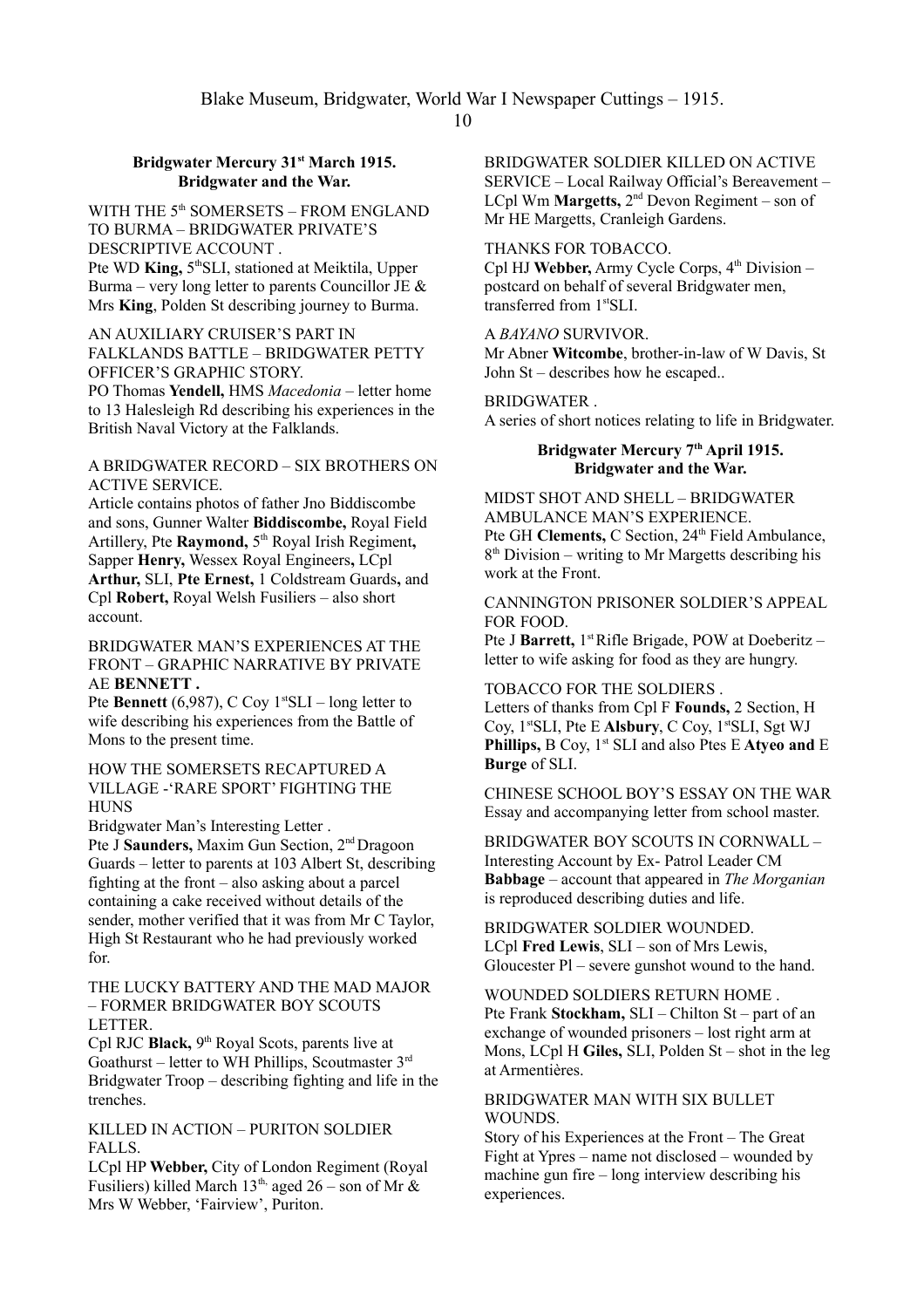### Bridgwater Mercury 31st March 1915.
### Bridgwater and the War.

WITH THE 5th SOMERSETS – FROM ENGLAND TO BURMA – BRIDGWATER PRIVATE'S DESCRIPTIVE ACCOUNT .
Pte WD **King,** 5thSLI, stationed at Meiktila, Upper Burma – very long letter to parents Councillor JE & Mrs **King**, Polden St describing journey to Burma.

AN AUXILIARY CRUISER'S PART IN FALKLANDS BATTLE – BRIDGWATER PETTY OFFICER'S GRAPHIC STORY.
PO Thomas **Yendell,** HMS *Macedonia* – letter home to 13 Halesleigh Rd describing his experiences in the British Naval Victory at the Falklands.

A BRIDGWATER RECORD – SIX BROTHERS ON ACTIVE SERVICE.
Article contains photos of father Jno Biddiscombe and sons, Gunner Walter **Biddiscombe,** Royal Field Artillery, Pte **Raymond,** 5th Royal Irish Regiment**,** Sapper **Henry,** Wessex Royal Engineers**,** LCpl **Arthur,** SLI, **Pte Ernest,** 1 Coldstream Guards**,** and Cpl **Robert,** Royal Welsh Fusiliers – also short account.

BRIDGWATER MAN'S EXPERIENCES AT THE FRONT – GRAPHIC NARRATIVE BY PRIVATE AE **BENNETT .**
Pte **Bennett** (6,987), C Coy 1stSLI – long letter to wife describing his experiences from the Battle of Mons to the present time.

HOW THE SOMERSETS RECAPTURED A VILLAGE -'RARE SPORT' FIGHTING THE HUNS
Bridgwater Man's Interesting Letter .
Pte J **Saunders,** Maxim Gun Section, 2nd Dragoon Guards – letter to parents at 103 Albert St, describing fighting at the front – also asking about a parcel containing a cake received without details of the sender, mother verified that it was from Mr C Taylor, High St Restaurant who he had previously worked for.

THE LUCKY BATTERY AND THE MAD MAJOR – FORMER BRIDGWATER BOY SCOUTS LETTER.
Cpl RJC **Black,** 9th Royal Scots, parents live at Goathurst – letter to WH Phillips, Scoutmaster 3rd Bridgwater Troop – describing fighting and life in the trenches.

KILLED IN ACTION – PURITON SOLDIER FALLS.
LCpl HP **Webber,** City of London Regiment (Royal Fusiliers) killed March 13th, aged 26 – son of Mr & Mrs W Webber, 'Fairview', Puriton.

BRIDGWATER SOLDIER KILLED ON ACTIVE SERVICE – Local Railway Official's Bereavement – LCpl Wm **Margetts,** 2nd Devon Regiment – son of Mr HE Margetts, Cranleigh Gardens.

THANKS FOR TOBACCO.
Cpl HJ **Webber,** Army Cycle Corps, 4th Division – postcard on behalf of several Bridgwater men, transferred from 1stSLI.

A *BAYANO* SURVIVOR.
Mr Abner **Witcombe**, brother-in-law of W Davis, St John St – describes how he escaped..

BRIDGWATER .
A series of short notices relating to life in Bridgwater.

### Bridgwater Mercury 7th April 1915.
### Bridgwater and the War.

MIDST SHOT AND SHELL – BRIDGWATER AMBULANCE MAN'S EXPERIENCE.
Pte GH **Clements,** C Section, 24th Field Ambulance, 8th Division – writing to Mr Margetts describing his work at the Front.

CANNINGTON PRISONER SOLDIER'S APPEAL FOR FOOD.
Pte J **Barrett,** 1st Rifle Brigade, POW at Doeberitz – letter to wife asking for food as they are hungry.

TOBACCO FOR THE SOLDIERS .
Letters of thanks from Cpl F **Founds,** 2 Section, H Coy, 1stSLI, Pte E **Alsbury**, C Coy, 1stSLI, Sgt WJ **Phillips,** B Coy, 1st SLI and also Ptes E **Atyeo and** E **Burge** of SLI.

CHINESE SCHOOL BOY'S ESSAY ON THE WAR
Essay and accompanying letter from school master.

BRIDGWATER BOY SCOUTS IN CORNWALL – Interesting Account by Ex- Patrol Leader CM **Babbage** – account that appeared in *The Morganian* is reproduced describing duties and life.

BRIDGWATER SOLDIER WOUNDED.
LCpl **Fred Lewis**, SLI – son of Mrs Lewis, Gloucester Pl – severe gunshot wound to the hand.

WOUNDED SOLDIERS RETURN HOME .
Pte Frank **Stockham,** SLI – Chilton St – part of an exchange of wounded prisoners – lost right arm at Mons, LCpl H **Giles,** SLI, Polden St – shot in the leg at Armentières.

BRIDGWATER MAN WITH SIX BULLET WOUNDS.
Story of his Experiences at the Front – The Great Fight at Ypres – name not disclosed – wounded by machine gun fire – long interview describing his experiences.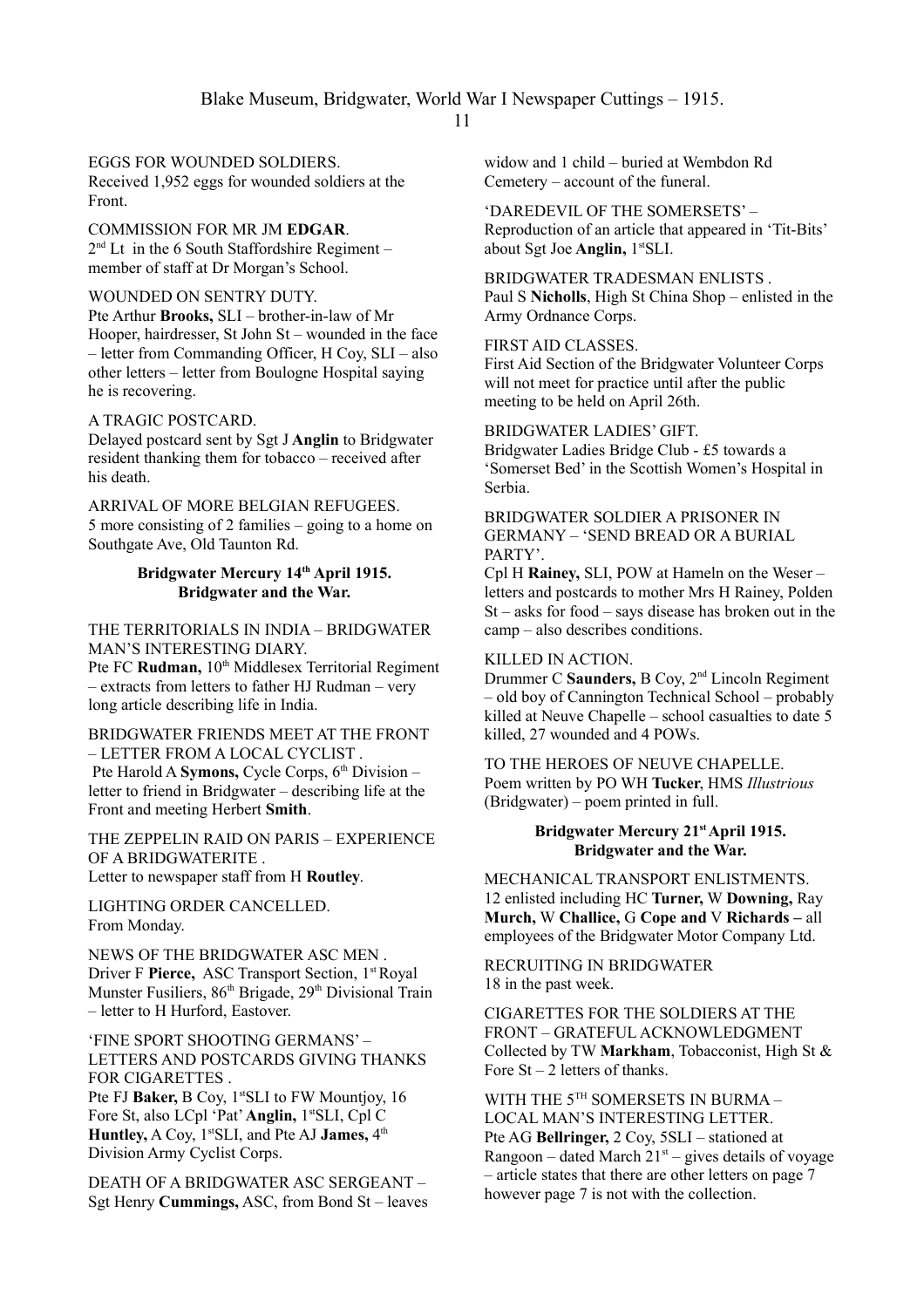EGGS FOR WOUNDED SOLDIERS.
Received 1,952 eggs for wounded soldiers at the Front.

COMMISSION FOR MR JM **EDGAR**.
2nd Lt in the 6 South Staffordshire Regiment – member of staff at Dr Morgan's School.

WOUNDED ON SENTRY DUTY.
Pte Arthur **Brooks,** SLI – brother-in-law of Mr Hooper, hairdresser, St John St – wounded in the face – letter from Commanding Officer, H Coy, SLI – also other letters – letter from Boulogne Hospital saying he is recovering.

A TRAGIC POSTCARD.
Delayed postcard sent by Sgt J **Anglin** to Bridgwater resident thanking them for tobacco – received after his death.

ARRIVAL OF MORE BELGIAN REFUGEES.
5 more consisting of 2 families – going to a home on Southgate Ave, Old Taunton Rd.

**Bridgwater Mercury 14th April 1915.**
**Bridgwater and the War.**

THE TERRITORIALS IN INDIA – BRIDGWATER MAN'S INTERESTING DIARY.
Pte FC **Rudman,** 10th Middlesex Territorial Regiment – extracts from letters to father HJ Rudman – very long article describing life in India.

BRIDGWATER FRIENDS MEET AT THE FRONT – LETTER FROM A LOCAL CYCLIST .
Pte Harold A **Symons,** Cycle Corps, 6th Division – letter to friend in Bridgwater – describing life at the Front and meeting Herbert **Smith**.

THE ZEPPELIN RAID ON PARIS – EXPERIENCE OF A BRIDGWATERITE .
Letter to newspaper staff from H **Routley**.

LIGHTING ORDER CANCELLED.
From Monday.

NEWS OF THE BRIDGWATER ASC MEN .
Driver F **Pierce,** ASC Transport Section, 1st Royal Munster Fusiliers, 86th Brigade, 29th Divisional Train – letter to H Hurford, Eastover.

'FINE SPORT SHOOTING GERMANS' – LETTERS AND POSTCARDS GIVING THANKS FOR CIGARETTES .
Pte FJ **Baker,** B Coy, 1stSLI to FW Mountjoy, 16 Fore St, also LCpl 'Pat' **Anglin,** 1stSLI, Cpl C **Huntley,** A Coy, 1stSLI, and Pte AJ **James,** 4th Division Army Cyclist Corps.

DEATH OF A BRIDGWATER ASC SERGEANT – Sgt Henry **Cummings,** ASC, from Bond St – leaves widow and 1 child – buried at Wembdon Rd Cemetery – account of the funeral.

'DAREDEVIL OF THE SOMERSETS' –
Reproduction of an article that appeared in 'Tit-Bits' about Sgt Joe **Anglin,** 1stSLI.

BRIDGWATER TRADESMAN ENLISTS .
Paul S **Nicholls**, High St China Shop – enlisted in the Army Ordnance Corps.

FIRST AID CLASSES.
First Aid Section of the Bridgwater Volunteer Corps will not meet for practice until after the public meeting to be held on April 26th.

BRIDGWATER LADIES' GIFT.
Bridgwater Ladies Bridge Club - £5 towards a 'Somerset Bed' in the Scottish Women's Hospital in Serbia.

BRIDGWATER SOLDIER A PRISONER IN GERMANY – 'SEND BREAD OR A BURIAL PARTY'.
Cpl H **Rainey,** SLI, POW at Hameln on the Weser – letters and postcards to mother Mrs H Rainey, Polden St – asks for food – says disease has broken out in the camp – also describes conditions.

KILLED IN ACTION.
Drummer C **Saunders,** B Coy, 2nd Lincoln Regiment – old boy of Cannington Technical School – probably killed at Neuve Chapelle – school casualties to date 5 killed, 27 wounded and 4 POWs.

TO THE HEROES OF NEUVE CHAPELLE.
Poem written by PO WH **Tucker**, HMS *Illustrious* (Bridgwater) – poem printed in full.

**Bridgwater Mercury 21st April 1915.**
**Bridgwater and the War.**

MECHANICAL TRANSPORT ENLISTMENTS.
12 enlisted including HC **Turner,** W **Downing,** Ray **Murch,** W **Challice,** G **Cope and** V **Richards –** all employees of the Bridgwater Motor Company Ltd.

RECRUITING IN BRIDGWATER
18 in the past week.

CIGARETTES FOR THE SOLDIERS AT THE FRONT – GRATEFUL ACKNOWLEDGMENT
Collected by TW **Markham**, Tobacconist, High St & Fore St – 2 letters of thanks.

WITH THE 5TH SOMERSETS IN BURMA – LOCAL MAN'S INTERESTING LETTER.
Pte AG **Bellringer,** 2 Coy, 5SLI – stationed at Rangoon – dated March 21st – gives details of voyage – article states that there are other letters on page 7 however page 7 is not with the collection.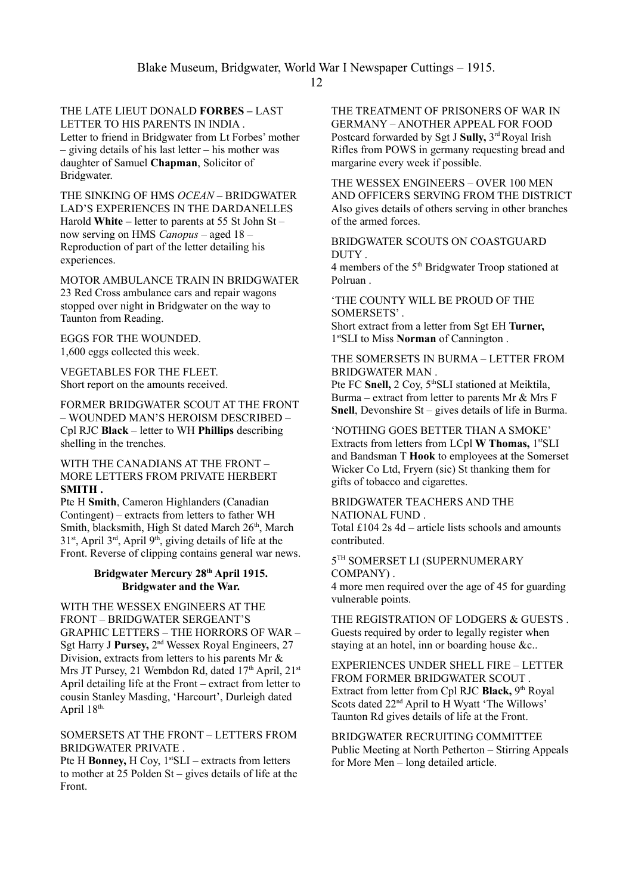THE LATE LIEUT DONALD **FORBES –** LAST LETTER TO HIS PARENTS IN INDIA .
Letter to friend in Bridgwater from Lt Forbes' mother – giving details of his last letter – his mother was daughter of Samuel **Chapman**, Solicitor of Bridgwater.

THE SINKING OF HMS *OCEAN* – BRIDGWATER LAD'S EXPERIENCES IN THE DARDANELLES
Harold **White –** letter to parents at 55 St John St – now serving on HMS *Canopus* – aged 18 – Reproduction of part of the letter detailing his experiences.

MOTOR AMBULANCE TRAIN IN BRIDGWATER
23 Red Cross ambulance cars and repair wagons stopped over night in Bridgwater on the way to Taunton from Reading.

EGGS FOR THE WOUNDED.
1,600 eggs collected this week.

VEGETABLES FOR THE FLEET.
Short report on the amounts received.

FORMER BRIDGWATER SCOUT AT THE FRONT – WOUNDED MAN'S HEROISM DESCRIBED – Cpl RJC **Black** – letter to WH **Phillips** describing shelling in the trenches.

WITH THE CANADIANS AT THE FRONT – MORE LETTERS FROM PRIVATE HERBERT **SMITH .**
Pte H **Smith**, Cameron Highlanders (Canadian Contingent) – extracts from letters to father WH Smith, blacksmith, High St dated March 26th, March 31st, April 3rd, April 9th, giving details of life at the Front. Reverse of clipping contains general war news.

**Bridgwater Mercury 28th April 1915.**
**Bridgwater and the War.**

WITH THE WESSEX ENGINEERS AT THE FRONT – BRIDGWATER SERGEANT'S GRAPHIC LETTERS – THE HORRORS OF WAR – Sgt Harry J **Pursey,** 2nd Wessex Royal Engineers, 27 Division, extracts from letters to his parents Mr & Mrs JT Pursey, 21 Wembdon Rd, dated 17th April, 21st April detailing life at the Front – extract from letter to cousin Stanley Masding, 'Harcourt', Durleigh dated April 18th.

SOMERSETS AT THE FRONT – LETTERS FROM BRIDGWATER PRIVATE .
Pte H **Bonney,** H Coy, 1stSLI – extracts from letters to mother at 25 Polden St – gives details of life at the Front.

THE TREATMENT OF PRISONERS OF WAR IN GERMANY – ANOTHER APPEAL FOR FOOD
Postcard forwarded by Sgt J **Sully,** 3rd Royal Irish Rifles from POWS in germany requesting bread and margarine every week if possible.

THE WESSEX ENGINEERS – OVER 100 MEN AND OFFICERS SERVING FROM THE DISTRICT
Also gives details of others serving in other branches of the armed forces.

BRIDGWATER SCOUTS ON COASTGUARD DUTY .
4 members of the 5th Bridgwater Troop stationed at Polruan .

'THE COUNTY WILL BE PROUD OF THE SOMERSETS' .
Short extract from a letter from Sgt EH **Turner,** 1stSLI to Miss **Norman** of Cannington .

THE SOMERSETS IN BURMA – LETTER FROM BRIDGWATER MAN .
Pte FC **Snell,** 2 Coy, 5thSLI stationed at Meiktila, Burma – extract from letter to parents Mr & Mrs F **Snell**, Devonshire St – gives details of life in Burma.

'NOTHING GOES BETTER THAN A SMOKE'
Extracts from letters from LCpl **W Thomas,** 1stSLI and Bandsman T **Hook** to employees at the Somerset Wicker Co Ltd, Fryern (sic) St thanking them for gifts of tobacco and cigarettes.

BRIDGWATER TEACHERS AND THE NATIONAL FUND .
Total £104 2s 4d – article lists schools and amounts contributed.

5TH SOMERSET LI (SUPERNUMERARY COMPANY) .
4 more men required over the age of 45 for guarding vulnerable points.

THE REGISTRATION OF LODGERS & GUESTS .
Guests required by order to legally register when staying at an hotel, inn or boarding house &c..

EXPERIENCES UNDER SHELL FIRE – LETTER FROM FORMER BRIDGWATER SCOUT .
Extract from letter from Cpl RJC **Black,** 9th Royal Scots dated 22nd April to H Wyatt 'The Willows' Taunton Rd gives details of life at the Front.

BRIDGWATER RECRUITING COMMITTEE
Public Meeting at North Petherton – Stirring Appeals for More Men – long detailed article.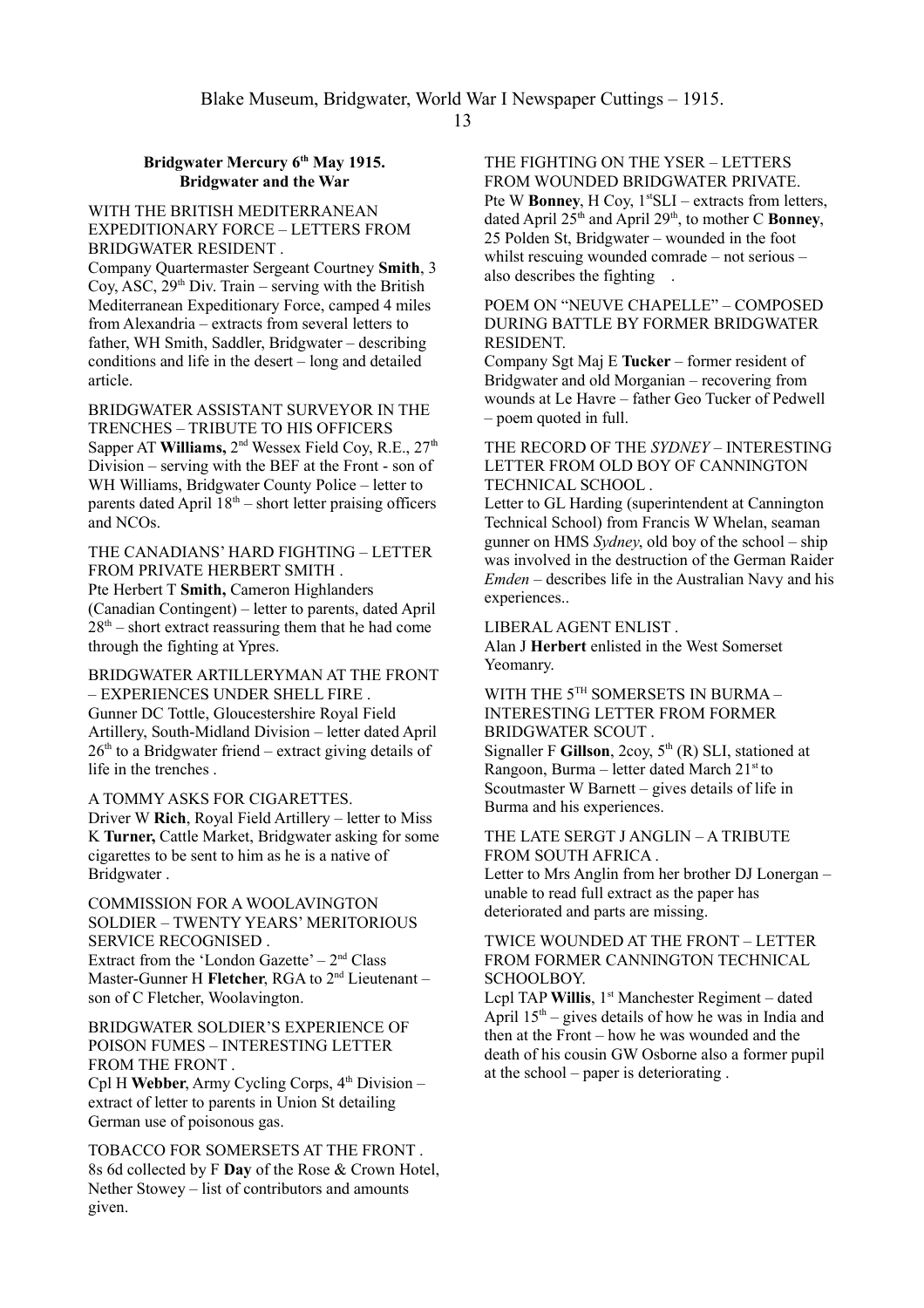**Bridgwater Mercury 6th May 1915.**
**Bridgwater and the War**

WITH THE BRITISH MEDITERRANEAN EXPEDITIONARY FORCE – LETTERS FROM BRIDGWATER RESIDENT .
Company Quartermaster Sergeant Courtney **Smith**, 3 Coy, ASC, 29th Div. Train – serving with the British Mediterranean Expeditionary Force, camped 4 miles from Alexandria – extracts from several letters to father, WH Smith, Saddler, Bridgwater – describing conditions and life in the desert – long and detailed article.

BRIDGWATER ASSISTANT SURVEYOR IN THE TRENCHES – TRIBUTE TO HIS OFFICERS
Sapper AT **Williams,** 2nd Wessex Field Coy, R.E., 27th Division – serving with the BEF at the Front - son of WH Williams, Bridgwater County Police – letter to parents dated April 18th – short letter praising officers and NCOs.

THE CANADIANS' HARD FIGHTING – LETTER FROM PRIVATE HERBERT SMITH .
Pte Herbert T **Smith,** Cameron Highlanders (Canadian Contingent) – letter to parents, dated April 28th – short extract reassuring them that he had come through the fighting at Ypres.

BRIDGWATER ARTILLERYMAN AT THE FRONT – EXPERIENCES UNDER SHELL FIRE .
Gunner DC Tottle, Gloucestershire Royal Field Artillery, South-Midland Division – letter dated April 26th to a Bridgwater friend – extract giving details of life in the trenches .

A TOMMY ASKS FOR CIGARETTES.
Driver W **Rich**, Royal Field Artillery – letter to Miss K **Turner,** Cattle Market, Bridgwater asking for some cigarettes to be sent to him as he is a native of Bridgwater .

COMMISSION FOR A WOOLAVINGTON SOLDIER – TWENTY YEARS' MERITORIOUS SERVICE RECOGNISED .
Extract from the 'London Gazette' – 2nd Class Master-Gunner H **Fletcher**, RGA to 2nd Lieutenant – son of C Fletcher, Woolavington.

BRIDGWATER SOLDIER'S EXPERIENCE OF POISON FUMES – INTERESTING LETTER FROM THE FRONT .
Cpl H **Webber**, Army Cycling Corps, 4th Division – extract of letter to parents in Union St detailing German use of poisonous gas.

TOBACCO FOR SOMERSETS AT THE FRONT .
8s 6d collected by F **Day** of the Rose & Crown Hotel, Nether Stowey – list of contributors and amounts given.

THE FIGHTING ON THE YSER – LETTERS FROM WOUNDED BRIDGWATER PRIVATE.
Pte W **Bonney**, H Coy, 1stSLI – extracts from letters, dated April 25th and April 29th, to mother C **Bonney**, 25 Polden St, Bridgwater – wounded in the foot whilst rescuing wounded comrade – not serious – also describes the fighting .

POEM ON "NEUVE CHAPELLE" – COMPOSED DURING BATTLE BY FORMER BRIDGWATER RESIDENT.
Company Sgt Maj E **Tucker** – former resident of Bridgwater and old Morganian – recovering from wounds at Le Havre – father Geo Tucker of Pedwell – poem quoted in full.

THE RECORD OF THE *SYDNEY* – INTERESTING LETTER FROM OLD BOY OF CANNINGTON TECHNICAL SCHOOL .
Letter to GL Harding (superintendent at Cannington Technical School) from Francis W Whelan, seaman gunner on HMS *Sydney*, old boy of the school – ship was involved in the destruction of the German Raider *Emden* – describes life in the Australian Navy and his experiences..

LIBERAL AGENT ENLIST .
Alan J **Herbert** enlisted in the West Somerset Yeomanry.

WITH THE 5TH SOMERSETS IN BURMA – INTERESTING LETTER FROM FORMER BRIDGWATER SCOUT .
Signaller F **Gillson**, 2coy, 5th (R) SLI, stationed at Rangoon, Burma – letter dated March 21st to Scoutmaster W Barnett – gives details of life in Burma and his experiences.

THE LATE SERGT J ANGLIN – A TRIBUTE FROM SOUTH AFRICA .
Letter to Mrs Anglin from her brother DJ Lonergan – unable to read full extract as the paper has deteriorated and parts are missing.

TWICE WOUNDED AT THE FRONT – LETTER FROM FORMER CANNINGTON TECHNICAL SCHOOLBOY.
Lcpl TAP **Willis**, 1st Manchester Regiment – dated April 15th – gives details of how he was in India and then at the Front – how he was wounded and the death of his cousin GW Osborne also a former pupil at the school – paper is deteriorating .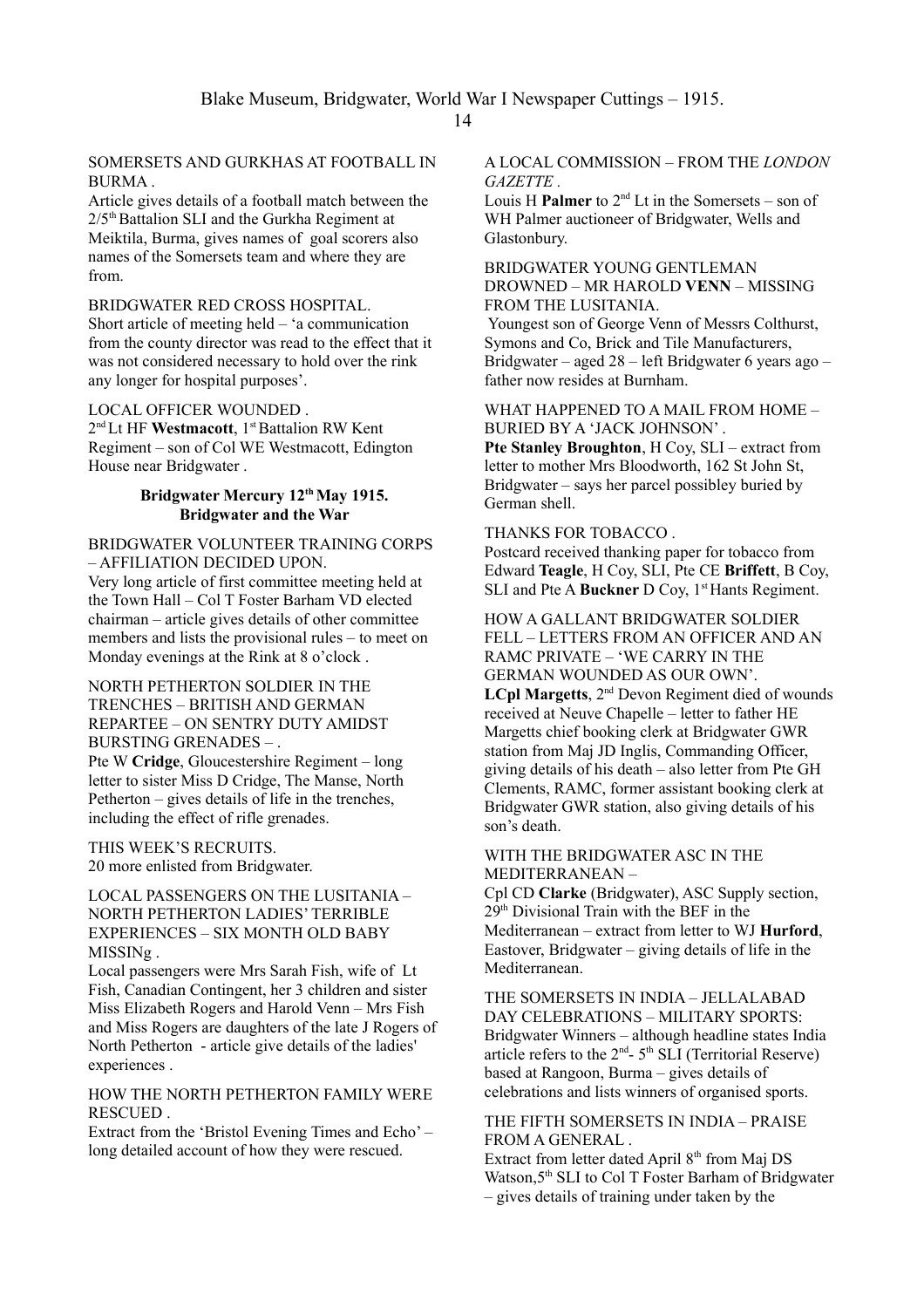SOMERSETS AND GURKHAS AT FOOTBALL IN BURMA .

Article gives details of a football match between the 2/5th Battalion SLI and the Gurkha Regiment at Meiktila, Burma, gives names of goal scorers also names of the Somersets team and where they are from.

BRIDGWATER RED CROSS HOSPITAL.

Short article of meeting held – 'a communication from the county director was read to the effect that it was not considered necessary to hold over the rink any longer for hospital purposes'.

LOCAL OFFICER WOUNDED .

2nd Lt HF **Westmacott**, 1st Battalion RW Kent Regiment – son of Col WE Westmacott, Edington House near Bridgwater .

**Bridgwater Mercury 12th May 1915.**
**Bridgwater and the War**

BRIDGWATER VOLUNTEER TRAINING CORPS – AFFILIATION DECIDED UPON.

Very long article of first committee meeting held at the Town Hall – Col T Foster Barham VD elected chairman – article gives details of other committee members and lists the provisional rules – to meet on Monday evenings at the Rink at 8 o'clock .

NORTH PETHERTON SOLDIER IN THE TRENCHES – BRITISH AND GERMAN REPARTEE – ON SENTRY DUTY AMIDST BURSTING GRENADES – .

Pte W **Cridge**, Gloucestershire Regiment – long letter to sister Miss D Cridge, The Manse, North Petherton – gives details of life in the trenches, including the effect of rifle grenades.

THIS WEEK'S RECRUITS.

20 more enlisted from Bridgwater.

LOCAL PASSENGERS ON THE LUSITANIA – NORTH PETHERTON LADIES' TERRIBLE EXPERIENCES – SIX MONTH OLD BABY MISSINg .

Local passengers were Mrs Sarah Fish, wife of Lt Fish, Canadian Contingent, her 3 children and sister Miss Elizabeth Rogers and Harold Venn – Mrs Fish and Miss Rogers are daughters of the late J Rogers of North Petherton - article give details of the ladies' experiences .

HOW THE NORTH PETHERTON FAMILY WERE RESCUED .

Extract from the 'Bristol Evening Times and Echo' – long detailed account of how they were rescued.

A LOCAL COMMISSION – FROM THE *LONDON GAZETTE* .

Louis H **Palmer** to 2nd Lt in the Somersets – son of WH Palmer auctioneer of Bridgwater, Wells and Glastonbury.

BRIDGWATER YOUNG GENTLEMAN DROWNED – MR HAROLD **VENN** – MISSING FROM THE LUSITANIA.

Youngest son of George Venn of Messrs Colthurst, Symons and Co, Brick and Tile Manufacturers, Bridgwater – aged 28 – left Bridgwater 6 years ago – father now resides at Burnham.

WHAT HAPPENED TO A MAIL FROM HOME – BURIED BY A 'JACK JOHNSON' .

**Pte Stanley Broughton**, H Coy, SLI – extract from letter to mother Mrs Bloodworth, 162 St John St, Bridgwater – says her parcel possibley buried by German shell.

THANKS FOR TOBACCO .

Postcard received thanking paper for tobacco from Edward **Teagle**, H Coy, SLI, Pte CE **Briffett**, B Coy, SLI and Pte A **Buckner** D Coy, 1st Hants Regiment.

HOW A GALLANT BRIDGWATER SOLDIER FELL – LETTERS FROM AN OFFICER AND AN RAMC PRIVATE – 'WE CARRY IN THE GERMAN WOUNDED AS OUR OWN'.

**LCpl Margetts**, 2nd Devon Regiment died of wounds received at Neuve Chapelle – letter to father HE Margetts chief booking clerk at Bridgwater GWR station from Maj JD Inglis, Commanding Officer, giving details of his death – also letter from Pte GH Clements, RAMC, former assistant booking clerk at Bridgwater GWR station, also giving details of his son's death.

WITH THE BRIDGWATER ASC IN THE MEDITERRANEAN –

Cpl CD **Clarke** (Bridgwater), ASC Supply section, 29th Divisional Train with the BEF in the Mediterranean – extract from letter to WJ **Hurford**, Eastover, Bridgwater – giving details of life in the Mediterranean.

THE SOMERSETS IN INDIA – JELLALABAD DAY CELEBRATIONS – MILITARY SPORTS: Bridgwater Winners – although headline states India article refers to the 2nd- 5th SLI (Territorial Reserve) based at Rangoon, Burma – gives details of celebrations and lists winners of organised sports.

THE FIFTH SOMERSETS IN INDIA – PRAISE FROM A GENERAL .

Extract from letter dated April 8th from Maj DS Watson,5th SLI to Col T Foster Barham of Bridgwater – gives details of training under taken by the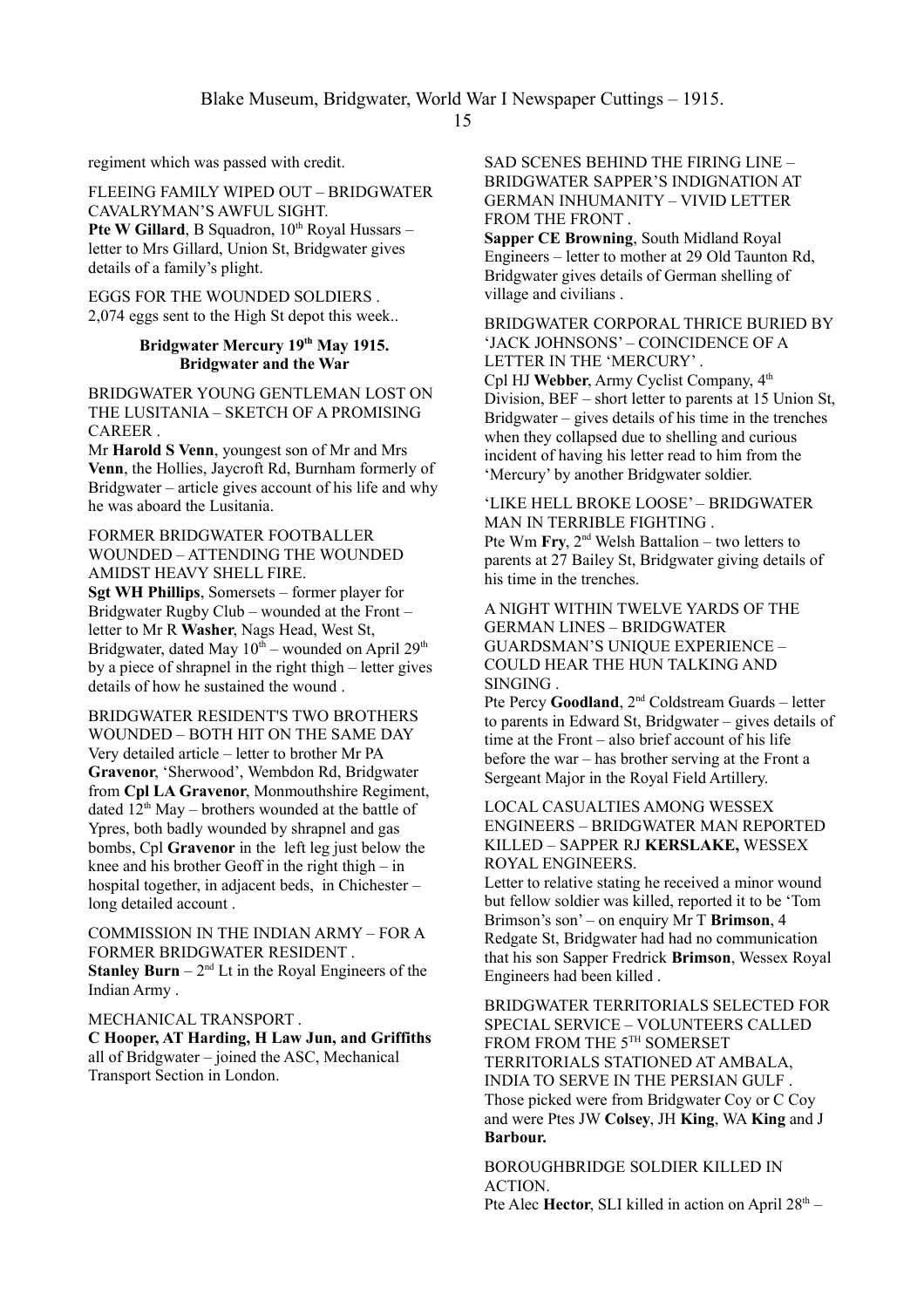regiment which was passed with credit.

FLEEING FAMILY WIPED OUT – BRIDGWATER CAVALRYMAN'S AWFUL SIGHT.
**Pte W Gillard**, B Squadron, 10th Royal Hussars – letter to Mrs Gillard, Union St, Bridgwater gives details of a family's plight.

EGGS FOR THE WOUNDED SOLDIERS .
2,074 eggs sent to the High St depot this week..

**Bridgwater Mercury 19th May 1915.**
**Bridgwater and the War**

BRIDGWATER YOUNG GENTLEMAN LOST ON THE LUSITANIA – SKETCH OF A PROMISING CAREER .
Mr **Harold S Venn**, youngest son of Mr and Mrs **Venn**, the Hollies, Jaycroft Rd, Burnham formerly of Bridgwater – article gives account of his life and why he was aboard the Lusitania.

FORMER BRIDGWATER FOOTBALLER WOUNDED – ATTENDING THE WOUNDED AMIDST HEAVY SHELL FIRE.
**Sgt WH Phillips**, Somersets – former player for Bridgwater Rugby Club – wounded at the Front – letter to Mr R **Washer**, Nags Head, West St, Bridgwater, dated May 10th – wounded on April 29th by a piece of shrapnel in the right thigh – letter gives details of how he sustained the wound .

BRIDGWATER RESIDENT'S TWO BROTHERS WOUNDED – BOTH HIT ON THE SAME DAY
Very detailed article – letter to brother Mr PA **Gravenor**, 'Sherwood', Wembdon Rd, Bridgwater from **Cpl LA Gravenor**, Monmouthshire Regiment, dated 12th May – brothers wounded at the battle of Ypres, both badly wounded by shrapnel and gas bombs, Cpl **Gravenor** in the left leg just below the knee and his brother Geoff in the right thigh – in hospital together, in adjacent beds, in Chichester – long detailed account .

COMMISSION IN THE INDIAN ARMY – FOR A FORMER BRIDGWATER RESIDENT .
**Stanley Burn** – 2nd Lt in the Royal Engineers of the Indian Army .

MECHANICAL TRANSPORT .
**C Hooper, AT Harding, H Law Jun, and Griffiths** all of Bridgwater – joined the ASC, Mechanical Transport Section in London.

SAD SCENES BEHIND THE FIRING LINE – BRIDGWATER SAPPER'S INDIGNATION AT GERMAN INHUMANITY – VIVID LETTER FROM THE FRONT .
**Sapper CE Browning**, South Midland Royal Engineers – letter to mother at 29 Old Taunton Rd, Bridgwater gives details of German shelling of village and civilians .

BRIDGWATER CORPORAL THRICE BURIED BY 'JACK JOHNSONS' – COINCIDENCE OF A LETTER IN THE 'MERCURY' .
Cpl HJ **Webber**, Army Cyclist Company, 4th Division, BEF – short letter to parents at 15 Union St, Bridgwater – gives details of his time in the trenches when they collapsed due to shelling and curious incident of having his letter read to him from the 'Mercury' by another Bridgwater soldier.

'LIKE HELL BROKE LOOSE' – BRIDGWATER MAN IN TERRIBLE FIGHTING .
Pte Wm **Fry**, 2nd Welsh Battalion – two letters to parents at 27 Bailey St, Bridgwater giving details of his time in the trenches.

A NIGHT WITHIN TWELVE YARDS OF THE GERMAN LINES – BRIDGWATER GUARDSMAN'S UNIQUE EXPERIENCE – COULD HEAR THE HUN TALKING AND SINGING .
Pte Percy **Goodland**, 2nd Coldstream Guards – letter to parents in Edward St, Bridgwater – gives details of time at the Front – also brief account of his life before the war – has brother serving at the Front a Sergeant Major in the Royal Field Artillery.

LOCAL CASUALTIES AMONG WESSEX ENGINEERS – BRIDGWATER MAN REPORTED KILLED – SAPPER RJ **KERSLAKE,** WESSEX ROYAL ENGINEERS.
Letter to relative stating he received a minor wound but fellow soldier was killed, reported it to be 'Tom Brimson's son' – on enquiry Mr T **Brimson**, 4 Redgate St, Bridgwater had had no communication that his son Sapper Fredrick **Brimson**, Wessex Royal Engineers had been killed .

BRIDGWATER TERRITORIALS SELECTED FOR SPECIAL SERVICE – VOLUNTEERS CALLED FROM FROM THE 5TH SOMERSET TERRITORIALS STATIONED AT AMBALA, INDIA TO SERVE IN THE PERSIAN GULF .
Those picked were from Bridgwater Coy or C Coy and were Ptes JW **Colsey**, JH **King**, WA **King** and J **Barbour.**

BOROUGHBRIDGE SOLDIER KILLED IN ACTION.
Pte Alec **Hector**, SLI killed in action on April 28th –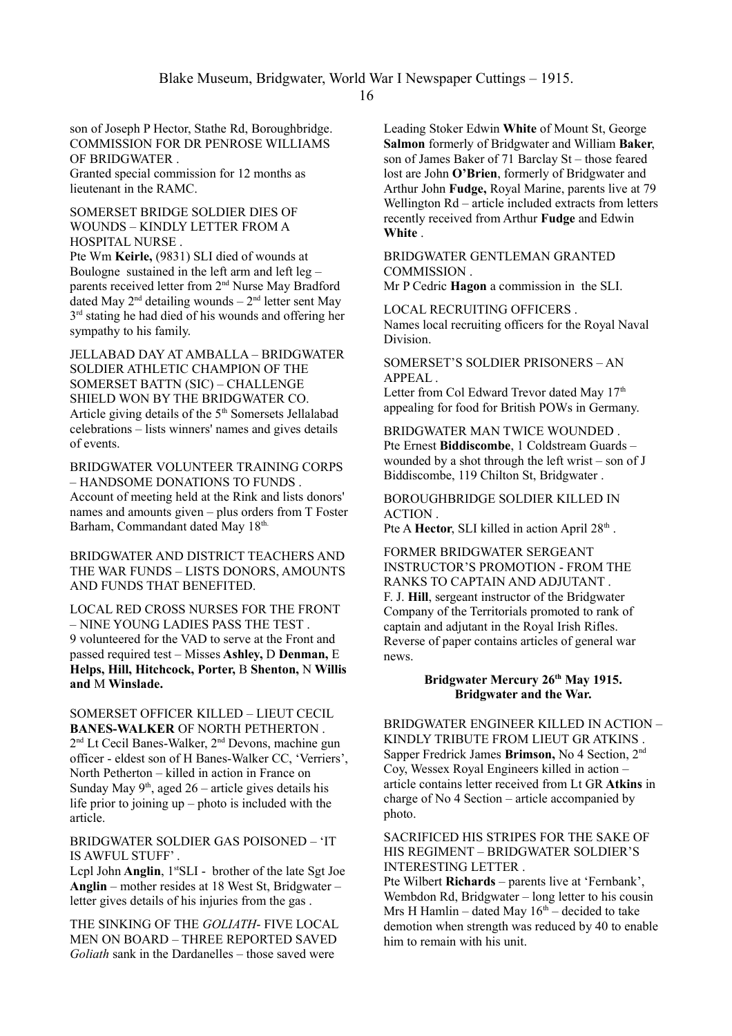son of Joseph P Hector, Stathe Rd, Boroughbridge.

COMMISSION FOR DR PENROSE WILLIAMS OF BRIDGWATER .
Granted special commission for 12 months as lieutenant in the RAMC.

SOMERSET BRIDGE SOLDIER DIES OF WOUNDS – KINDLY LETTER FROM A HOSPITAL NURSE .
Pte Wm **Keirle,** (9831) SLI died of wounds at Boulogne sustained in the left arm and left leg – parents received letter from 2nd Nurse May Bradford dated May 2nd detailing wounds – 2nd letter sent May 3rd stating he had died of his wounds and offering her sympathy to his family.

JELLABAD DAY AT AMBALLA – BRIDGWATER SOLDIER ATHLETIC CHAMPION OF THE SOMERSET BATTN (SIC) – CHALLENGE SHIELD WON BY THE BRIDGWATER CO.
Article giving details of the 5th Somersets Jellalabad celebrations – lists winners' names and gives details of events.

BRIDGWATER VOLUNTEER TRAINING CORPS – HANDSOME DONATIONS TO FUNDS .
Account of meeting held at the Rink and lists donors' names and amounts given – plus orders from T Foster Barham, Commandant dated May 18th.

BRIDGWATER AND DISTRICT TEACHERS AND THE WAR FUNDS – LISTS DONORS, AMOUNTS AND FUNDS THAT BENEFITED.

LOCAL RED CROSS NURSES FOR THE FRONT – NINE YOUNG LADIES PASS THE TEST .
9 volunteered for the VAD to serve at the Front and passed required test – Misses **Ashley,** D **Denman,** E **Helps, Hill, Hitchcock, Porter,** B **Shenton,** N **Willis and** M **Winslade.**

SOMERSET OFFICER KILLED – LIEUT CECIL **BANES-WALKER** OF NORTH PETHERTON .
2nd Lt Cecil Banes-Walker, 2nd Devons, machine gun officer - eldest son of H Banes-Walker CC, 'Verriers', North Petherton – killed in action in France on Sunday May 9th, aged 26 – article gives details his life prior to joining up – photo is included with the article.

BRIDGWATER SOLDIER GAS POISONED – 'IT IS AWFUL STUFF' .
Lcpl John **Anglin**, 1stSLI - brother of the late Sgt Joe **Anglin** – mother resides at 18 West St, Bridgwater – letter gives details of his injuries from the gas .

THE SINKING OF THE *GOLIATH*- FIVE LOCAL MEN ON BOARD – THREE REPORTED SAVED
*Goliath* sank in the Dardanelles – those saved were Leading Stoker Edwin **White** of Mount St, George **Salmon** formerly of Bridgwater and William **Baker**, son of James Baker of 71 Barclay St – those feared lost are John **O'Brien**, formerly of Bridgwater and Arthur John **Fudge,** Royal Marine, parents live at 79 Wellington Rd – article included extracts from letters recently received from Arthur **Fudge** and Edwin **White** .

BRIDGWATER GENTLEMAN GRANTED COMMISSION .
Mr P Cedric **Hagon** a commission in the SLI.

LOCAL RECRUITING OFFICERS .
Names local recruiting officers for the Royal Naval Division.

SOMERSET'S SOLDIER PRISONERS – AN APPEAL .
Letter from Col Edward Trevor dated May 17th appealing for food for British POWs in Germany.

BRIDGWATER MAN TWICE WOUNDED .
Pte Ernest **Biddiscombe**, 1 Coldstream Guards – wounded by a shot through the left wrist – son of J Biddiscombe, 119 Chilton St, Bridgwater .

BOROUGHBRIDGE SOLDIER KILLED IN ACTION .
Pte A **Hector**, SLI killed in action April 28th .

FORMER BRIDGWATER SERGEANT INSTRUCTOR'S PROMOTION - FROM THE RANKS TO CAPTAIN AND ADJUTANT .
F. J. **Hill**, sergeant instructor of the Bridgwater Company of the Territorials promoted to rank of captain and adjutant in the Royal Irish Rifles.
Reverse of paper contains articles of general war news.

## Bridgwater Mercury 26th May 1915.
## Bridgwater and the War.

BRIDGWATER ENGINEER KILLED IN ACTION – KINDLY TRIBUTE FROM LIEUT GR ATKINS .
Sapper Fredrick James **Brimson,** No 4 Section, 2nd Coy, Wessex Royal Engineers killed in action – article contains letter received from Lt GR **Atkins** in charge of No 4 Section – article accompanied by photo.

SACRIFICED HIS STRIPES FOR THE SAKE OF HIS REGIMENT – BRIDGWATER SOLDIER'S INTERESTING LETTER .
Pte Wilbert **Richards** – parents live at 'Fernbank', Wembdon Rd, Bridgwater – long letter to his cousin Mrs H Hamlin – dated May 16th – decided to take demotion when strength was reduced by 40 to enable him to remain with his unit.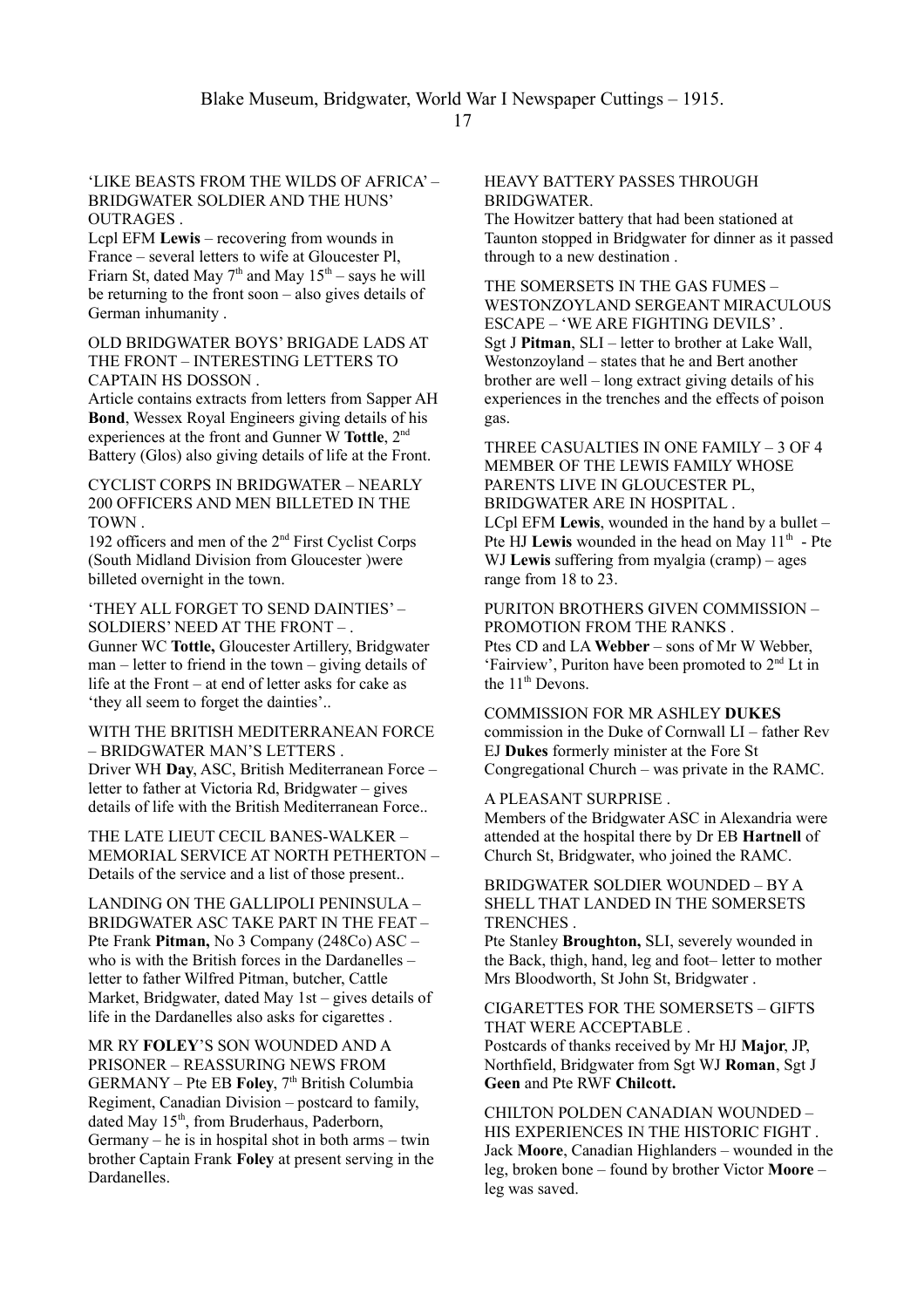'LIKE BEASTS FROM THE WILDS OF AFRICA' – BRIDGWATER SOLDIER AND THE HUNS' OUTRAGES .

Lcpl EFM **Lewis** – recovering from wounds in France – several letters to wife at Gloucester Pl, Friarn St, dated May 7th and May 15th – says he will be returning to the front soon – also gives details of German inhumanity .

OLD BRIDGWATER BOYS' BRIGADE LADS AT THE FRONT – INTERESTING LETTERS TO CAPTAIN HS DOSSON .

Article contains extracts from letters from Sapper AH **Bond**, Wessex Royal Engineers giving details of his experiences at the front and Gunner W **Tottle**, 2nd Battery (Glos) also giving details of life at the Front.

CYCLIST CORPS IN BRIDGWATER – NEARLY 200 OFFICERS AND MEN BILLETED IN THE TOWN .

192 officers and men of the 2nd First Cyclist Corps (South Midland Division from Gloucester )were billeted overnight in the town.

'THEY ALL FORGET TO SEND DAINTIES' – SOLDIERS' NEED AT THE FRONT – .

Gunner WC **Tottle,** Gloucester Artillery, Bridgwater man – letter to friend in the town – giving details of life at the Front – at end of letter asks for cake as 'they all seem to forget the dainties'..

WITH THE BRITISH MEDITERRANEAN FORCE – BRIDGWATER MAN'S LETTERS .

Driver WH **Day**, ASC, British Mediterranean Force – letter to father at Victoria Rd, Bridgwater – gives details of life with the British Mediterranean Force..

THE LATE LIEUT CECIL BANES-WALKER – MEMORIAL SERVICE AT NORTH PETHERTON – Details of the service and a list of those present..

LANDING ON THE GALLIPOLI PENINSULA – BRIDGWATER ASC TAKE PART IN THE FEAT – Pte Frank **Pitman,** No 3 Company (248Co) ASC – who is with the British forces in the Dardanelles – letter to father Wilfred Pitman, butcher, Cattle Market, Bridgwater, dated May 1st – gives details of life in the Dardanelles also asks for cigarettes .

MR RY **FOLEY**'S SON WOUNDED AND A PRISONER – REASSURING NEWS FROM GERMANY – Pte EB **Foley**, 7th British Columbia Regiment, Canadian Division – postcard to family, dated May 15th, from Bruderhaus, Paderborn, Germany – he is in hospital shot in both arms – twin brother Captain Frank **Foley** at present serving in the Dardanelles.

HEAVY BATTERY PASSES THROUGH BRIDGWATER.

The Howitzer battery that had been stationed at Taunton stopped in Bridgwater for dinner as it passed through to a new destination .

THE SOMERSETS IN THE GAS FUMES – WESTONZOYLAND SERGEANT MIRACULOUS ESCAPE – 'WE ARE FIGHTING DEVILS' .

Sgt J **Pitman**, SLI – letter to brother at Lake Wall, Westonzoyland – states that he and Bert another brother are well – long extract giving details of his experiences in the trenches and the effects of poison gas.

THREE CASUALTIES IN ONE FAMILY – 3 OF 4 MEMBER OF THE LEWIS FAMILY WHOSE PARENTS LIVE IN GLOUCESTER PL, BRIDGWATER ARE IN HOSPITAL .

LCpl EFM **Lewis**, wounded in the hand by a bullet – Pte HJ **Lewis** wounded in the head on May 11th - Pte WJ **Lewis** suffering from myalgia (cramp) – ages range from 18 to 23.

PURITON BROTHERS GIVEN COMMISSION – PROMOTION FROM THE RANKS .

Ptes CD and LA **Webber** – sons of Mr W Webber, 'Fairview', Puriton have been promoted to 2nd Lt in the 11th Devons.

COMMISSION FOR MR ASHLEY **DUKES** commission in the Duke of Cornwall LI – father Rev EJ **Dukes** formerly minister at the Fore St Congregational Church – was private in the RAMC.

A PLEASANT SURPRISE .

Members of the Bridgwater ASC in Alexandria were attended at the hospital there by Dr EB **Hartnell** of Church St, Bridgwater, who joined the RAMC.

BRIDGWATER SOLDIER WOUNDED – BY A SHELL THAT LANDED IN THE SOMERSETS TRENCHES .

Pte Stanley **Broughton,** SLI, severely wounded in the Back, thigh, hand, leg and foot– letter to mother Mrs Bloodworth, St John St, Bridgwater .

CIGARETTES FOR THE SOMERSETS – GIFTS THAT WERE ACCEPTABLE .

Postcards of thanks received by Mr HJ **Major**, JP, Northfield, Bridgwater from Sgt WJ **Roman**, Sgt J **Geen** and Pte RWF **Chilcott.**

CHILTON POLDEN CANADIAN WOUNDED – HIS EXPERIENCES IN THE HISTORIC FIGHT .

Jack **Moore**, Canadian Highlanders – wounded in the leg, broken bone – found by brother Victor **Moore** – leg was saved.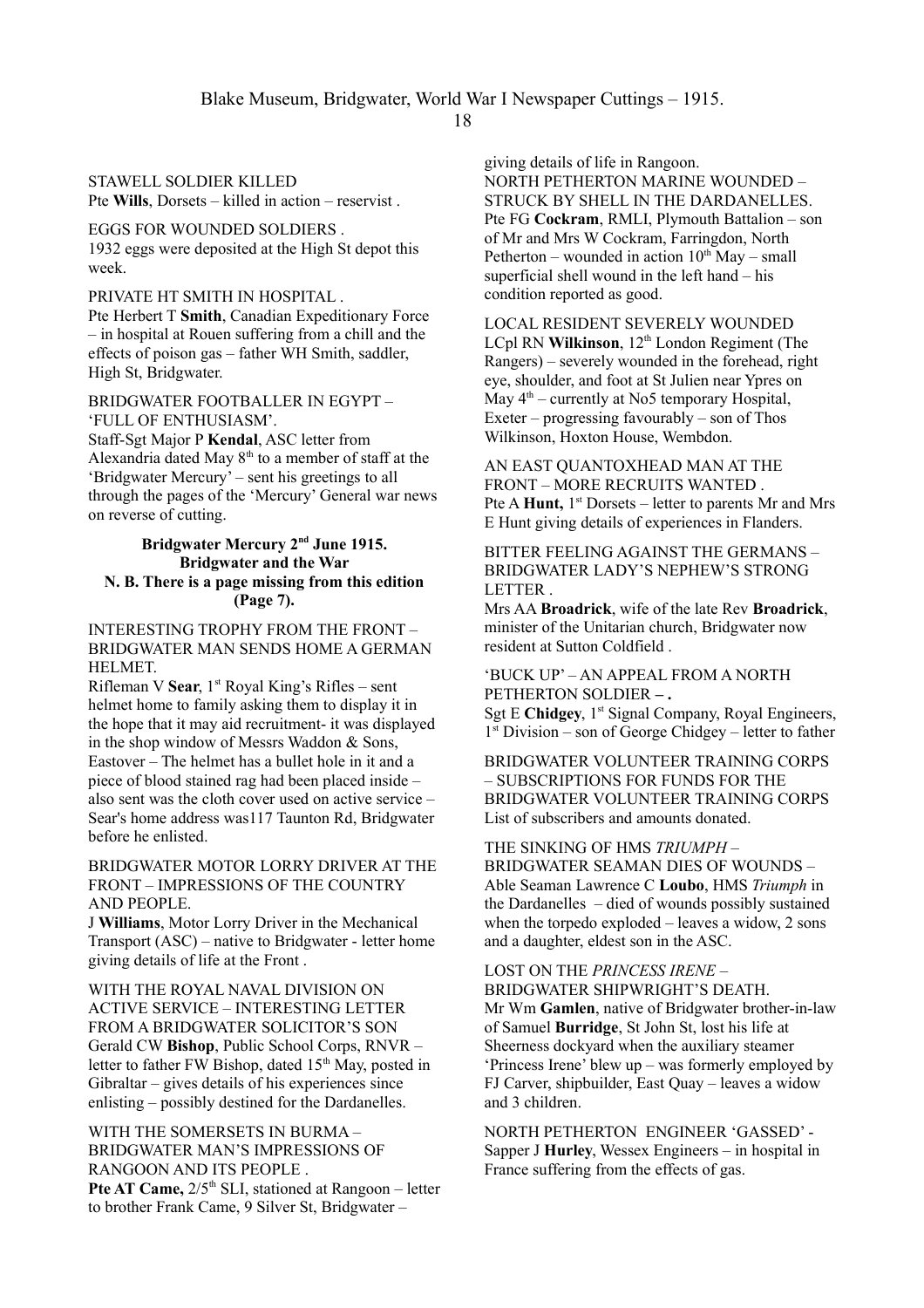STAWELL SOLDIER KILLED
Pte **Wills**, Dorsets – killed in action – reservist .

EGGS FOR WOUNDED SOLDIERS .
1932 eggs were deposited at the High St depot this week.

PRIVATE HT SMITH IN HOSPITAL .
Pte Herbert T **Smith**, Canadian Expeditionary Force – in hospital at Rouen suffering from a chill and the effects of poison gas – father WH Smith, saddler, High St, Bridgwater.

BRIDGWATER FOOTBALLER IN EGYPT – 'FULL OF ENTHUSIASM'.
Staff-Sgt Major P **Kendal**, ASC letter from Alexandria dated May 8th to a member of staff at the 'Bridgwater Mercury' – sent his greetings to all through the pages of the 'Mercury' General war news on reverse of cutting.

**Bridgwater Mercury 2nd June 1915.**
**Bridgwater and the War**
**N. B. There is a page missing from this edition (Page 7).**

INTERESTING TROPHY FROM THE FRONT – BRIDGWATER MAN SENDS HOME A GERMAN HELMET.
Rifleman V **Sear**, 1st Royal King's Rifles – sent helmet home to family asking them to display it in the hope that it may aid recruitment- it was displayed in the shop window of Messrs Waddon & Sons, Eastover – The helmet has a bullet hole in it and a piece of blood stained rag had been placed inside – also sent was the cloth cover used on active service – Sear's home address was117 Taunton Rd, Bridgwater before he enlisted.

BRIDGWATER MOTOR LORRY DRIVER AT THE FRONT – IMPRESSIONS OF THE COUNTRY AND PEOPLE.
J **Williams**, Motor Lorry Driver in the Mechanical Transport (ASC) – native to Bridgwater - letter home giving details of life at the Front .

WITH THE ROYAL NAVAL DIVISION ON ACTIVE SERVICE – INTERESTING LETTER FROM A BRIDGWATER SOLICITOR'S SON
Gerald CW **Bishop**, Public School Corps, RNVR – letter to father FW Bishop, dated 15th May, posted in Gibraltar – gives details of his experiences since enlisting – possibly destined for the Dardanelles.

WITH THE SOMERSETS IN BURMA – BRIDGWATER MAN'S IMPRESSIONS OF RANGOON AND ITS PEOPLE .
**Pte AT Came,** 2/5th SLI, stationed at Rangoon – letter to brother Frank Came, 9 Silver St, Bridgwater – giving details of life in Rangoon.

NORTH PETHERTON MARINE WOUNDED – STRUCK BY SHELL IN THE DARDANELLES.
Pte FG **Cockram**, RMLI, Plymouth Battalion – son of Mr and Mrs W Cockram, Farringdon, North Petherton – wounded in action 10th May – small superficial shell wound in the left hand – his condition reported as good.

LOCAL RESIDENT SEVERELY WOUNDED
LCpl RN **Wilkinson**, 12th London Regiment (The Rangers) – severely wounded in the forehead, right eye, shoulder, and foot at St Julien near Ypres on May 4th – currently at No5 temporary Hospital, Exeter – progressing favourably – son of Thos Wilkinson, Hoxton House, Wembdon.

AN EAST QUANTOXHEAD MAN AT THE FRONT – MORE RECRUITS WANTED .
Pte A **Hunt,** 1st Dorsets – letter to parents Mr and Mrs E Hunt giving details of experiences in Flanders.

BITTER FEELING AGAINST THE GERMANS – BRIDGWATER LADY'S NEPHEW'S STRONG LETTER .
Mrs AA **Broadrick**, wife of the late Rev **Broadrick**, minister of the Unitarian church, Bridgwater now resident at Sutton Coldfield .

'BUCK UP' – AN APPEAL FROM A NORTH PETHERTON SOLDIER **– .**
Sgt E **Chidgey**, 1st Signal Company, Royal Engineers, 1st Division – son of George Chidgey – letter to father

BRIDGWATER VOLUNTEER TRAINING CORPS – SUBSCRIPTIONS FOR FUNDS FOR THE BRIDGWATER VOLUNTEER TRAINING CORPS
List of subscribers and amounts donated.

THE SINKING OF HMS *TRIUMPH* – BRIDGWATER SEAMAN DIES OF WOUNDS –
Able Seaman Lawrence C **Loubo**, HMS *Triumph* in the Dardanelles – died of wounds possibly sustained when the torpedo exploded – leaves a widow, 2 sons and a daughter, eldest son in the ASC.

LOST ON THE *PRINCESS IRENE* – BRIDGWATER SHIPWRIGHT'S DEATH.
Mr Wm **Gamlen**, native of Bridgwater brother-in-law of Samuel **Burridge**, St John St, lost his life at Sheerness dockyard when the auxiliary steamer 'Princess Irene' blew up – was formerly employed by FJ Carver, shipbuilder, East Quay – leaves a widow and 3 children.

NORTH PETHERTON ENGINEER 'GASSED' - Sapper J **Hurley**, Wessex Engineers – in hospital in France suffering from the effects of gas.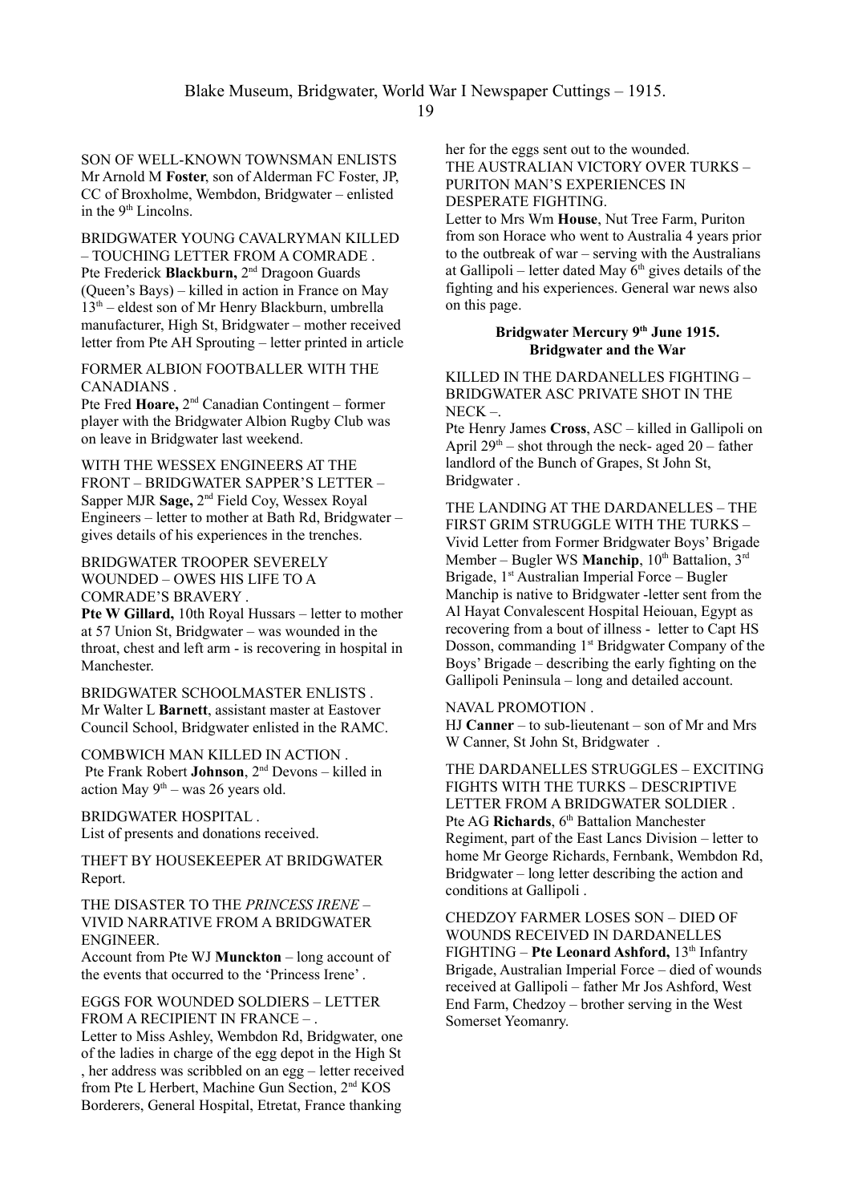SON OF WELL-KNOWN TOWNSMAN ENLISTS
Mr Arnold M **Foster**, son of Alderman FC Foster, JP, CC of Broxholme, Wembdon, Bridgwater – enlisted in the 9th Lincolns.

BRIDGWATER YOUNG CAVALRYMAN KILLED – TOUCHING LETTER FROM A COMRADE .
Pte Frederick **Blackburn,** 2nd Dragoon Guards (Queen's Bays) – killed in action in France on May 13th – eldest son of Mr Henry Blackburn, umbrella manufacturer, High St, Bridgwater – mother received letter from Pte AH Sprouting – letter printed in article

FORMER ALBION FOOTBALLER WITH THE CANADIANS .
Pte Fred **Hoare,** 2nd Canadian Contingent – former player with the Bridgwater Albion Rugby Club was on leave in Bridgwater last weekend.

WITH THE WESSEX ENGINEERS AT THE FRONT – BRIDGWATER SAPPER'S LETTER –
Sapper MJR **Sage,** 2nd Field Coy, Wessex Royal Engineers – letter to mother at Bath Rd, Bridgwater – gives details of his experiences in the trenches.

BRIDGWATER TROOPER SEVERELY WOUNDED – OWES HIS LIFE TO A COMRADE'S BRAVERY .
**Pte W Gillard,** 10th Royal Hussars – letter to mother at 57 Union St, Bridgwater – was wounded in the throat, chest and left arm - is recovering in hospital in Manchester.

BRIDGWATER SCHOOLMASTER ENLISTS .
Mr Walter L **Barnett**, assistant master at Eastover Council School, Bridgwater enlisted in the RAMC.

COMBWICH MAN KILLED IN ACTION .
Pte Frank Robert **Johnson**, 2nd Devons – killed in action May 9th – was 26 years old.

BRIDGWATER HOSPITAL .
List of presents and donations received.

THEFT BY HOUSEKEEPER AT BRIDGWATER
Report.

THE DISASTER TO THE *PRINCESS IRENE* – VIVID NARRATIVE FROM A BRIDGWATER ENGINEER.
Account from Pte WJ **Munckton** – long account of the events that occurred to the 'Princess Irene' .

EGGS FOR WOUNDED SOLDIERS – LETTER FROM A RECIPIENT IN FRANCE – .
Letter to Miss Ashley, Wembdon Rd, Bridgwater, one of the ladies in charge of the egg depot in the High St , her address was scribbled on an egg – letter received from Pte L Herbert, Machine Gun Section, 2nd KOS Borderers, General Hospital, Etretat, France thanking her for the eggs sent out to the wounded.

THE AUSTRALIAN VICTORY OVER TURKS – PURITON MAN'S EXPERIENCES IN DESPERATE FIGHTING.
Letter to Mrs Wm **House**, Nut Tree Farm, Puriton from son Horace who went to Australia 4 years prior to the outbreak of war – serving with the Australians at Gallipoli – letter dated May 6th gives details of the fighting and his experiences. General war news also on this page.

**Bridgwater Mercury 9th June 1915.**
**Bridgwater and the War**

KILLED IN THE DARDANELLES FIGHTING – BRIDGWATER ASC PRIVATE SHOT IN THE NECK –.
Pte Henry James **Cross**, ASC – killed in Gallipoli on April 29th – shot through the neck- aged 20 – father landlord of the Bunch of Grapes, St John St, Bridgwater .

THE LANDING AT THE DARDANELLES – THE FIRST GRIM STRUGGLE WITH THE TURKS – Vivid Letter from Former Bridgwater Boys' Brigade Member – Bugler WS **Manchip**, 10th Battalion, 3rd Brigade, 1st Australian Imperial Force – Bugler Manchip is native to Bridgwater -letter sent from the Al Hayat Convalescent Hospital Heiouan, Egypt as recovering from a bout of illness - letter to Capt HS Dosson, commanding 1st Bridgwater Company of the Boys' Brigade – describing the early fighting on the Gallipoli Peninsula – long and detailed account.

NAVAL PROMOTION .
HJ **Canner** – to sub-lieutenant – son of Mr and Mrs W Canner, St John St, Bridgwater .

THE DARDANELLES STRUGGLES – EXCITING FIGHTS WITH THE TURKS – DESCRIPTIVE LETTER FROM A BRIDGWATER SOLDIER .
Pte AG **Richards**, 6th Battalion Manchester Regiment, part of the East Lancs Division – letter to home Mr George Richards, Fernbank, Wembdon Rd, Bridgwater – long letter describing the action and conditions at Gallipoli .

CHEDZOY FARMER LOSES SON – DIED OF WOUNDS RECEIVED IN DARDANELLES FIGHTING – **Pte Leonard Ashford,** 13th Infantry Brigade, Australian Imperial Force – died of wounds received at Gallipoli – father Mr Jos Ashford, West End Farm, Chedzoy – brother serving in the West Somerset Yeomanry.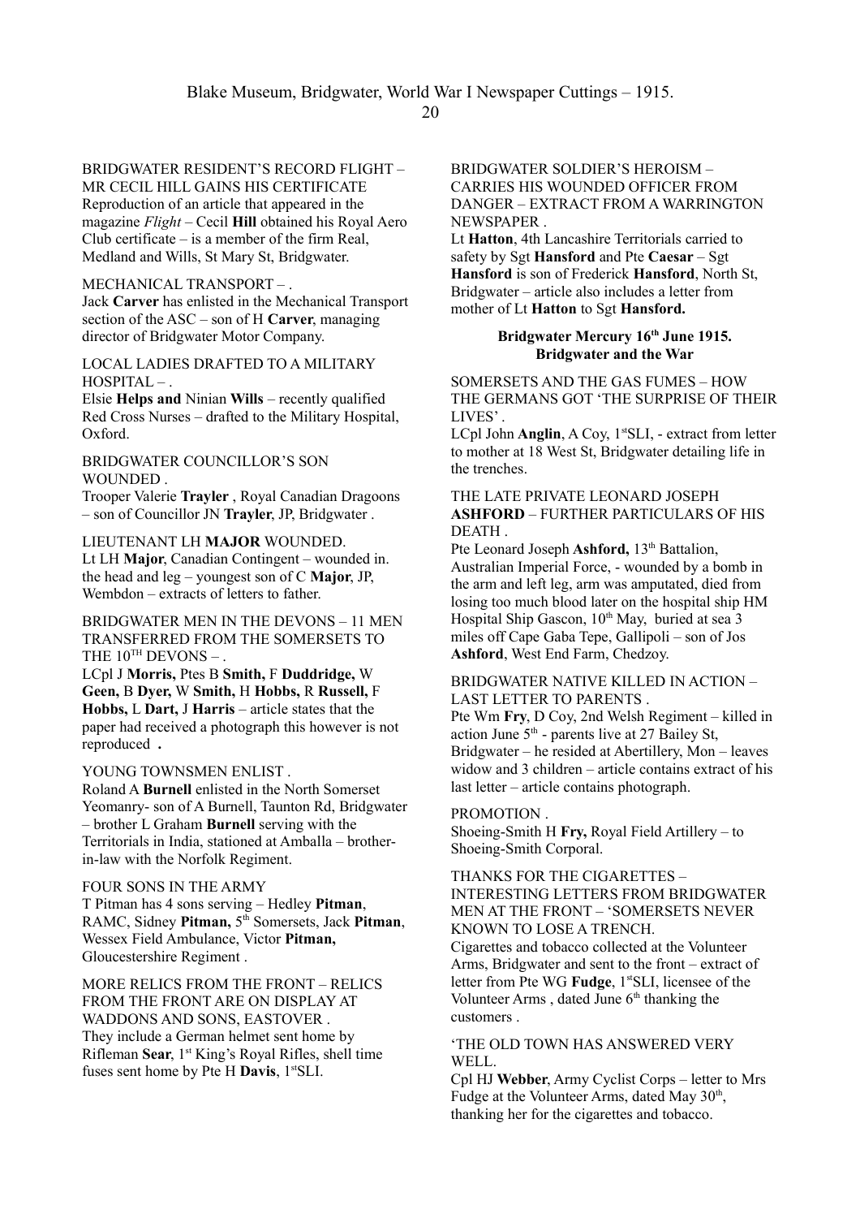BRIDGWATER RESIDENT'S RECORD FLIGHT – MR CECIL HILL GAINS HIS CERTIFICATE
Reproduction of an article that appeared in the magazine *Flight* – Cecil **Hill** obtained his Royal Aero Club certificate – is a member of the firm Real, Medland and Wills, St Mary St, Bridgwater.

MECHANICAL TRANSPORT – .
Jack **Carver** has enlisted in the Mechanical Transport section of the ASC – son of H **Carver**, managing director of Bridgwater Motor Company.

LOCAL LADIES DRAFTED TO A MILITARY HOSPITAL – .
Elsie **Helps and** Ninian **Wills** – recently qualified Red Cross Nurses – drafted to the Military Hospital, Oxford.

BRIDGWATER COUNCILLOR'S SON WOUNDED .
Trooper Valerie **Trayler** , Royal Canadian Dragoons – son of Councillor JN **Trayler**, JP, Bridgwater .

LIEUTENANT LH **MAJOR** WOUNDED.
Lt LH **Major**, Canadian Contingent – wounded in. the head and leg – youngest son of C **Major**, JP, Wembdon – extracts of letters to father.

BRIDGWATER MEN IN THE DEVONS – 11 MEN TRANSFERRED FROM THE SOMERSETS TO THE 10TH DEVONS – .
LCpl J **Morris,** Ptes B **Smith,** F **Duddridge,** W **Geen,** B **Dyer,** W **Smith,** H **Hobbs,** R **Russell,** F **Hobbs,** L **Dart,** J **Harris** – article states that the paper had received a photograph this however is not reproduced **.**

YOUNG TOWNSMEN ENLIST .
Roland A **Burnell** enlisted in the North Somerset Yeomanry- son of A Burnell, Taunton Rd, Bridgwater – brother L Graham **Burnell** serving with the Territorials in India, stationed at Amballa – brother-in-law with the Norfolk Regiment.

FOUR SONS IN THE ARMY
T Pitman has 4 sons serving – Hedley **Pitman**, RAMC, Sidney **Pitman,** 5th Somersets, Jack **Pitman**, Wessex Field Ambulance, Victor **Pitman,** Gloucestershire Regiment .

MORE RELICS FROM THE FRONT – RELICS FROM THE FRONT ARE ON DISPLAY AT WADDONS AND SONS, EASTOVER .
They include a German helmet sent home by Rifleman **Sear**, 1st King's Royal Rifles, shell time fuses sent home by Pte H **Davis**, 1stSLI.

BRIDGWATER SOLDIER'S HEROISM – CARRIES HIS WOUNDED OFFICER FROM DANGER – EXTRACT FROM A WARRINGTON NEWSPAPER .
Lt **Hatton**, 4th Lancashire Territorials carried to safety by Sgt **Hansford** and Pte **Caesar** – Sgt **Hansford** is son of Frederick **Hansford**, North St, Bridgwater – article also includes a letter from mother of Lt **Hatton** to Sgt **Hansford.**

**Bridgwater Mercury 16th June 1915.**
**Bridgwater and the War**

SOMERSETS AND THE GAS FUMES – HOW THE GERMANS GOT 'THE SURPRISE OF THEIR LIVES' .
LCpl John **Anglin**, A Coy, 1stSLI, - extract from letter to mother at 18 West St, Bridgwater detailing life in the trenches.

THE LATE PRIVATE LEONARD JOSEPH **ASHFORD** – FURTHER PARTICULARS OF HIS DEATH .
Pte Leonard Joseph **Ashford,** 13th Battalion, Australian Imperial Force, - wounded by a bomb in the arm and left leg, arm was amputated, died from losing too much blood later on the hospital ship HM Hospital Ship Gascon, 10th May, buried at sea 3 miles off Cape Gaba Tepe, Gallipoli – son of Jos **Ashford**, West End Farm, Chedzoy.

BRIDGWATER NATIVE KILLED IN ACTION – LAST LETTER TO PARENTS .
Pte Wm **Fry**, D Coy, 2nd Welsh Regiment – killed in action June 5th - parents live at 27 Bailey St, Bridgwater – he resided at Abertillery, Mon – leaves widow and 3 children – article contains extract of his last letter – article contains photograph.

PROMOTION .
Shoeing-Smith H **Fry,** Royal Field Artillery – to Shoeing-Smith Corporal.

THANKS FOR THE CIGARETTES – INTERESTING LETTERS FROM BRIDGWATER MEN AT THE FRONT – 'SOMERSETS NEVER KNOWN TO LOSE A TRENCH.
Cigarettes and tobacco collected at the Volunteer Arms, Bridgwater and sent to the front – extract of letter from Pte WG **Fudge**, 1stSLI, licensee of the Volunteer Arms , dated June 6th thanking the customers .

'THE OLD TOWN HAS ANSWERED VERY WELL.
Cpl HJ **Webber**, Army Cyclist Corps – letter to Mrs Fudge at the Volunteer Arms, dated May 30th, thanking her for the cigarettes and tobacco.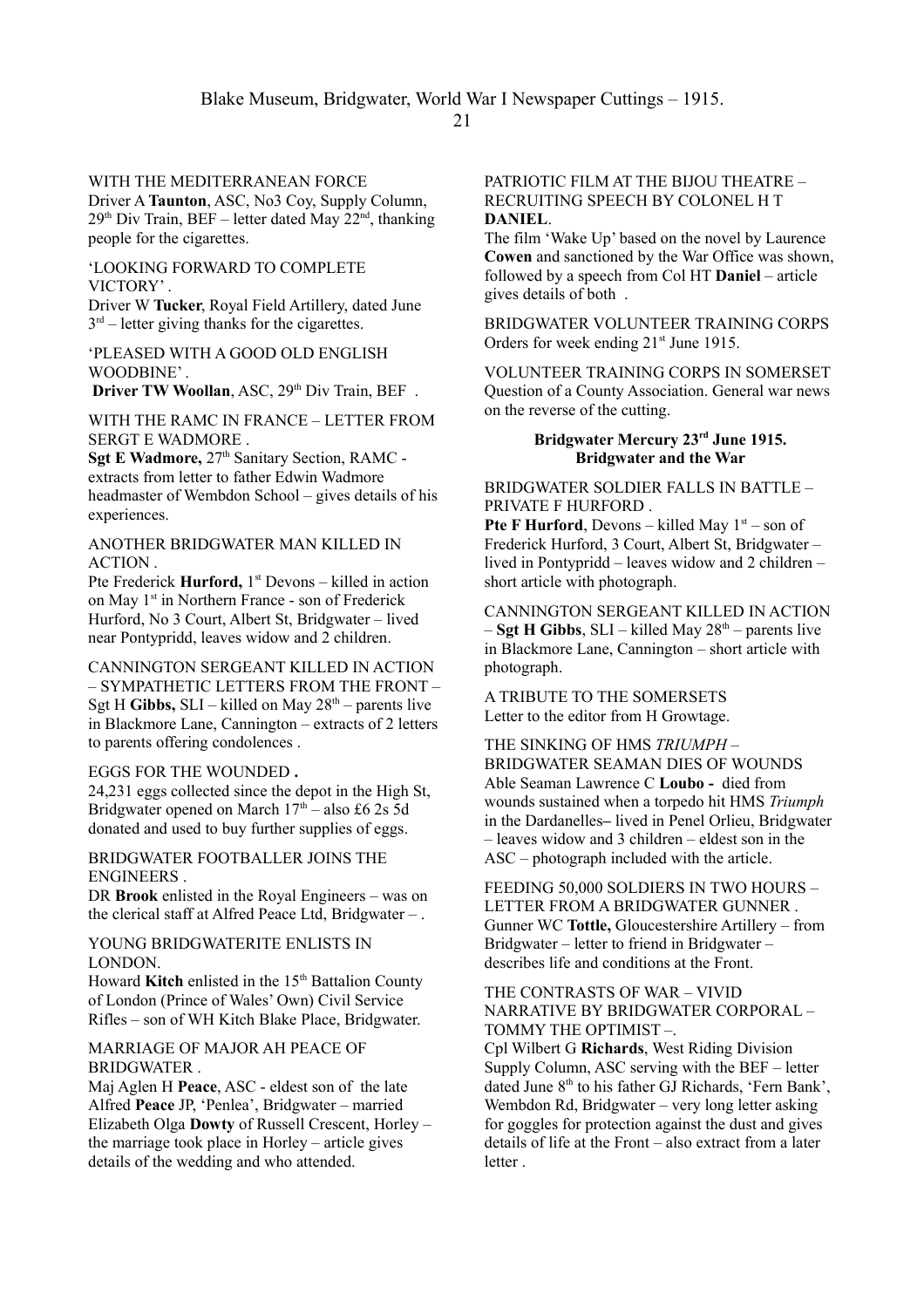WITH THE MEDITERRANEAN FORCE
Driver A **Taunton**, ASC, No3 Coy, Supply Column, 29th Div Train, BEF – letter dated May 22nd, thanking people for the cigarettes.

'LOOKING FORWARD TO COMPLETE VICTORY' .
Driver W **Tucker**, Royal Field Artillery, dated June 3rd – letter giving thanks for the cigarettes.

'PLEASED WITH A GOOD OLD ENGLISH WOODBINE' .
**Driver TW Woollan**, ASC, 29th Div Train, BEF .

WITH THE RAMC IN FRANCE – LETTER FROM SERGT E WADMORE .
**Sgt E Wadmore,** 27th Sanitary Section, RAMC - extracts from letter to father Edwin Wadmore headmaster of Wembdon School – gives details of his experiences.

ANOTHER BRIDGWATER MAN KILLED IN ACTION .
Pte Frederick **Hurford,** 1st Devons – killed in action on May 1st in Northern France - son of Frederick Hurford, No 3 Court, Albert St, Bridgwater – lived near Pontypridd, leaves widow and 2 children.

CANNINGTON SERGEANT KILLED IN ACTION – SYMPATHETIC LETTERS FROM THE FRONT – Sgt H **Gibbs,** SLI – killed on May 28th – parents live in Blackmore Lane, Cannington – extracts of 2 letters to parents offering condolences .

EGGS FOR THE WOUNDED **.**
24,231 eggs collected since the depot in the High St, Bridgwater opened on March 17th – also £6 2s 5d donated and used to buy further supplies of eggs.

BRIDGWATER FOOTBALLER JOINS THE ENGINEERS .
DR **Brook** enlisted in the Royal Engineers – was on the clerical staff at Alfred Peace Ltd, Bridgwater – .

YOUNG BRIDGWATERITE ENLISTS IN LONDON.
Howard **Kitch** enlisted in the 15th Battalion County of London (Prince of Wales' Own) Civil Service Rifles – son of WH Kitch Blake Place, Bridgwater.

MARRIAGE OF MAJOR AH PEACE OF BRIDGWATER .
Maj Aglen H **Peace**, ASC - eldest son of the late Alfred **Peace** JP, 'Penlea', Bridgwater – married Elizabeth Olga **Dowty** of Russell Crescent, Horley – the marriage took place in Horley – article gives details of the wedding and who attended.

PATRIOTIC FILM AT THE BIJOU THEATRE – RECRUITING SPEECH BY COLONEL H T **DANIEL**.
The film 'Wake Up' based on the novel by Laurence **Cowen** and sanctioned by the War Office was shown, followed by a speech from Col HT **Daniel** – article gives details of both .

BRIDGWATER VOLUNTEER TRAINING CORPS
Orders for week ending 21st June 1915.

VOLUNTEER TRAINING CORPS IN SOMERSET
Question of a County Association. General war news on the reverse of the cutting.

**Bridgwater Mercury 23rd June 1915.**
**Bridgwater and the War**

BRIDGWATER SOLDIER FALLS IN BATTLE – PRIVATE F HURFORD .
**Pte F Hurford**, Devons – killed May 1st – son of Frederick Hurford, 3 Court, Albert St, Bridgwater – lived in Pontypridd – leaves widow and 2 children – short article with photograph.

CANNINGTON SERGEANT KILLED IN ACTION – **Sgt H Gibbs**, SLI – killed May 28th – parents live in Blackmore Lane, Cannington – short article with photograph.

A TRIBUTE TO THE SOMERSETS
Letter to the editor from H Growtage.

THE SINKING OF HMS *TRIUMPH* – BRIDGWATER SEAMAN DIES OF WOUNDS
Able Seaman Lawrence C **Loubo -** died from wounds sustained when a torpedo hit HMS *Triumph* in the Dardanelles**–** lived in Penel Orlieu, Bridgwater – leaves widow and 3 children – eldest son in the ASC – photograph included with the article.

FEEDING 50,000 SOLDIERS IN TWO HOURS – LETTER FROM A BRIDGWATER GUNNER .
Gunner WC **Tottle,** Gloucestershire Artillery – from Bridgwater – letter to friend in Bridgwater – describes life and conditions at the Front.

THE CONTRASTS OF WAR – VIVID NARRATIVE BY BRIDGWATER CORPORAL – TOMMY THE OPTIMIST –.
Cpl Wilbert G **Richards**, West Riding Division Supply Column, ASC serving with the BEF – letter dated June 8th to his father GJ Richards, 'Fern Bank', Wembdon Rd, Bridgwater – very long letter asking for goggles for protection against the dust and gives details of life at the Front – also extract from a later letter .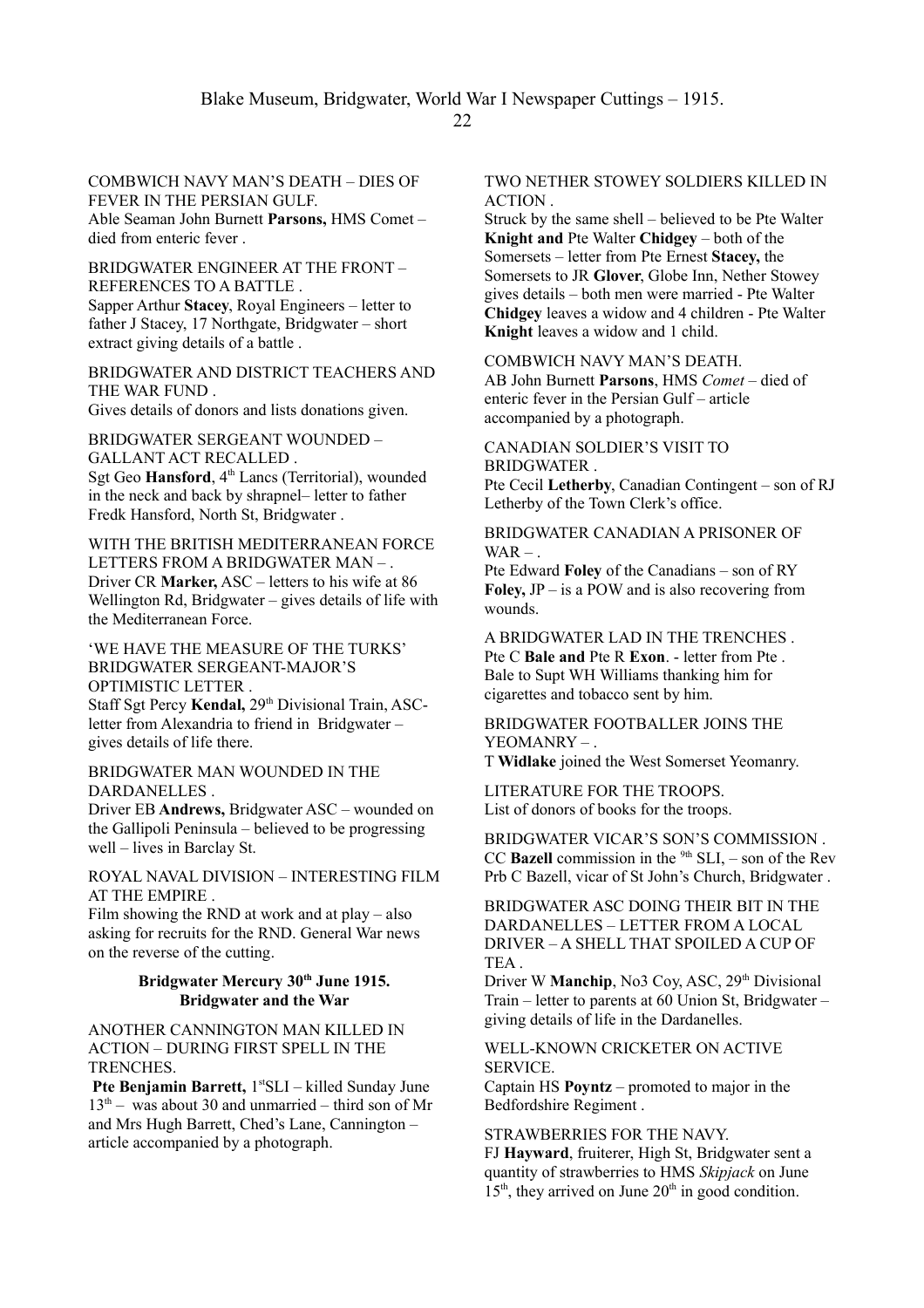COMBWICH NAVY MAN'S DEATH – DIES OF FEVER IN THE PERSIAN GULF.
Able Seaman John Burnett **Parsons,** HMS Comet – died from enteric fever .

BRIDGWATER ENGINEER AT THE FRONT – REFERENCES TO A BATTLE .
Sapper Arthur **Stacey**, Royal Engineers – letter to father J Stacey, 17 Northgate, Bridgwater – short extract giving details of a battle .

BRIDGWATER AND DISTRICT TEACHERS AND THE WAR FUND .
Gives details of donors and lists donations given.

BRIDGWATER SERGEANT WOUNDED – GALLANT ACT RECALLED .
Sgt Geo **Hansford**, 4th Lancs (Territorial), wounded in the neck and back by shrapnel– letter to father Fredk Hansford, North St, Bridgwater .

WITH THE BRITISH MEDITERRANEAN FORCE LETTERS FROM A BRIDGWATER MAN – .
Driver CR **Marker,** ASC – letters to his wife at 86 Wellington Rd, Bridgwater – gives details of life with the Mediterranean Force.

'WE HAVE THE MEASURE OF THE TURKS' BRIDGWATER SERGEANT-MAJOR'S OPTIMISTIC LETTER .
Staff Sgt Percy **Kendal,** 29th Divisional Train, ASC- letter from Alexandria to friend in Bridgwater – gives details of life there.

BRIDGWATER MAN WOUNDED IN THE DARDANELLES .
Driver EB **Andrews,** Bridgwater ASC – wounded on the Gallipoli Peninsula – believed to be progressing well – lives in Barclay St.

ROYAL NAVAL DIVISION – INTERESTING FILM AT THE EMPIRE .
Film showing the RND at work and at play – also asking for recruits for the RND. General War news on the reverse of the cutting.

**Bridgwater Mercury 30th June 1915.**
**Bridgwater and the War**

ANOTHER CANNINGTON MAN KILLED IN ACTION – DURING FIRST SPELL IN THE TRENCHES.
**Pte Benjamin Barrett,** 1stSLI – killed Sunday June 13th – was about 30 and unmarried – third son of Mr and Mrs Hugh Barrett, Ched's Lane, Cannington – article accompanied by a photograph.

TWO NETHER STOWEY SOLDIERS KILLED IN ACTION .
Struck by the same shell – believed to be Pte Walter **Knight and** Pte Walter **Chidgey** – both of the Somersets – letter from Pte Ernest **Stacey,** the Somersets to JR **Glover**, Globe Inn, Nether Stowey gives details – both men were married - Pte Walter **Chidgey** leaves a widow and 4 children - Pte Walter **Knight** leaves a widow and 1 child.

COMBWICH NAVY MAN'S DEATH.
AB John Burnett **Parsons**, HMS *Comet* – died of enteric fever in the Persian Gulf – article accompanied by a photograph.

CANADIAN SOLDIER'S VISIT TO BRIDGWATER .
Pte Cecil **Letherby**, Canadian Contingent – son of RJ Letherby of the Town Clerk's office.

BRIDGWATER CANADIAN A PRISONER OF WAR – .
Pte Edward **Foley** of the Canadians – son of RY **Foley,** JP – is a POW and is also recovering from wounds.

A BRIDGWATER LAD IN THE TRENCHES .
Pte C **Bale and** Pte R **Exon**. - letter from Pte . Bale to Supt WH Williams thanking him for cigarettes and tobacco sent by him.

BRIDGWATER FOOTBALLER JOINS THE YEOMANRY – .
T **Widlake** joined the West Somerset Yeomanry.

LITERATURE FOR THE TROOPS.
List of donors of books for the troops.

BRIDGWATER VICAR'S SON'S COMMISSION .
CC **Bazell** commission in the 9th SLI, – son of the Rev Prb C Bazell, vicar of St John's Church, Bridgwater .

BRIDGWATER ASC DOING THEIR BIT IN THE DARDANELLES – LETTER FROM A LOCAL DRIVER – A SHELL THAT SPOILED A CUP OF TEA .
Driver W **Manchip**, No3 Coy, ASC, 29th Divisional Train – letter to parents at 60 Union St, Bridgwater – giving details of life in the Dardanelles.

WELL-KNOWN CRICKETER ON ACTIVE SERVICE.
Captain HS **Poyntz** – promoted to major in the Bedfordshire Regiment .

STRAWBERRIES FOR THE NAVY.
FJ **Hayward**, fruiterer, High St, Bridgwater sent a quantity of strawberries to HMS *Skipjack* on June 15th, they arrived on June 20th in good condition.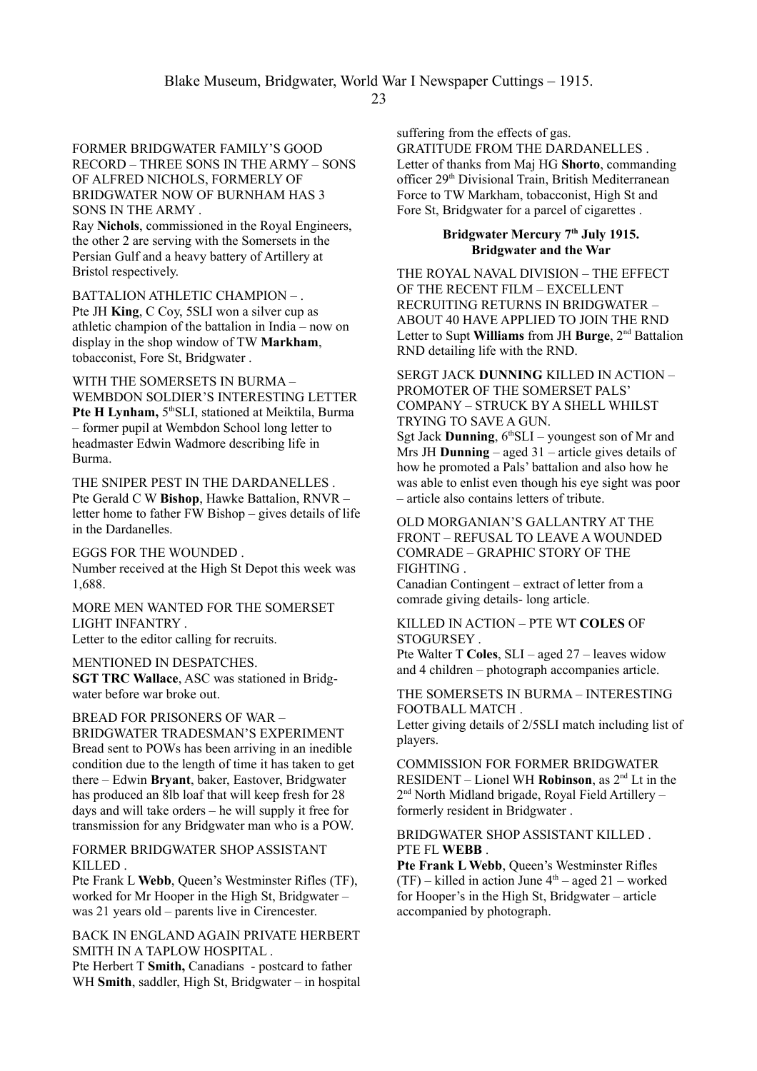FORMER BRIDGWATER FAMILY'S GOOD RECORD – THREE SONS IN THE ARMY – SONS OF ALFRED NICHOLS, FORMERLY OF BRIDGWATER NOW OF BURNHAM HAS 3 SONS IN THE ARMY .
Ray **Nichols**, commissioned in the Royal Engineers, the other 2 are serving with the Somersets in the Persian Gulf and a heavy battery of Artillery at Bristol respectively.

BATTALION ATHLETIC CHAMPION – .
Pte JH **King**, C Coy, 5SLI won a silver cup as athletic champion of the battalion in India – now on display in the shop window of TW **Markham**, tobacconist, Fore St, Bridgwater .

WITH THE SOMERSETS IN BURMA – WEMBDON SOLDIER'S INTERESTING LETTER
**Pte H Lynham,** 5thSLI, stationed at Meiktila, Burma – former pupil at Wembdon School long letter to headmaster Edwin Wadmore describing life in Burma.

THE SNIPER PEST IN THE DARDANELLES .
Pte Gerald C W **Bishop**, Hawke Battalion, RNVR – letter home to father FW Bishop – gives details of life in the Dardanelles.

EGGS FOR THE WOUNDED .
Number received at the High St Depot this week was 1,688.

MORE MEN WANTED FOR THE SOMERSET LIGHT INFANTRY .
Letter to the editor calling for recruits.

MENTIONED IN DESPATCHES.
**SGT TRC Wallace**, ASC was stationed in Bridgwater before war broke out.

BREAD FOR PRISONERS OF WAR – BRIDGWATER TRADESMAN'S EXPERIMENT
Bread sent to POWs has been arriving in an inedible condition due to the length of time it has taken to get there – Edwin **Bryant**, baker, Eastover, Bridgwater has produced an 8lb loaf that will keep fresh for 28 days and will take orders – he will supply it free for transmission for any Bridgwater man who is a POW.

FORMER BRIDGWATER SHOP ASSISTANT KILLED .
Pte Frank L **Webb**, Queen's Westminster Rifles (TF), worked for Mr Hooper in the High St, Bridgwater – was 21 years old – parents live in Cirencester.

BACK IN ENGLAND AGAIN PRIVATE HERBERT SMITH IN A TAPLOW HOSPITAL .
Pte Herbert T **Smith,** Canadians - postcard to father WH **Smith**, saddler, High St, Bridgwater – in hospital suffering from the effects of gas.

GRATITUDE FROM THE DARDANELLES .
Letter of thanks from Maj HG **Shorto**, commanding officer 29th Divisional Train, British Mediterranean Force to TW Markham, tobacconist, High St and Fore St, Bridgwater for a parcel of cigarettes .

**Bridgwater Mercury 7th July 1915.**
**Bridgwater and the War**

THE ROYAL NAVAL DIVISION – THE EFFECT OF THE RECENT FILM – EXCELLENT RECRUITING RETURNS IN BRIDGWATER – ABOUT 40 HAVE APPLIED TO JOIN THE RND
Letter to Supt **Williams** from JH **Burge**, 2nd Battalion RND detailing life with the RND.

SERGT JACK **DUNNING** KILLED IN ACTION – PROMOTER OF THE SOMERSET PALS' COMPANY – STRUCK BY A SHELL WHILST TRYING TO SAVE A GUN.
Sgt Jack **Dunning**, 6thSLI – youngest son of Mr and Mrs JH **Dunning** – aged 31 – article gives details of how he promoted a Pals' battalion and also how he was able to enlist even though his eye sight was poor – article also contains letters of tribute.

OLD MORGANIAN'S GALLANTRY AT THE FRONT – REFUSAL TO LEAVE A WOUNDED COMRADE – GRAPHIC STORY OF THE FIGHTING .
Canadian Contingent – extract of letter from a comrade giving details- long article.

KILLED IN ACTION – PTE WT **COLES** OF STOGURSEY .
Pte Walter T **Coles**, SLI – aged 27 – leaves widow and 4 children – photograph accompanies article.

THE SOMERSETS IN BURMA – INTERESTING FOOTBALL MATCH .
Letter giving details of 2/5SLI match including list of players.

COMMISSION FOR FORMER BRIDGWATER RESIDENT – Lionel WH **Robinson**, as 2nd Lt in the 2nd North Midland brigade, Royal Field Artillery – formerly resident in Bridgwater .

BRIDGWATER SHOP ASSISTANT KILLED . PTE FL **WEBB** .
**Pte Frank L Webb**, Queen's Westminster Rifles (TF) – killed in action June 4th – aged 21 – worked for Hooper's in the High St, Bridgwater – article accompanied by photograph.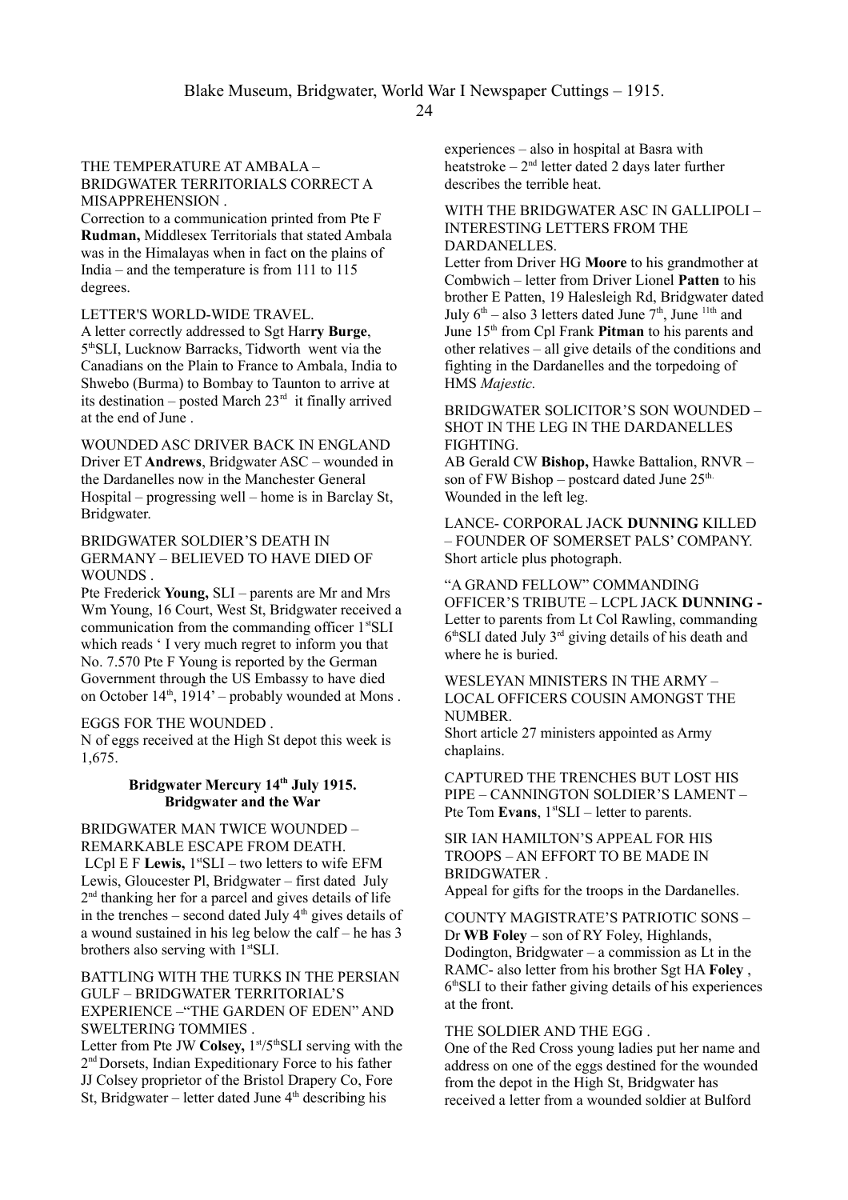THE TEMPERATURE AT AMBALA – BRIDGWATER TERRITORIALS CORRECT A MISAPPREHENSION .

Correction to a communication printed from Pte F **Rudman,** Middlesex Territorials that stated Ambala was in the Himalayas when in fact on the plains of India – and the temperature is from 111 to 115 degrees.

LETTER'S WORLD-WIDE TRAVEL.

A letter correctly addressed to Sgt Har**ry Burge**, 5thSLI, Lucknow Barracks, Tidworth went via the Canadians on the Plain to France to Ambala, India to Shwebo (Burma) to Bombay to Taunton to arrive at its destination – posted March 23rd it finally arrived at the end of June .

WOUNDED ASC DRIVER BACK IN ENGLAND

Driver ET **Andrews**, Bridgwater ASC – wounded in the Dardanelles now in the Manchester General Hospital – progressing well – home is in Barclay St, Bridgwater.

BRIDGWATER SOLDIER'S DEATH IN GERMANY – BELIEVED TO HAVE DIED OF WOUNDS .

Pte Frederick **Young,** SLI – parents are Mr and Mrs Wm Young, 16 Court, West St, Bridgwater received a communication from the commanding officer 1stSLI which reads ' I very much regret to inform you that No. 7.570 Pte F Young is reported by the German Government through the US Embassy to have died on October 14th, 1914' – probably wounded at Mons .

EGGS FOR THE WOUNDED .

N of eggs received at the High St depot this week is 1,675.

**Bridgwater Mercury 14th July 1915.**
**Bridgwater and the War**

BRIDGWATER MAN TWICE WOUNDED – REMARKABLE ESCAPE FROM DEATH.

LCpl E F **Lewis,** 1stSLI – two letters to wife EFM Lewis, Gloucester Pl, Bridgwater – first dated July 2nd thanking her for a parcel and gives details of life in the trenches – second dated July 4th gives details of a wound sustained in his leg below the calf – he has 3 brothers also serving with 1stSLI.

BATTLING WITH THE TURKS IN THE PERSIAN GULF – BRIDGWATER TERRITORIAL'S EXPERIENCE –"THE GARDEN OF EDEN" AND SWELTERING TOMMIES .

Letter from Pte JW **Colsey,** 1st/5thSLI serving with the 2nd Dorsets, Indian Expeditionary Force to his father JJ Colsey proprietor of the Bristol Drapery Co, Fore St, Bridgwater – letter dated June 4th describing his experiences – also in hospital at Basra with heatstroke – 2nd letter dated 2 days later further describes the terrible heat.

WITH THE BRIDGWATER ASC IN GALLIPOLI – INTERESTING LETTERS FROM THE DARDANELLES.

Letter from Driver HG **Moore** to his grandmother at Combwich – letter from Driver Lionel **Patten** to his brother E Patten, 19 Halesleigh Rd, Bridgwater dated July 6th – also 3 letters dated June 7th, June 11th and June 15th from Cpl Frank **Pitman** to his parents and other relatives – all give details of the conditions and fighting in the Dardanelles and the torpedoing of HMS *Majestic.*

BRIDGWATER SOLICITOR'S SON WOUNDED – SHOT IN THE LEG IN THE DARDANELLES FIGHTING.

AB Gerald CW **Bishop,** Hawke Battalion, RNVR – son of FW Bishop – postcard dated June 25th. Wounded in the left leg.

LANCE- CORPORAL JACK **DUNNING** KILLED – FOUNDER OF SOMERSET PALS' COMPANY. Short article plus photograph.

"A GRAND FELLOW" COMMANDING OFFICER'S TRIBUTE – LCPL JACK **DUNNING -** Letter to parents from Lt Col Rawling, commanding 6thSLI dated July 3rd giving details of his death and where he is buried.

WESLEYAN MINISTERS IN THE ARMY – LOCAL OFFICERS COUSIN AMONGST THE NUMBER.

Short article 27 ministers appointed as Army chaplains.

CAPTURED THE TRENCHES BUT LOST HIS PIPE – CANNINGTON SOLDIER'S LAMENT – Pte Tom **Evans**, 1stSLI – letter to parents.

SIR IAN HAMILTON'S APPEAL FOR HIS TROOPS – AN EFFORT TO BE MADE IN BRIDGWATER .

Appeal for gifts for the troops in the Dardanelles.

COUNTY MAGISTRATE'S PATRIOTIC SONS – Dr **WB Foley** – son of RY Foley, Highlands, Dodington, Bridgwater – a commission as Lt in the RAMC- also letter from his brother Sgt HA **Foley** , 6thSLI to their father giving details of his experiences at the front.

THE SOLDIER AND THE EGG .

One of the Red Cross young ladies put her name and address on one of the eggs destined for the wounded from the depot in the High St, Bridgwater has received a letter from a wounded soldier at Bulford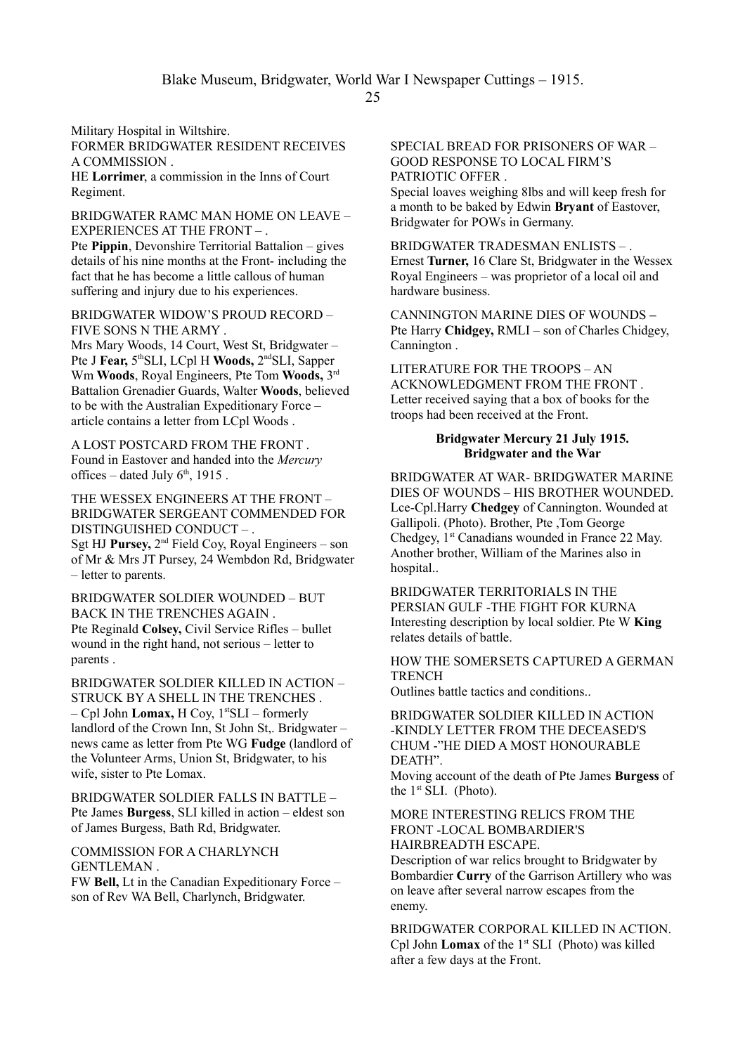Military Hospital in Wiltshire.

FORMER BRIDGWATER RESIDENT RECEIVES A COMMISSION .
HE **Lorrimer**, a commission in the Inns of Court Regiment.

BRIDGWATER RAMC MAN HOME ON LEAVE – EXPERIENCES AT THE FRONT – .
Pte **Pippin**, Devonshire Territorial Battalion – gives details of his nine months at the Front- including the fact that he has become a little callous of human suffering and injury due to his experiences.

BRIDGWATER WIDOW'S PROUD RECORD – FIVE SONS N THE ARMY .
Mrs Mary Woods, 14 Court, West St, Bridgwater – Pte J **Fear,** 5thSLI, LCpl H **Woods,** 2ndSLI, Sapper Wm **Woods**, Royal Engineers, Pte Tom **Woods,** 3rd Battalion Grenadier Guards, Walter **Woods**, believed to be with the Australian Expeditionary Force – article contains a letter from LCpl Woods .

A LOST POSTCARD FROM THE FRONT .
Found in Eastover and handed into the *Mercury* offices – dated July 6th, 1915 .

THE WESSEX ENGINEERS AT THE FRONT – BRIDGWATER SERGEANT COMMENDED FOR DISTINGUISHED CONDUCT – .
Sgt HJ **Pursey,** 2nd Field Coy, Royal Engineers – son of Mr & Mrs JT Pursey, 24 Wembdon Rd, Bridgwater – letter to parents.

BRIDGWATER SOLDIER WOUNDED – BUT BACK IN THE TRENCHES AGAIN .
Pte Reginald **Colsey,** Civil Service Rifles – bullet wound in the right hand, not serious – letter to parents .

BRIDGWATER SOLDIER KILLED IN ACTION – STRUCK BY A SHELL IN THE TRENCHES .
– Cpl John **Lomax,** H Coy, 1stSLI – formerly landlord of the Crown Inn, St John St,. Bridgwater – news came as letter from Pte WG **Fudge** (landlord of the Volunteer Arms, Union St, Bridgwater, to his wife, sister to Pte Lomax.

BRIDGWATER SOLDIER FALLS IN BATTLE –
Pte James **Burgess**, SLI killed in action – eldest son of James Burgess, Bath Rd, Bridgwater.

COMMISSION FOR A CHARLYNCH GENTLEMAN .
FW **Bell,** Lt in the Canadian Expeditionary Force – son of Rev WA Bell, Charlynch, Bridgwater.

SPECIAL BREAD FOR PRISONERS OF WAR – GOOD RESPONSE TO LOCAL FIRM'S PATRIOTIC OFFER .
Special loaves weighing 8lbs and will keep fresh for a month to be baked by Edwin **Bryant** of Eastover, Bridgwater for POWs in Germany.

BRIDGWATER TRADESMAN ENLISTS – .
Ernest **Turner,** 16 Clare St, Bridgwater in the Wessex Royal Engineers – was proprietor of a local oil and hardware business.

CANNINGTON MARINE DIES OF WOUNDS **–**
Pte Harry **Chidgey,** RMLI – son of Charles Chidgey, Cannington .

LITERATURE FOR THE TROOPS – AN ACKNOWLEDGMENT FROM THE FRONT .
Letter received saying that a box of books for the troops had been received at the Front.

**Bridgwater Mercury 21 July 1915.**
**Bridgwater and the War**

BRIDGWATER AT WAR- BRIDGWATER MARINE DIES OF WOUNDS – HIS BROTHER WOUNDED.
Lce-Cpl.Harry **Chedgey** of Cannington. Wounded at Gallipoli. (Photo). Brother, Pte ,Tom George Chedgey, 1st Canadians wounded in France 22 May. Another brother, William of the Marines also in hospital..

BRIDGWATER TERRITORIALS IN THE PERSIAN GULF -THE FIGHT FOR KURNA
Interesting description by local soldier. Pte W **King** relates details of battle.

HOW THE SOMERSETS CAPTURED A GERMAN TRENCH
Outlines battle tactics and conditions..

BRIDGWATER SOLDIER KILLED IN ACTION -KINDLY LETTER FROM THE DECEASED'S CHUM -"HE DIED A MOST HONOURABLE DEATH".
Moving account of the death of Pte James **Burgess** of the 1st SLI. (Photo).

MORE INTERESTING RELICS FROM THE FRONT -LOCAL BOMBARDIER'S HAIRBREADTH ESCAPE.
Description of war relics brought to Bridgwater by Bombardier **Curry** of the Garrison Artillery who was on leave after several narrow escapes from the enemy.

BRIDGWATER CORPORAL KILLED IN ACTION.
Cpl John **Lomax** of the 1st SLI (Photo) was killed after a few days at the Front.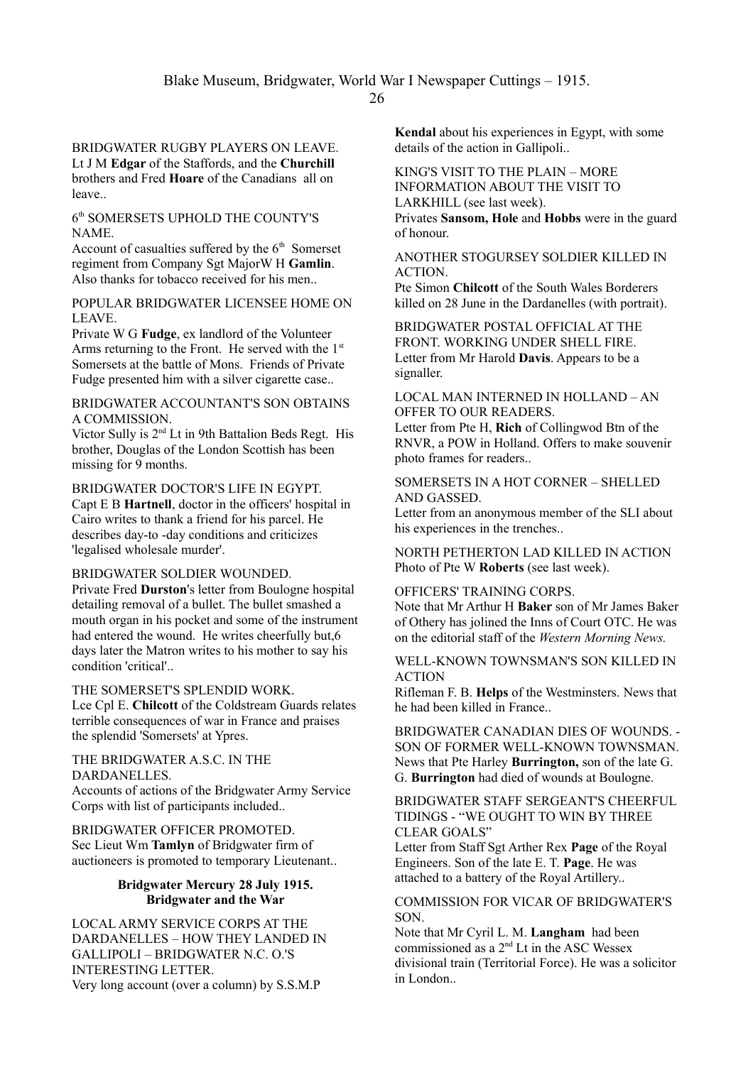BRIDGWATER RUGBY PLAYERS ON LEAVE.
Lt J M **Edgar** of the Staffords, and the **Churchill** brothers and Fred **Hoare** of the Canadians all on leave..

6th SOMERSETS UPHOLD THE COUNTY'S NAME.
Account of casualties suffered by the 6th Somerset regiment from Company Sgt MajorW H **Gamlin**. Also thanks for tobacco received for his men..

POPULAR BRIDGWATER LICENSEE HOME ON LEAVE.
Private W G **Fudge**, ex landlord of the Volunteer Arms returning to the Front. He served with the 1st Somersets at the battle of Mons. Friends of Private Fudge presented him with a silver cigarette case..

BRIDGWATER ACCOUNTANT'S SON OBTAINS A COMMISSION.
Victor Sully is 2nd Lt in 9th Battalion Beds Regt. His brother, Douglas of the London Scottish has been missing for 9 months.

BRIDGWATER DOCTOR'S LIFE IN EGYPT.
Capt E B **Hartnell**, doctor in the officers' hospital in Cairo writes to thank a friend for his parcel. He describes day-to -day conditions and criticizes 'legalised wholesale murder'.

BRIDGWATER SOLDIER WOUNDED.
Private Fred **Durston**'s letter from Boulogne hospital detailing removal of a bullet. The bullet smashed a mouth organ in his pocket and some of the instrument had entered the wound. He writes cheerfully but,6 days later the Matron writes to his mother to say his condition 'critical'..

THE SOMERSET'S SPLENDID WORK.
Lce Cpl E. **Chilcott** of the Coldstream Guards relates terrible consequences of war in France and praises the splendid 'Somersets' at Ypres.

THE BRIDGWATER A.S.C. IN THE DARDANELLES.
Accounts of actions of the Bridgwater Army Service Corps with list of participants included..

BRIDGWATER OFFICER PROMOTED.
Sec Lieut Wm **Tamlyn** of Bridgwater firm of auctioneers is promoted to temporary Lieutenant..

**Bridgwater Mercury 28 July 1915.**
**Bridgwater and the War**

LOCAL ARMY SERVICE CORPS AT THE DARDANELLES – HOW THEY LANDED IN GALLIPOLI – BRIDGWATER N.C. O.'S INTERESTING LETTER.
Very long account (over a column) by S.S.M.P **Kendal** about his experiences in Egypt, with some details of the action in Gallipoli..

KING'S VISIT TO THE PLAIN – MORE INFORMATION ABOUT THE VISIT TO LARKHILL (see last week).
Privates **Sansom, Hole** and **Hobbs** were in the guard of honour.

ANOTHER STOGURSEY SOLDIER KILLED IN ACTION.
Pte Simon **Chilcott** of the South Wales Borderers killed on 28 June in the Dardanelles (with portrait).

BRIDGWATER POSTAL OFFICIAL AT THE FRONT. WORKING UNDER SHELL FIRE.
Letter from Mr Harold **Davis**. Appears to be a signaller.

LOCAL MAN INTERNED IN HOLLAND – AN OFFER TO OUR READERS.
Letter from Pte H, **Rich** of Collingwod Btn of the RNVR, a POW in Holland. Offers to make souvenir photo frames for readers..

SOMERSETS IN A HOT CORNER – SHELLED AND GASSED.
Letter from an anonymous member of the SLI about his experiences in the trenches..

NORTH PETHERTON LAD KILLED IN ACTION
Photo of Pte W **Roberts** (see last week).

OFFICERS' TRAINING CORPS.
Note that Mr Arthur H **Baker** son of Mr James Baker of Othery has jolined the Inns of Court OTC. He was on the editorial staff of the *Western Morning News.*

WELL-KNOWN TOWNSMAN'S SON KILLED IN ACTION
Rifleman F. B. **Helps** of the Westminsters. News that he had been killed in France..

BRIDGWATER CANADIAN DIES OF WOUNDS. - SON OF FORMER WELL-KNOWN TOWNSMAN.
News that Pte Harley **Burrington,** son of the late G. G. **Burrington** had died of wounds at Boulogne.

BRIDGWATER STAFF SERGEANT'S CHEERFUL TIDINGS - "WE OUGHT TO WIN BY THREE CLEAR GOALS"
Letter from Staff Sgt Arther Rex **Page** of the Royal Engineers. Son of the late E. T. **Page**. He was attached to a battery of the Royal Artillery..

COMMISSION FOR VICAR OF BRIDGWATER'S SON.
Note that Mr Cyril L. M. **Langham** had been commissioned as a 2nd Lt in the ASC Wessex divisional train (Territorial Force). He was a solicitor in London..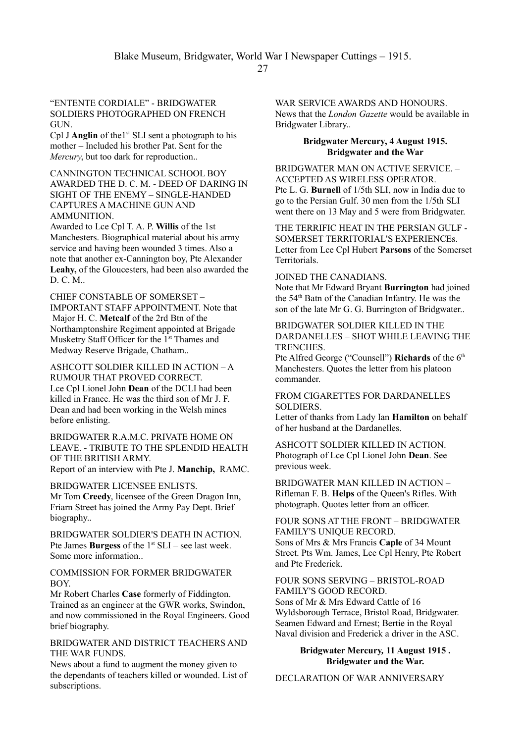"ENTENTE CORDIALE" - BRIDGWATER SOLDIERS PHOTOGRAPHED ON FRENCH GUN.

Cpl J **Anglin** of the1st SLI sent a photograph to his mother – Included his brother Pat. Sent for the *Mercury*, but too dark for reproduction..

CANNINGTON TECHNICAL SCHOOL BOY AWARDED THE D. C. M. - DEED OF DARING IN SIGHT OF THE ENEMY – SINGLE-HANDED CAPTURES A MACHINE GUN AND AMMUNITION.

Awarded to Lce Cpl T. A. P. **Willis** of the 1st Manchesters. Biographical material about his army service and having been wounded 3 times. Also a note that another ex-Cannington boy, Pte Alexander **Leahy,** of the Gloucesters, had been also awarded the D. C. M..

CHIEF CONSTABLE OF SOMERSET – IMPORTANT STAFF APPOINTMENT. Note that Major H. C. **Metcalf** of the 2rd Btn of the Northamptonshire Regiment appointed at Brigade Musketry Staff Officer for the 1st Thames and Medway Reserve Brigade, Chatham..

ASHCOTT SOLDIER KILLED IN ACTION – A RUMOUR THAT PROVED CORRECT.

Lce Cpl Lionel John **Dean** of the DCLI had been killed in France. He was the third son of Mr J. F. Dean and had been working in the Welsh mines before enlisting.

BRIDGWATER R.A.M.C. PRIVATE HOME ON LEAVE. - TRIBUTE TO THE SPLENDID HEALTH OF THE BRITISH ARMY.

Report of an interview with Pte J. **Manchip,** RAMC.

BRIDGWATER LICENSEE ENLISTS.

Mr Tom **Creedy**, licensee of the Green Dragon Inn, Friarn Street has joined the Army Pay Dept. Brief biography..

BRIDGWATER SOLDIER'S DEATH IN ACTION.

Pte James **Burgess** of the 1st SLI – see last week. Some more information..

COMMISSION FOR FORMER BRIDGWATER BOY.

Mr Robert Charles **Case** formerly of Fiddington. Trained as an engineer at the GWR works, Swindon, and now commissioned in the Royal Engineers. Good brief biography.

BRIDGWATER AND DISTRICT TEACHERS AND THE WAR FUNDS.

News about a fund to augment the money given to the dependants of teachers killed or wounded. List of subscriptions.

WAR SERVICE AWARDS AND HONOURS.

News that the *London Gazette* would be available in Bridgwater Library..

**Bridgwater Mercury, 4 August 1915.**
**Bridgwater and the War**

BRIDGWATER MAN ON ACTIVE SERVICE. – ACCEPTED AS WIRELESS OPERATOR.

Pte L. G. **Burnell** of 1/5th SLI, now in India due to go to the Persian Gulf. 30 men from the 1/5th SLI went there on 13 May and 5 were from Bridgwater.

THE TERRIFIC HEAT IN THE PERSIAN GULF - SOMERSET TERRITORIAL'S EXPERIENCEs.

Letter from Lce Cpl Hubert **Parsons** of the Somerset Territorials.

JOINED THE CANADIANS.

Note that Mr Edward Bryant **Burrington** had joined the 54th Batn of the Canadian Infantry. He was the son of the late Mr G. G. Burrington of Bridgwater..

BRIDGWATER SOLDIER KILLED IN THE DARDANELLES – SHOT WHILE LEAVING THE TRENCHES.

Pte Alfred George ("Counsell") **Richards** of the 6th Manchesters. Quotes the letter from his platoon commander.

FROM CIGARETTES FOR DARDANELLES SOLDIERS.

Letter of thanks from Lady Ian **Hamilton** on behalf of her husband at the Dardanelles.

ASHCOTT SOLDIER KILLED IN ACTION.

Photograph of Lce Cpl Lionel John **Dean**. See previous week.

BRIDGWATER MAN KILLED IN ACTION – Rifleman F. B. **Helps** of the Queen's Rifles. With photograph. Quotes letter from an officer.

FOUR SONS AT THE FRONT – BRIDGWATER FAMILY'S UNIQUE RECORD.

Sons of Mrs & Mrs Francis **Caple** of 34 Mount Street. Pts Wm. James, Lce Cpl Henry, Pte Robert and Pte Frederick.

FOUR SONS SERVING – BRISTOL-ROAD FAMILY'S GOOD RECORD.

Sons of Mr & Mrs Edward Cattle of 16 Wyldsborough Terrace, Bristol Road, Bridgwater. Seamen Edward and Ernest; Bertie in the Royal Naval division and Frederick a driver in the ASC.

**Bridgwater Mercury, 11 August 1915 .**
**Bridgwater and the War.**

DECLARATION OF WAR ANNIVERSARY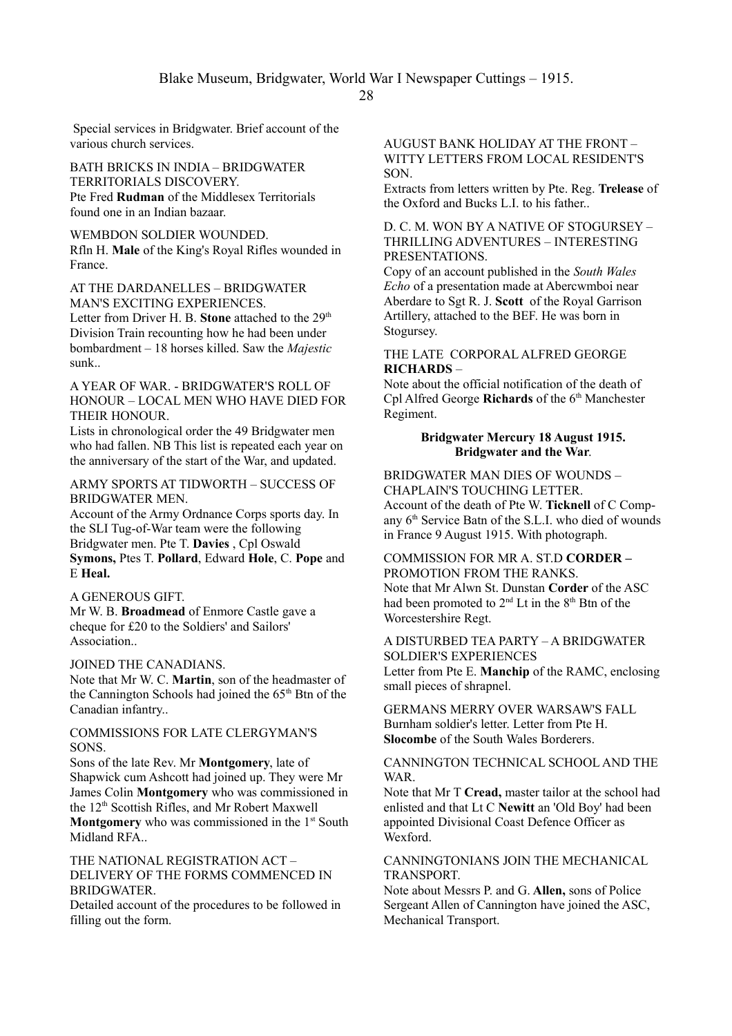Special services in Bridgwater. Brief account of the various church services.

BATH BRICKS IN INDIA – BRIDGWATER TERRITORIALS DISCOVERY.
Pte Fred **Rudman** of the Middlesex Territorials found one in an Indian bazaar.

WEMBDON SOLDIER WOUNDED.
Rfln H. **Male** of the King's Royal Rifles wounded in France.

AT THE DARDANELLES – BRIDGWATER MAN'S EXCITING EXPERIENCES.
Letter from Driver H. B. **Stone** attached to the 29th Division Train recounting how he had been under bombardment – 18 horses killed. Saw the *Majestic* sunk..

A YEAR OF WAR. - BRIDGWATER'S ROLL OF HONOUR – LOCAL MEN WHO HAVE DIED FOR THEIR HONOUR.
Lists in chronological order the 49 Bridgwater men who had fallen. NB This list is repeated each year on the anniversary of the start of the War, and updated.

ARMY SPORTS AT TIDWORTH – SUCCESS OF BRIDGWATER MEN.
Account of the Army Ordnance Corps sports day. In the SLI Tug-of-War team were the following Bridgwater men. Pte T. **Davies** , Cpl Oswald **Symons,** Ptes T. **Pollard**, Edward **Hole**, C. **Pope** and E **Heal.**

A GENEROUS GIFT.
Mr W. B. **Broadmead** of Enmore Castle gave a cheque for £20 to the Soldiers' and Sailors' Association..

JOINED THE CANADIANS.
Note that Mr W. C. **Martin**, son of the headmaster of the Cannington Schools had joined the 65th Btn of the Canadian infantry..

COMMISSIONS FOR LATE CLERGYMAN'S SONS.
Sons of the late Rev. Mr **Montgomery**, late of Shapwick cum Ashcott had joined up. They were Mr James Colin **Montgomery** who was commissioned in the 12th Scottish Rifles, and Mr Robert Maxwell **Montgomery** who was commissioned in the 1st South Midland RFA..

THE NATIONAL REGISTRATION ACT – DELIVERY OF THE FORMS COMMENCED IN BRIDGWATER.
Detailed account of the procedures to be followed in filling out the form.

AUGUST BANK HOLIDAY AT THE FRONT – WITTY LETTERS FROM LOCAL RESIDENT'S SON.
Extracts from letters written by Pte. Reg. **Trelease** of the Oxford and Bucks L.I. to his father..

D. C. M. WON BY A NATIVE OF STOGURSEY – THRILLING ADVENTURES – INTERESTING PRESENTATIONS.
Copy of an account published in the *South Wales Echo* of a presentation made at Abercwmboi near Aberdare to Sgt R. J. **Scott** of the Royal Garrison Artillery, attached to the BEF. He was born in Stogursey.

THE LATE CORPORAL ALFRED GEORGE **RICHARDS** –
Note about the official notification of the death of Cpl Alfred George **Richards** of the 6th Manchester Regiment.

**Bridgwater Mercury 18 August 1915.**
**Bridgwater and the War**.

BRIDGWATER MAN DIES OF WOUNDS – CHAPLAIN'S TOUCHING LETTER.
Account of the death of Pte W. **Ticknell** of C Company 6th Service Batn of the S.L.I. who died of wounds in France 9 August 1915. With photograph.

COMMISSION FOR MR A. ST.D **CORDER –** PROMOTION FROM THE RANKS.
Note that Mr Alwn St. Dunstan **Corder** of the ASC had been promoted to 2nd Lt in the 8th Btn of the Worcestershire Regt.

A DISTURBED TEA PARTY – A BRIDGWATER SOLDIER'S EXPERIENCES
Letter from Pte E. **Manchip** of the RAMC, enclosing small pieces of shrapnel.

GERMANS MERRY OVER WARSAW'S FALL
Burnham soldier's letter. Letter from Pte H. **Slocombe** of the South Wales Borderers.

CANNINGTON TECHNICAL SCHOOL AND THE WAR.
Note that Mr T **Cread,** master tailor at the school had enlisted and that Lt C **Newitt** an 'Old Boy' had been appointed Divisional Coast Defence Officer as Wexford.

CANNINGTONIANS JOIN THE MECHANICAL TRANSPORT.
Note about Messrs P. and G. **Allen,** sons of Police Sergeant Allen of Cannington have joined the ASC, Mechanical Transport.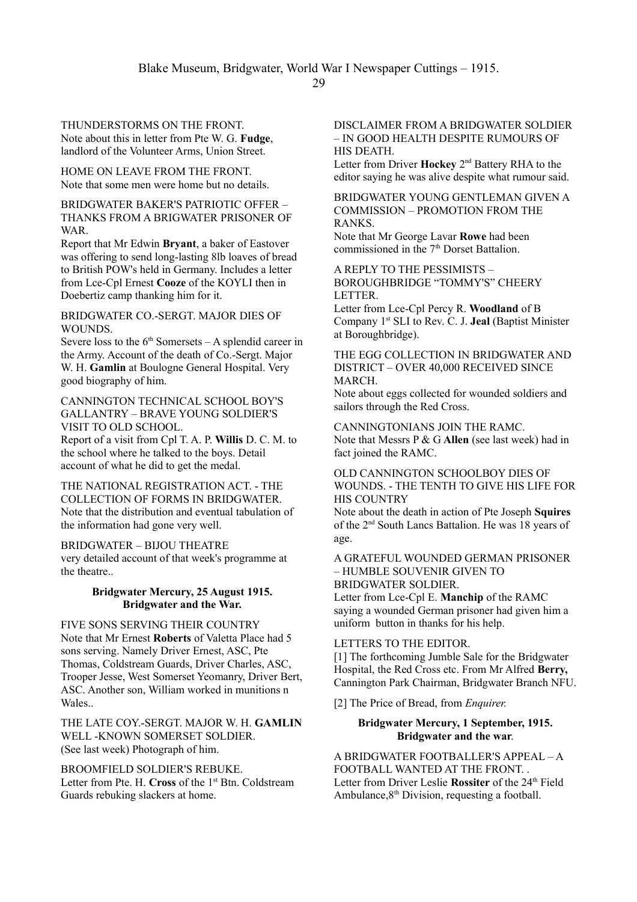THUNDERSTORMS ON THE FRONT.
Note about this in letter from Pte W. G. **Fudge**, landlord of the Volunteer Arms, Union Street.

HOME ON LEAVE FROM THE FRONT.
Note that some men were home but no details.

BRIDGWATER BAKER'S PATRIOTIC OFFER – THANKS FROM A BRIGWATER PRISONER OF WAR.
Report that Mr Edwin **Bryant**, a baker of Eastover was offering to send long-lasting 8lb loaves of bread to British POW's held in Germany. Includes a letter from Lce-Cpl Ernest **Cooze** of the KOYLI then in Doebertiz camp thanking him for it.

BRIDGWATER CO.-SERGT. MAJOR DIES OF WOUNDS.
Severe loss to the 6th Somersets – A splendid career in the Army. Account of the death of Co.-Sergt. Major W. H. **Gamlin** at Boulogne General Hospital. Very good biography of him.

CANNINGTON TECHNICAL SCHOOL BOY'S GALLANTRY – BRAVE YOUNG SOLDIER'S VISIT TO OLD SCHOOL.
Report of a visit from Cpl T. A. P. **Willis** D. C. M. to the school where he talked to the boys. Detail account of what he did to get the medal.

THE NATIONAL REGISTRATION ACT. - THE COLLECTION OF FORMS IN BRIDGWATER.
Note that the distribution and eventual tabulation of the information had gone very well.

BRIDGWATER – BIJOU THEATRE
very detailed account of that week's programme at the theatre..

**Bridgwater Mercury, 25 August 1915.**
**Bridgwater and the War.**

FIVE SONS SERVING THEIR COUNTRY
Note that Mr Ernest **Roberts** of Valetta Place had 5 sons serving. Namely Driver Ernest, ASC, Pte Thomas, Coldstream Guards, Driver Charles, ASC, Trooper Jesse, West Somerset Yeomanry, Driver Bert, ASC. Another son, William worked in munitions n Wales..

THE LATE COY.-SERGT. MAJOR W. H. **GAMLIN** WELL -KNOWN SOMERSET SOLDIER.
(See last week) Photograph of him.

BROOMFIELD SOLDIER'S REBUKE.
Letter from Pte. H. **Cross** of the 1st Btn. Coldstream Guards rebuking slackers at home.

DISCLAIMER FROM A BRIDGWATER SOLDIER – IN GOOD HEALTH DESPITE RUMOURS OF HIS DEATH.
Letter from Driver **Hockey** 2nd Battery RHA to the editor saying he was alive despite what rumour said.

BRIDGWATER YOUNG GENTLEMAN GIVEN A COMMISSION – PROMOTION FROM THE RANKS.
Note that Mr George Lavar **Rowe** had been commissioned in the 7th Dorset Battalion.

A REPLY TO THE PESSIMISTS – BOROUGHBRIDGE "TOMMY'S" CHEERY LETTER.
Letter from Lce-Cpl Percy R. **Woodland** of B Company 1st SLI to Rev. C. J. **Jeal** (Baptist Minister at Boroughbridge).

THE EGG COLLECTION IN BRIDGWATER AND DISTRICT – OVER 40,000 RECEIVED SINCE MARCH.
Note about eggs collected for wounded soldiers and sailors through the Red Cross.

CANNINGTONIANS JOIN THE RAMC.
Note that Messrs P & G **Allen** (see last week) had in fact joined the RAMC.

OLD CANNINGTON SCHOOLBOY DIES OF WOUNDS. - THE TENTH TO GIVE HIS LIFE FOR HIS COUNTRY
Note about the death in action of Pte Joseph **Squires** of the 2nd South Lancs Battalion. He was 18 years of age.

A GRATEFUL WOUNDED GERMAN PRISONER – HUMBLE SOUVENIR GIVEN TO BRIDGWATER SOLDIER.
Letter from Lce-Cpl E. **Manchip** of the RAMC saying a wounded German prisoner had given him a uniform button in thanks for his help.

LETTERS TO THE EDITOR.
[1] The forthcoming Jumble Sale for the Bridgwater Hospital, the Red Cross etc. From Mr Alfred **Berry,** Cannington Park Chairman, Bridgwater Branch NFU.

[2] The Price of Bread, from *Enquirer.*

**Bridgwater Mercury, 1 September, 1915.**
**Bridgwater and the war**.

A BRIDGWATER FOOTBALLER'S APPEAL – A FOOTBALL WANTED AT THE FRONT. .
Letter from Driver Leslie **Rossiter** of the 24th Field Ambulance,8th Division, requesting a football.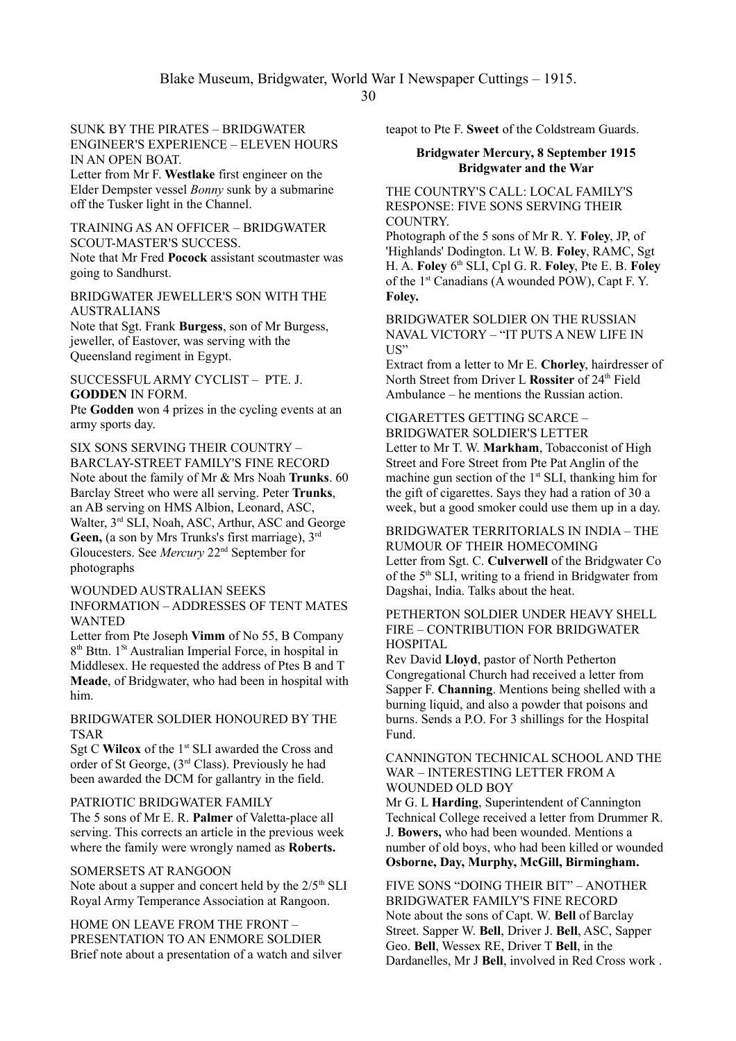SUNK BY THE PIRATES – BRIDGWATER ENGINEER'S EXPERIENCE – ELEVEN HOURS IN AN OPEN BOAT.

Letter from Mr F. **Westlake** first engineer on the Elder Dempster vessel *Bonny* sunk by a submarine off the Tusker light in the Channel.

TRAINING AS AN OFFICER – BRIDGWATER SCOUT-MASTER'S SUCCESS.

Note that Mr Fred **Pocock** assistant scoutmaster was going to Sandhurst.

BRIDGWATER JEWELLER'S SON WITH THE AUSTRALIANS

Note that Sgt. Frank **Burgess**, son of Mr Burgess, jeweller, of Eastover, was serving with the Queensland regiment in Egypt.

SUCCESSFUL ARMY CYCLIST – PTE. J. **GODDEN** IN FORM.

Pte **Godden** won 4 prizes in the cycling events at an army sports day.

SIX SONS SERVING THEIR COUNTRY – BARCLAY-STREET FAMILY'S FINE RECORD

Note about the family of Mr & Mrs Noah **Trunks**. 60 Barclay Street who were all serving. Peter **Trunks**, an AB serving on HMS Albion, Leonard, ASC, Walter, 3rd SLI, Noah, ASC, Arthur, ASC and George **Geen,** (a son by Mrs Trunks's first marriage), 3rd Gloucesters. See *Mercury* 22nd September for photographs

WOUNDED AUSTRALIAN SEEKS INFORMATION – ADDRESSES OF TENT MATES WANTED

Letter from Pte Joseph **Vimm** of No 55, B Company 8th Bttn. 1St Australian Imperial Force, in hospital in Middlesex. He requested the address of Ptes B and T **Meade**, of Bridgwater, who had been in hospital with him.

BRIDGWATER SOLDIER HONOURED BY THE TSAR

Sgt C **Wilcox** of the 1st SLI awarded the Cross and order of St George, (3rd Class). Previously he had been awarded the DCM for gallantry in the field.

PATRIOTIC BRIDGWATER FAMILY

The 5 sons of Mr E. R. **Palmer** of Valetta-place all serving. This corrects an article in the previous week where the family were wrongly named as **Roberts.**

SOMERSETS AT RANGOON

Note about a supper and concert held by the 2/5th SLI Royal Army Temperance Association at Rangoon.

HOME ON LEAVE FROM THE FRONT – PRESENTATION TO AN ENMORE SOLDIER

Brief note about a presentation of a watch and silver teapot to Pte F. **Sweet** of the Coldstream Guards.

**Bridgwater Mercury, 8 September 1915**
**Bridgwater and the War**

THE COUNTRY'S CALL: LOCAL FAMILY'S RESPONSE: FIVE SONS SERVING THEIR COUNTRY.

Photograph of the 5 sons of Mr R. Y. **Foley**, JP, of 'Highlands' Dodington. Lt W. B. **Foley**, RAMC, Sgt H. A. **Foley** 6th SLI, Cpl G. R. **Foley**, Pte E. B. **Foley** of the 1st Canadians (A wounded POW), Capt F. Y. **Foley.**

BRIDGWATER SOLDIER ON THE RUSSIAN NAVAL VICTORY – "IT PUTS A NEW LIFE IN US"

Extract from a letter to Mr E. **Chorley**, hairdresser of North Street from Driver L **Rossiter** of 24th Field Ambulance – he mentions the Russian action.

CIGARETTES GETTING SCARCE – BRIDGWATER SOLDIER'S LETTER

Letter to Mr T. W. **Markham**, Tobacconist of High Street and Fore Street from Pte Pat Anglin of the machine gun section of the 1st SLI, thanking him for the gift of cigarettes. Says they had a ration of 30 a week, but a good smoker could use them up in a day.

BRIDGWATER TERRITORIALS IN INDIA – THE RUMOUR OF THEIR HOMECOMING

Letter from Sgt. C. **Culverwell** of the Bridgwater Co of the 5th SLI, writing to a friend in Bridgwater from Dagshai, India. Talks about the heat.

PETHERTON SOLDIER UNDER HEAVY SHELL FIRE – CONTRIBUTION FOR BRIDGWATER HOSPITAL

Rev David **Lloyd**, pastor of North Petherton Congregational Church had received a letter from Sapper F. **Channing**. Mentions being shelled with a burning liquid, and also a powder that poisons and burns. Sends a P.O. For 3 shillings for the Hospital Fund.

CANNINGTON TECHNICAL SCHOOL AND THE WAR – INTERESTING LETTER FROM A WOUNDED OLD BOY

Mr G. L **Harding**, Superintendent of Cannington Technical College received a letter from Drummer R. J. **Bowers,** who had been wounded. Mentions a number of old boys, who had been killed or wounded **Osborne, Day, Murphy, McGill, Birmingham.**

FIVE SONS "DOING THEIR BIT" – ANOTHER BRIDGWATER FAMILY'S FINE RECORD

Note about the sons of Capt. W. **Bell** of Barclay Street. Sapper W. **Bell**, Driver J. **Bell**, ASC, Sapper Geo. **Bell**, Wessex RE, Driver T **Bell**, in the Dardanelles, Mr J **Bell**, involved in Red Cross work .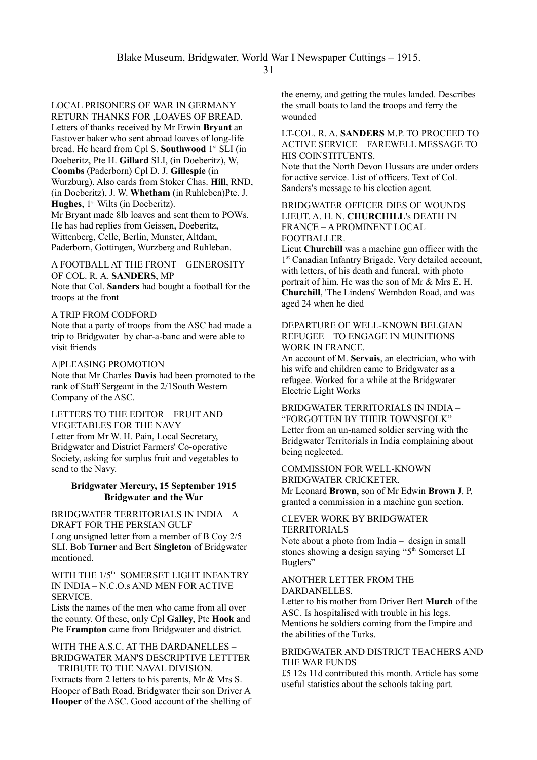LOCAL PRISONERS OF WAR IN GERMANY – RETURN THANKS FOR ,LOAVES OF BREAD.
Letters of thanks received by Mr Erwin **Bryant** an Eastover baker who sent abroad loaves of long-life bread. He heard from Cpl S. **Southwood** 1st SLI (in Doeberitz, Pte H. **Gillard** SLI, (in Doeberitz), W, **Coombs** (Paderborn) Cpl D. J. **Gillespie** (in Wurzburg). Also cards from Stoker Chas. **Hill**, RND, (in Doeberitz), J. W. **Whetham** (in Ruhleben)Pte. J. **Hughes**, 1st Wilts (in Doeberitz).
Mr Bryant made 8lb loaves and sent them to POWs. He has had replies from Geissen, Doeberitz, Wittenberg, Celle, Berlin, Munster, Altdam, Paderborn, Gottingen, Wurzberg and Ruhleban.

A FOOTBALL AT THE FRONT – GENEROSITY OF COL. R. A. **SANDERS**, MP
Note that Col. **Sanders** had bought a football for the troops at the front

A TRIP FROM CODFORD
Note that a party of troops from the ASC had made a trip to Bridgwater by char-a-banc and were able to visit friends

A|PLEASING PROMOTION
Note that Mr Charles **Davis** had been promoted to the rank of Staff Sergeant in the 2/1South Western Company of the ASC.

LETTERS TO THE EDITOR – FRUIT AND VEGETABLES FOR THE NAVY
Letter from Mr W. H. Pain, Local Secretary, Bridgwater and District Farmers' Co-operative Society, asking for surplus fruit and vegetables to send to the Navy.

**Bridgwater Mercury, 15 September 1915**
**Bridgwater and the War**

BRIDGWATER TERRITORIALS IN INDIA – A DRAFT FOR THE PERSIAN GULF
Long unsigned letter from a member of B Coy 2/5 SLI. Bob **Turner** and Bert **Singleton** of Bridgwater mentioned.

WITH THE 1/5th SOMERSET LIGHT INFANTRY IN INDIA – N.C.O.s AND MEN FOR ACTIVE SERVICE.
Lists the names of the men who came from all over the county. Of these, only Cpl **Galley**, Pte **Hook** and Pte **Frampton** came from Bridgwater and district.

WITH THE A.S.C. AT THE DARDANELLES – BRIDGWATER MAN'S DESCRIPTIVE LETTTER – TRIBUTE TO THE NAVAL DIVISION.
Extracts from 2 letters to his parents, Mr & Mrs S. Hooper of Bath Road, Bridgwater their son Driver A **Hooper** of the ASC. Good account of the shelling of the enemy, and getting the mules landed. Describes the small boats to land the troops and ferry the wounded

LT-COL. R. A. **SANDERS** M.P. TO PROCEED TO ACTIVE SERVICE – FAREWELL MESSAGE TO HIS COINSTITUENTS.
Note that the North Devon Hussars are under orders for active service. List of officers. Text of Col. Sanders's message to his election agent.

BRIDGWATER OFFICER DIES OF WOUNDS – LIEUT. A. H. N. **CHURCHILL**'s DEATH IN FRANCE – A PROMINENT LOCAL FOOTBALLER.
Lieut **Churchill** was a machine gun officer with the 1st Canadian Infantry Brigade. Very detailed account, with letters, of his death and funeral, with photo portrait of him. He was the son of Mr & Mrs E. H. **Churchill**, 'The Lindens' Wembdon Road, and was aged 24 when he died

DEPARTURE OF WELL-KNOWN BELGIAN REFUGEE – TO ENGAGE IN MUNITIONS WORK IN FRANCE.
An account of M. **Servais**, an electrician, who with his wife and children came to Bridgwater as a refugee. Worked for a while at the Bridgwater Electric Light Works

BRIDGWATER TERRITORIALS IN INDIA – "FORGOTTEN BY THEIR TOWNSFOLK"
Letter from an un-named soldier serving with the Bridgwater Territorials in India complaining about being neglected.

COMMISSION FOR WELL-KNOWN BRIDGWATER CRICKETER.
Mr Leonard **Brown**, son of Mr Edwin **Brown** J. P. granted a commission in a machine gun section.

CLEVER WORK BY BRIDGWATER TERRITORIALS
Note about a photo from India – design in small stones showing a design saying "5th Somerset LI Buglers"

ANOTHER LETTER FROM THE DARDANELLES.
Letter to his mother from Driver Bert **Murch** of the ASC. Is hospitalised with trouble in his legs. Mentions he soldiers coming from the Empire and the abilities of the Turks.

BRIDGWATER AND DISTRICT TEACHERS AND THE WAR FUNDS
£5 12s 11d contributed this month. Article has some useful statistics about the schools taking part.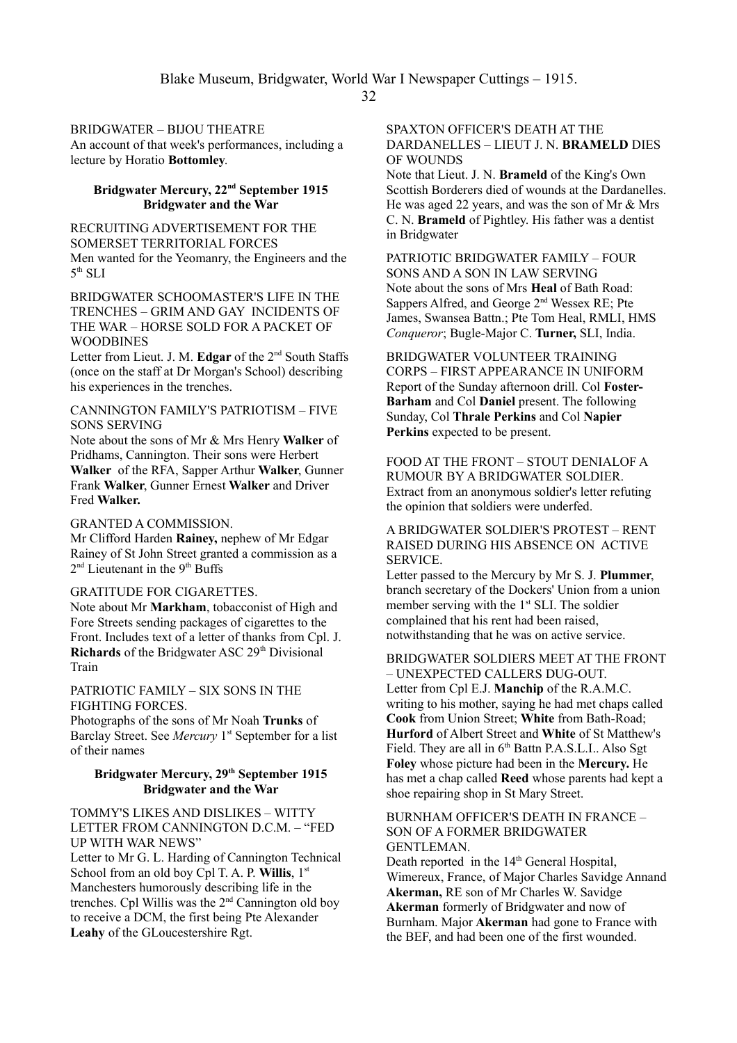BRIDGWATER – BIJOU THEATRE
An account of that week's performances, including a lecture by Horatio **Bottomley**.

### Bridgwater Mercury, 22nd September 1915
### Bridgwater and the War

RECRUITING ADVERTISEMENT FOR THE SOMERSET TERRITORIAL FORCES
Men wanted for the Yeomanry, the Engineers and the 5th SLI

BRIDGWATER SCHOOMASTER'S LIFE IN THE TRENCHES – GRIM AND GAY INCIDENTS OF THE WAR – HORSE SOLD FOR A PACKET OF WOODBINES
Letter from Lieut. J. M. **Edgar** of the 2nd South Staffs (once on the staff at Dr Morgan's School) describing his experiences in the trenches.

CANNINGTON FAMILY'S PATRIOTISM – FIVE SONS SERVING
Note about the sons of Mr & Mrs Henry **Walker** of Pridhams, Cannington. Their sons were Herbert **Walker** of the RFA, Sapper Arthur **Walker**, Gunner Frank **Walker**, Gunner Ernest **Walker** and Driver Fred **Walker.**

GRANTED A COMMISSION.
Mr Clifford Harden **Rainey,** nephew of Mr Edgar Rainey of St John Street granted a commission as a 2nd Lieutenant in the 9th Buffs

GRATITUDE FOR CIGARETTES.
Note about Mr **Markham**, tobacconist of High and Fore Streets sending packages of cigarettes to the Front. Includes text of a letter of thanks from Cpl. J. **Richards** of the Bridgwater ASC 29th Divisional Train

PATRIOTIC FAMILY – SIX SONS IN THE FIGHTING FORCES.
Photographs of the sons of Mr Noah **Trunks** of Barclay Street. See *Mercury* 1st September for a list of their names

### Bridgwater Mercury, 29th September 1915
### Bridgwater and the War

TOMMY'S LIKES AND DISLIKES – WITTY LETTER FROM CANNINGTON D.C.M. – "FED UP WITH WAR NEWS"
Letter to Mr G. L. Harding of Cannington Technical School from an old boy Cpl T. A. P. **Willis**, 1st Manchesters humorously describing life in the trenches. Cpl Willis was the 2nd Cannington old boy to receive a DCM, the first being Pte Alexander **Leahy** of the GLoucestershire Rgt.

SPAXTON OFFICER'S DEATH AT THE DARDANELLES – LIEUT J. N. **BRAMELD** DIES OF WOUNDS
Note that Lieut. J. N. **Brameld** of the King's Own Scottish Borderers died of wounds at the Dardanelles. He was aged 22 years, and was the son of Mr & Mrs C. N. **Brameld** of Pightley. His father was a dentist in Bridgwater

PATRIOTIC BRIDGWATER FAMILY – FOUR SONS AND A SON IN LAW SERVING
Note about the sons of Mrs **Heal** of Bath Road: Sappers Alfred, and George 2nd Wessex RE; Pte James, Swansea Battn.; Pte Tom Heal, RMLI, HMS *Conqueror*; Bugle-Major C. **Turner,** SLI, India.

BRIDGWATER VOLUNTEER TRAINING CORPS – FIRST APPEARANCE IN UNIFORM
Report of the Sunday afternoon drill. Col **Foster-Barham** and Col **Daniel** present. The following Sunday, Col **Thrale Perkins** and Col **Napier Perkins** expected to be present.

FOOD AT THE FRONT – STOUT DENIALOF A RUMOUR BY A BRIDGWATER SOLDIER.
Extract from an anonymous soldier's letter refuting the opinion that soldiers were underfed.

A BRIDGWATER SOLDIER'S PROTEST – RENT RAISED DURING HIS ABSENCE ON ACTIVE SERVICE.
Letter passed to the Mercury by Mr S. J. **Plummer**, branch secretary of the Dockers' Union from a union member serving with the 1st SLI. The soldier complained that his rent had been raised, notwithstanding that he was on active service.

BRIDGWATER SOLDIERS MEET AT THE FRONT – UNEXPECTED CALLERS DUG-OUT.
Letter from Cpl E.J. **Manchip** of the R.A.M.C. writing to his mother, saying he had met chaps called **Cook** from Union Street; **White** from Bath-Road; **Hurford** of Albert Street and **White** of St Matthew's Field. They are all in 6th Battn P.A.S.L.I.. Also Sgt **Foley** whose picture had been in the **Mercury.** He has met a chap called **Reed** whose parents had kept a shoe repairing shop in St Mary Street.

BURNHAM OFFICER'S DEATH IN FRANCE – SON OF A FORMER BRIDGWATER GENTLEMAN.
Death reported in the 14th General Hospital, Wimereux, France, of Major Charles Savidge Annand **Akerman,** RE son of Mr Charles W. Savidge **Akerman** formerly of Bridgwater and now of Burnham. Major **Akerman** had gone to France with the BEF, and had been one of the first wounded.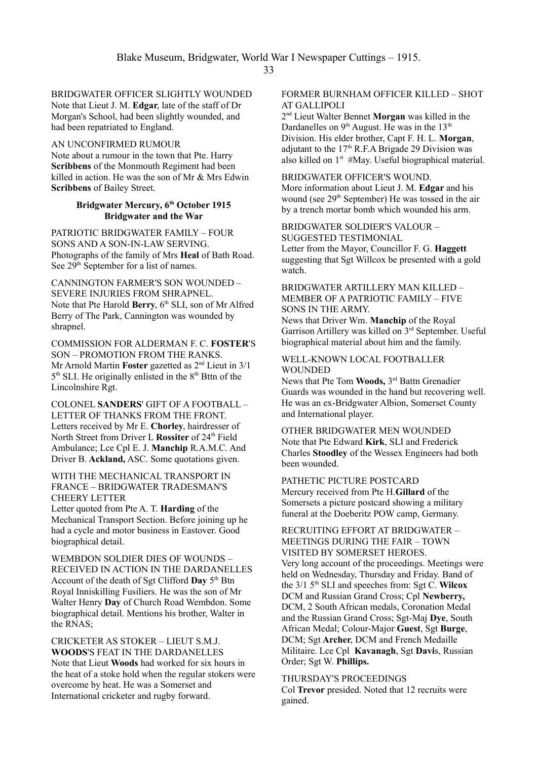BRIDGWATER OFFICER SLIGHTLY WOUNDED
Note that Lieut J. M. **Edgar**, late of the staff of Dr Morgan's School, had been slightly wounded, and had been repatriated to England.

AN UNCONFIRMED RUMOUR
Note about a rumour in the town that Pte. Harry **Scribbens** of the Monmouth Regiment had been killed in action. He was the son of Mr & Mrs Edwin **Scribbens** of Bailey Street.

**Bridgwater Mercury, 6th October 1915**
**Bridgwater and the War**

PATRIOTIC BRIDGWATER FAMILY – FOUR SONS AND A SON-IN-LAW SERVING.
Photographs of the family of Mrs **Heal** of Bath Road. See 29th September for a list of names.

CANNINGTON FARMER'S SON WOUNDED – SEVERE INJURIES FROM SHRAPNEL.
Note that Pte Harold **Berry**, 6th SLI, son of Mr Alfred Berry of The Park, Cannington was wounded by shrapnel.

COMMISSION FOR ALDERMAN F. C. **FOSTER**'S SON – PROMOTION FROM THE RANKS.
Mr Arnold Martin **Foster** gazetted as 2nd Lieut in 3/1 5th SLI. He originally enlisted in the 8th Bttn of the Lincolnshire Rgt.

COLONEL **SANDERS**' GIFT OF A FOOTBALL – LETTER OF THANKS FROM THE FRONT.
Letters received by Mr E. **Chorley**, hairdresser of North Street from Driver L **Rossiter** of 24th Field Ambulance; Lce Cpl E. J. **Manchip** R.A.M.C. And Driver B. **Ackland,** ASC. Some quotations given.

WITH THE MECHANICAL TRANSPORT IN FRANCE – BRIDGWATER TRADESMAN'S CHEERY LETTER
Letter quoted from Pte A. T. **Harding** of the Mechanical Transport Section. Before joining up he had a cycle and motor business in Eastover. Good biographical detail.

WEMBDON SOLDIER DIES OF WOUNDS – RECEIVED IN ACTION IN THE DARDANELLES
Account of the death of Sgt Clifford **Day** 5th Btn Royal Inniskilling Fusiliers. He was the son of Mr Walter Henry **Day** of Church Road Wembdon. Some biographical detail. Mentions his brother, Walter in the RNAS;

CRICKETER AS STOKER – LIEUT S.M.J. **WOODS**'S FEAT IN THE DARDANELLES
Note that Lieut **Woods** had worked for six hours in the heat of a stoke hold when the regular stokers were overcome by heat. He was a Somerset and International cricketer and rugby forward.

FORMER BURNHAM OFFICER KILLED – SHOT AT GALLIPOLI
2nd Lieut Walter Bennet **Morgan** was killed in the Dardanelles on 9th August. He was in the 13th Division. His elder brother, Capt F. H. L. **Morgan**, adjutant to the 17th R.F.A Brigade 29 Division was also killed on 1st #May. Useful biographical material.

BRIDGWATER OFFICER'S WOUND.
More information about Lieut J. M. **Edgar** and his wound (see 29th September) He was tossed in the air by a trench mortar bomb which wounded his arm.

BRIDGWATER SOLDIER'S VALOUR – SUGGESTED TESTIMONIAL
Letter from the Mayor, Councillor F. G. **Haggett** suggesting that Sgt Willcox be presented with a gold watch.

BRIDGWATER ARTILLERY MAN KILLED – MEMBER OF A PATRIOTIC FAMILY – FIVE SONS IN THE ARMY.
News that Driver Wm. **Manchip** of the Royal Garrison Artillery was killed on 3rd September. Useful biographical material about him and the family.

WELL-KNOWN LOCAL FOOTBALLER WOUNDED
News that Pte Tom **Woods,** 3rd Battn Grenadier Guards was wounded in the hand but recovering well. He was an ex-Bridgwater Albion, Somerset County and International player.

OTHER BRIDGWATER MEN WOUNDED
Note that Pte Edward **Kirk**, SLI and Frederick Charles **Stoodley** of the Wessex Engineers had both been wounded.

PATHETIC PICTURE POSTCARD
Mercury received from Pte H.**Gillard** of the Somersets a picture postcard showing a military funeral at the Doeberitz POW camp, Germany.

RECRUITING EFFORT AT BRIDGWATER – MEETINGS DURING THE FAIR – TOWN VISITED BY SOMERSET HEROES.
Very long account of the proceedings. Meetings were held on Wednesday, Thursday and Friday. Band of the 3/1 5th SLI and speeches from: Sgt C. **Wilcox** DCM and Russian Grand Cross; Cpl **Newberry,** DCM, 2 South African medals, Coronation Medal and the Russian Grand Cross; Sgt-Maj **Dye**, South African Medal; Colour-Major **Guest**, Sgt **Burge**, DCM; Sgt **Archer**, DCM and French Medaille Militaire. Lce Cpl **Kavanagh**, Sgt **Davi**s, Russian Order; Sgt W. **Phillips.**

THURSDAY'S PROCEEDINGS
Col **Trevor** presided. Noted that 12 recruits were gained.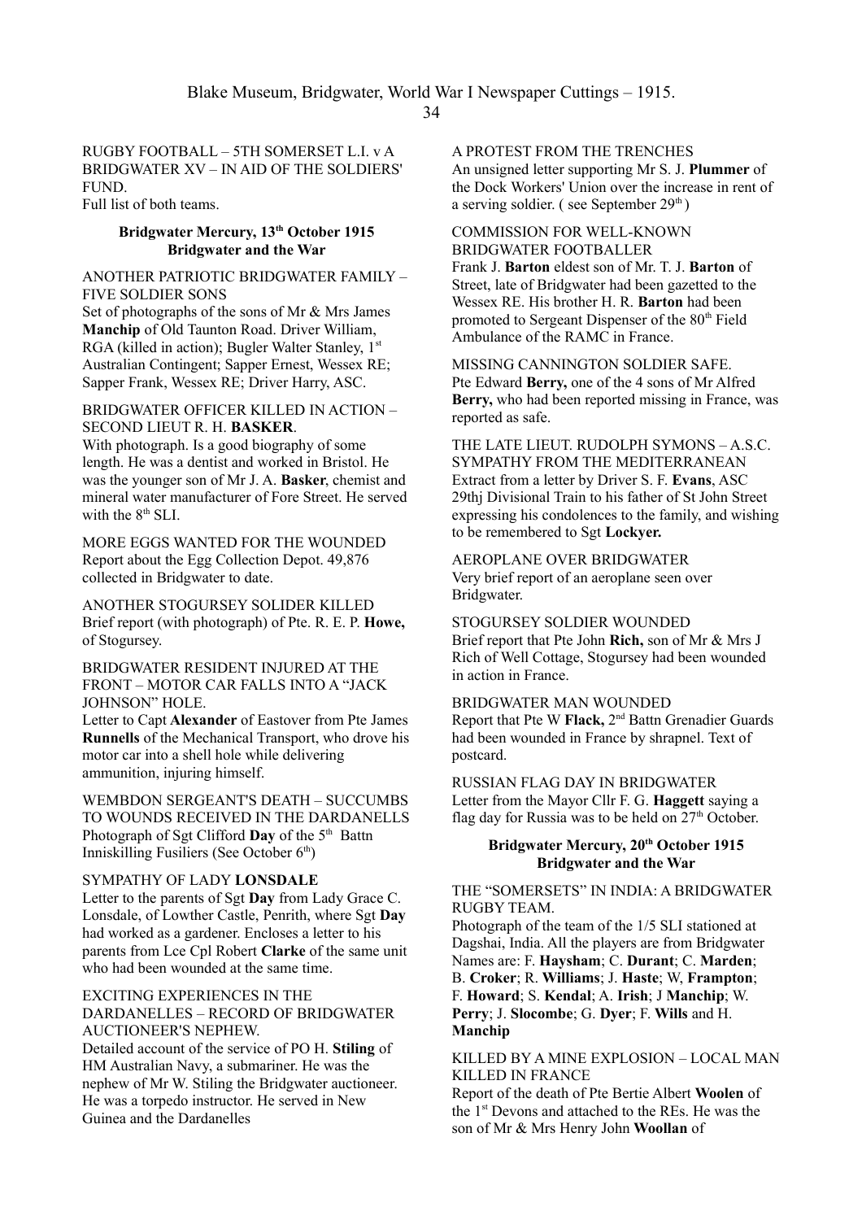RUGBY FOOTBALL – 5TH SOMERSET L.I. v A BRIDGWATER XV – IN AID OF THE SOLDIERS' FUND.
Full list of both teams.

**Bridgwater Mercury, 13th October 1915**
**Bridgwater and the War**

ANOTHER PATRIOTIC BRIDGWATER FAMILY – FIVE SOLDIER SONS
Set of photographs of the sons of Mr & Mrs James **Manchip** of Old Taunton Road. Driver William, RGA (killed in action); Bugler Walter Stanley, 1st Australian Contingent; Sapper Ernest, Wessex RE; Sapper Frank, Wessex RE; Driver Harry, ASC.

BRIDGWATER OFFICER KILLED IN ACTION – SECOND LIEUT R. H. **BASKER**.
With photograph. Is a good biography of some length. He was a dentist and worked in Bristol. He was the younger son of Mr J. A. **Basker**, chemist and mineral water manufacturer of Fore Street. He served with the 8th SLI.

MORE EGGS WANTED FOR THE WOUNDED
Report about the Egg Collection Depot. 49,876 collected in Bridgwater to date.

ANOTHER STOGURSEY SOLIDER KILLED
Brief report (with photograph) of Pte. R. E. P. **Howe,** of Stogursey.

BRIDGWATER RESIDENT INJURED AT THE FRONT – MOTOR CAR FALLS INTO A "JACK JOHNSON" HOLE.
Letter to Capt **Alexander** of Eastover from Pte James **Runnells** of the Mechanical Transport, who drove his motor car into a shell hole while delivering ammunition, injuring himself.

WEMBDON SERGEANT'S DEATH – SUCCUMBS TO WOUNDS RECEIVED IN THE DARDANELLS
Photograph of Sgt Clifford **Day** of the 5th Battn Inniskilling Fusiliers (See October 6th)

SYMPATHY OF LADY **LONSDALE**
Letter to the parents of Sgt **Day** from Lady Grace C. Lonsdale, of Lowther Castle, Penrith, where Sgt **Day** had worked as a gardener. Encloses a letter to his parents from Lce Cpl Robert **Clarke** of the same unit who had been wounded at the same time.

EXCITING EXPERIENCES IN THE DARDANELLES – RECORD OF BRIDGWATER AUCTIONEER'S NEPHEW.
Detailed account of the service of PO H. **Stiling** of HM Australian Navy, a submariner. He was the nephew of Mr W. Stiling the Bridgwater auctioneer. He was a torpedo instructor. He served in New Guinea and the Dardanelles

A PROTEST FROM THE TRENCHES
An unsigned letter supporting Mr S. J. **Plummer** of the Dock Workers' Union over the increase in rent of a serving soldier. ( see September 29th )

COMMISSION FOR WELL-KNOWN BRIDGWATER FOOTBALLER
Frank J. **Barton** eldest son of Mr. T. J. **Barton** of Street, late of Bridgwater had been gazetted to the Wessex RE. His brother H. R. **Barton** had been promoted to Sergeant Dispenser of the 80th Field Ambulance of the RAMC in France.

MISSING CANNINGTON SOLDIER SAFE.
Pte Edward **Berry,** one of the 4 sons of Mr Alfred **Berry,** who had been reported missing in France, was reported as safe.

THE LATE LIEUT. RUDOLPH SYMONS – A.S.C. SYMPATHY FROM THE MEDITERRANEAN
Extract from a letter by Driver S. F. **Evans**, ASC 29thj Divisional Train to his father of St John Street expressing his condolences to the family, and wishing to be remembered to Sgt **Lockyer.**

AEROPLANE OVER BRIDGWATER
Very brief report of an aeroplane seen over Bridgwater.

STOGURSEY SOLDIER WOUNDED
Brief report that Pte John **Rich,** son of Mr & Mrs J Rich of Well Cottage, Stogursey had been wounded in action in France.

BRIDGWATER MAN WOUNDED
Report that Pte W **Flack,** 2nd Battn Grenadier Guards had been wounded in France by shrapnel. Text of postcard.

RUSSIAN FLAG DAY IN BRIDGWATER
Letter from the Mayor Cllr F. G. **Haggett** saying a flag day for Russia was to be held on 27th October.

**Bridgwater Mercury, 20th October 1915**
**Bridgwater and the War**

THE "SOMERSETS" IN INDIA: A BRIDGWATER RUGBY TEAM.
Photograph of the team of the 1/5 SLI stationed at Dagshai, India. All the players are from Bridgwater Names are: F. **Haysham**; C. **Durant**; C. **Marden**; B. **Croker**; R. **Williams**; J. **Haste**; W, **Frampton**; F. **Howard**; S. **Kendal**; A. **Irish**; J **Manchip**; W. **Perry**; J. **Slocombe**; G. **Dyer**; F. **Wills** and H. **Manchip**

KILLED BY A MINE EXPLOSION – LOCAL MAN KILLED IN FRANCE
Report of the death of Pte Bertie Albert **Woolen** of the 1st Devons and attached to the REs. He was the son of Mr & Mrs Henry John **Woollan** of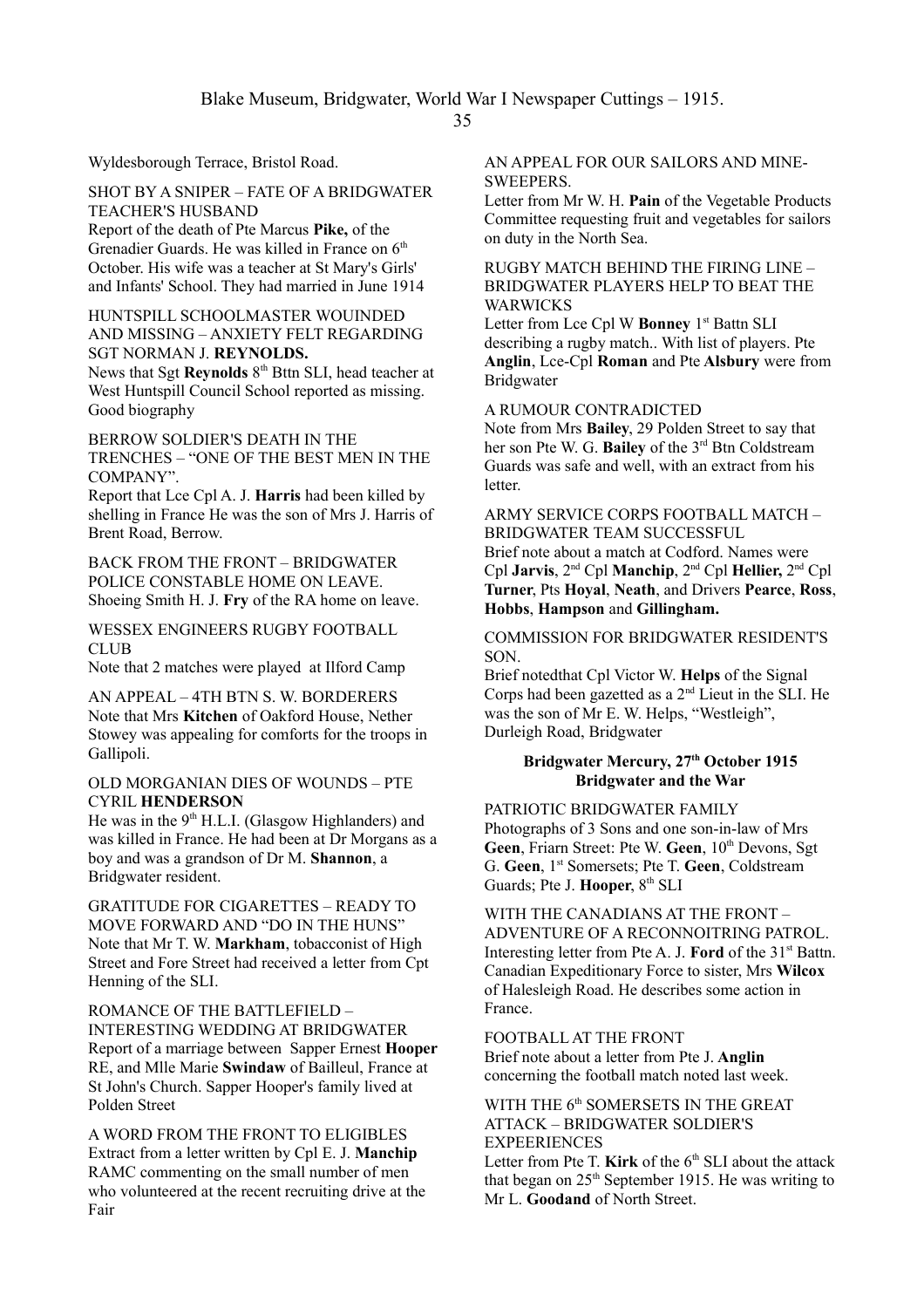Wyldesborough Terrace, Bristol Road.

SHOT BY A SNIPER – FATE OF A BRIDGWATER TEACHER'S HUSBAND

Report of the death of Pte Marcus **Pike,** of the Grenadier Guards. He was killed in France on 6th October. His wife was a teacher at St Mary's Girls' and Infants' School. They had married in June 1914

HUNTSPILL SCHOOLMASTER WOUINDED AND MISSING – ANXIETY FELT REGARDING SGT NORMAN J. **REYNOLDS.**

News that Sgt **Reynolds** 8th Bttn SLI, head teacher at West Huntspill Council School reported as missing. Good biography

BERROW SOLDIER'S DEATH IN THE TRENCHES – "ONE OF THE BEST MEN IN THE COMPANY".

Report that Lce Cpl A. J. **Harris** had been killed by shelling in France He was the son of Mrs J. Harris of Brent Road, Berrow.

BACK FROM THE FRONT – BRIDGWATER POLICE CONSTABLE HOME ON LEAVE.

Shoeing Smith H. J. **Fry** of the RA home on leave.

WESSEX ENGINEERS RUGBY FOOTBALL CLUB

Note that 2 matches were played at Ilford Camp

AN APPEAL – 4TH BTN S. W. BORDERERS

Note that Mrs **Kitchen** of Oakford House, Nether Stowey was appealing for comforts for the troops in Gallipoli.

OLD MORGANIAN DIES OF WOUNDS – PTE CYRIL **HENDERSON**

He was in the 9th H.L.I. (Glasgow Highlanders) and was killed in France. He had been at Dr Morgans as a boy and was a grandson of Dr M. **Shannon**, a Bridgwater resident.

GRATITUDE FOR CIGARETTES – READY TO MOVE FORWARD AND "DO IN THE HUNS"

Note that Mr T. W. **Markham**, tobacconist of High Street and Fore Street had received a letter from Cpt Henning of the SLI.

ROMANCE OF THE BATTLEFIELD – INTERESTING WEDDING AT BRIDGWATER

Report of a marriage between Sapper Ernest **Hooper** RE, and Mlle Marie **Swindaw** of Bailleul, France at St John's Church. Sapper Hooper's family lived at Polden Street

A WORD FROM THE FRONT TO ELIGIBLES

Extract from a letter written by Cpl E. J. **Manchip** RAMC commenting on the small number of men who volunteered at the recent recruiting drive at the Fair

AN APPEAL FOR OUR SAILORS AND MINE-SWEEPERS.

Letter from Mr W. H. **Pain** of the Vegetable Products Committee requesting fruit and vegetables for sailors on duty in the North Sea.

RUGBY MATCH BEHIND THE FIRING LINE – BRIDGWATER PLAYERS HELP TO BEAT THE WARWICKS

Letter from Lce Cpl W **Bonney** 1st Battn SLI describing a rugby match.. With list of players. Pte **Anglin**, Lce-Cpl **Roman** and Pte **Alsbury** were from Bridgwater

A RUMOUR CONTRADICTED

Note from Mrs **Bailey**, 29 Polden Street to say that her son Pte W. G. **Bailey** of the 3rd Btn Coldstream Guards was safe and well, with an extract from his letter.

ARMY SERVICE CORPS FOOTBALL MATCH – BRIDGWATER TEAM SUCCESSFUL

Brief note about a match at Codford. Names were Cpl **Jarvis**, 2nd Cpl **Manchip**, 2nd Cpl **Hellier,** 2nd Cpl **Turner**, Pts **Hoyal**, **Neath**, and Drivers **Pearce**, **Ross**, **Hobbs**, **Hampson** and **Gillingham.**

COMMISSION FOR BRIDGWATER RESIDENT'S SON.

Brief notedthat Cpl Victor W. **Helps** of the Signal Corps had been gazetted as a 2nd Lieut in the SLI. He was the son of Mr E. W. Helps, "Westleigh", Durleigh Road, Bridgwater

**Bridgwater Mercury, 27th October 1915**
**Bridgwater and the War**

PATRIOTIC BRIDGWATER FAMILY

Photographs of 3 Sons and one son-in-law of Mrs **Geen**, Friarn Street: Pte W. **Geen**, 10th Devons, Sgt G. **Geen**, 1st Somersets; Pte T. **Geen**, Coldstream Guards; Pte J. **Hooper**, 8th SLI

WITH THE CANADIANS AT THE FRONT – ADVENTURE OF A RECONNOITRING PATROL.

Interesting letter from Pte A. J. **Ford** of the 31st Battn. Canadian Expeditionary Force to sister, Mrs **Wilcox** of Halesleigh Road. He describes some action in France.

FOOTBALL AT THE FRONT

Brief note about a letter from Pte J. **Anglin** concerning the football match noted last week.

WITH THE 6th SOMERSETS IN THE GREAT ATTACK – BRIDGWATER SOLDIER'S EXPEERIENCES

Letter from Pte T. **Kirk** of the 6th SLI about the attack that began on 25th September 1915. He was writing to Mr L. **Goodand** of North Street.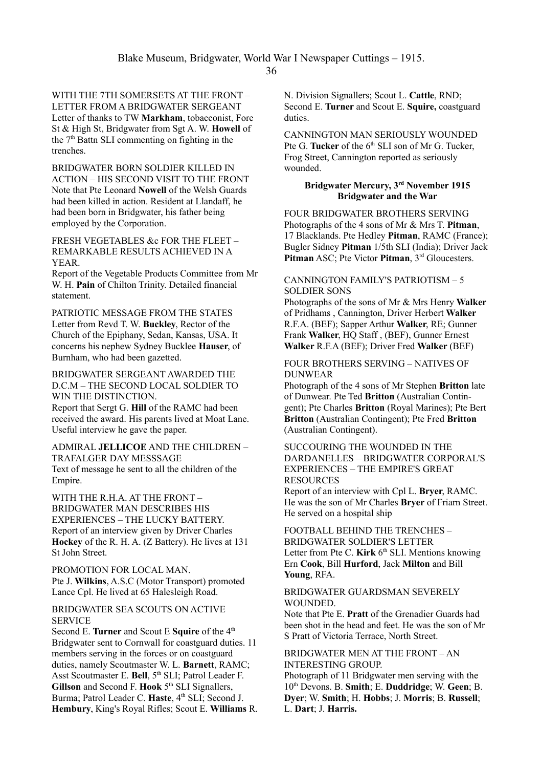WITH THE 7TH SOMERSETS AT THE FRONT – LETTER FROM A BRIDGWATER SERGEANT
Letter of thanks to TW **Markham**, tobacconist, Fore St & High St, Bridgwater from Sgt A. W. **Howell** of the 7th Battn SLI commenting on fighting in the trenches.

BRIDGWATER BORN SOLDIER KILLED IN ACTION – HIS SECOND VISIT TO THE FRONT
Note that Pte Leonard **Nowell** of the Welsh Guards had been killed in action. Resident at Llandaff, he had been born in Bridgwater, his father being employed by the Corporation.

FRESH VEGETABLES &c FOR THE FLEET – REMARKABLE RESULTS ACHIEVED IN A YEAR.
Report of the Vegetable Products Committee from Mr W. H. **Pain** of Chilton Trinity. Detailed financial statement.

PATRIOTIC MESSAGE FROM THE STATES
Letter from Revd T. W. **Buckley**, Rector of the Church of the Epiphany, Sedan, Kansas, USA. It concerns his nephew Sydney Bucklee **Hauser**, of Burnham, who had been gazetted.

BRIDGWATER SERGEANT AWARDED THE D.C.M – THE SECOND LOCAL SOLDIER TO WIN THE DISTINCTION.
Report that Sergt G. **Hill** of the RAMC had been received the award. His parents lived at Moat Lane. Useful interview he gave the paper.

ADMIRAL **JELLICOE** AND THE CHILDREN – TRAFALGER DAY MESSSAGE
Text of message he sent to all the children of the Empire.

WITH THE R.H.A. AT THE FRONT – BRIDGWATER MAN DESCRIBES HIS EXPERIENCES – THE LUCKY BATTERY.
Report of an interview given by Driver Charles **Hockey** of the R. H. A. (Z Battery). He lives at 131 St John Street.

PROMOTION FOR LOCAL MAN.
Pte J. **Wilkins**, A.S.C (Motor Transport) promoted Lance Cpl. He lived at 65 Halesleigh Road.

BRIDGWATER SEA SCOUTS ON ACTIVE SERVICE
Second E. **Turner** and Scout E **Squire** of the 4th Bridgwater sent to Cornwall for coastguard duties. 11 members serving in the forces or on coastguard duties, namely Scoutmaster W. L. **Barnett**, RAMC; Asst Scoutmaster E. **Bell**, 5th SLI; Patrol Leader F. **Gillson** and Second F. **Hook** 5th SLI Signallers, Burma; Patrol Leader C. **Haste**, 4th SLI; Second J. **Hembury**, King's Royal Rifles; Scout E. **Williams** R. N. Division Signallers; Scout L. **Cattle**, RND; Second E. **Turner** and Scout E. **Squire,** coastguard duties.

CANNINGTON MAN SERIOUSLY WOUNDED
Pte G. **Tucker** of the 6th SLI son of Mr G. Tucker, Frog Street, Cannington reported as seriously wounded.

**Bridgwater Mercury, 3rd November 1915**
**Bridgwater and the War**

FOUR BRIDGWATER BROTHERS SERVING
Photographs of the 4 sons of Mr & Mrs T. **Pitman**, 17 Blacklands. Pte Hedley **Pitman**, RAMC (France); Bugler Sidney **Pitman** 1/5th SLI (India); Driver Jack **Pitman** ASC; Pte Victor **Pitman**, 3rd Gloucesters.

CANNINGTON FAMILY'S PATRIOTISM – 5 SOLDIER SONS
Photographs of the sons of Mr & Mrs Henry **Walker** of Pridhams , Cannington, Driver Herbert **Walker** R.F.A. (BEF); Sapper Arthur **Walker**, RE; Gunner Frank **Walker**, HQ Staff , (BEF), Gunner Ernest **Walker** R.F.A (BEF); Driver Fred **Walker** (BEF)

FOUR BROTHERS SERVING – NATIVES OF DUNWEAR
Photograph of the 4 sons of Mr Stephen **Britton** late of Dunwear. Pte Ted **Britton** (Australian Contingent); Pte Charles **Britton** (Royal Marines); Pte Bert **Britton** (Australian Contingent); Pte Fred **Britton** (Australian Contingent).

SUCCOURING THE WOUNDED IN THE DARDANELLES – BRIDGWATER CORPORAL'S EXPERIENCES – THE EMPIRE'S GREAT RESOURCES
Report of an interview with Cpl L. **Bryer**, RAMC. He was the son of Mr Charles **Bryer** of Friarn Street. He served on a hospital ship

FOOTBALL BEHIND THE TRENCHES – BRIDGWATER SOLDIER'S LETTER
Letter from Pte C. **Kirk** 6th SLI. Mentions knowing Ern **Cook**, Bill **Hurford**, Jack **Milton** and Bill **Young**, RFA.

BRIDGWATER GUARDSMAN SEVERELY WOUNDED.
Note that Pte E. **Pratt** of the Grenadier Guards had been shot in the head and feet. He was the son of Mr S Pratt of Victoria Terrace, North Street.

BRIDGWATER MEN AT THE FRONT – AN INTERESTING GROUP.
Photograph of 11 Bridgwater men serving with the 10th Devons. B. **Smith**; E. **Duddridge**; W. **Geen**; B. **Dyer**; W. **Smith**; H. **Hobbs**; J. **Morris**; B. **Russell**; L. **Dart**; J. **Harris.**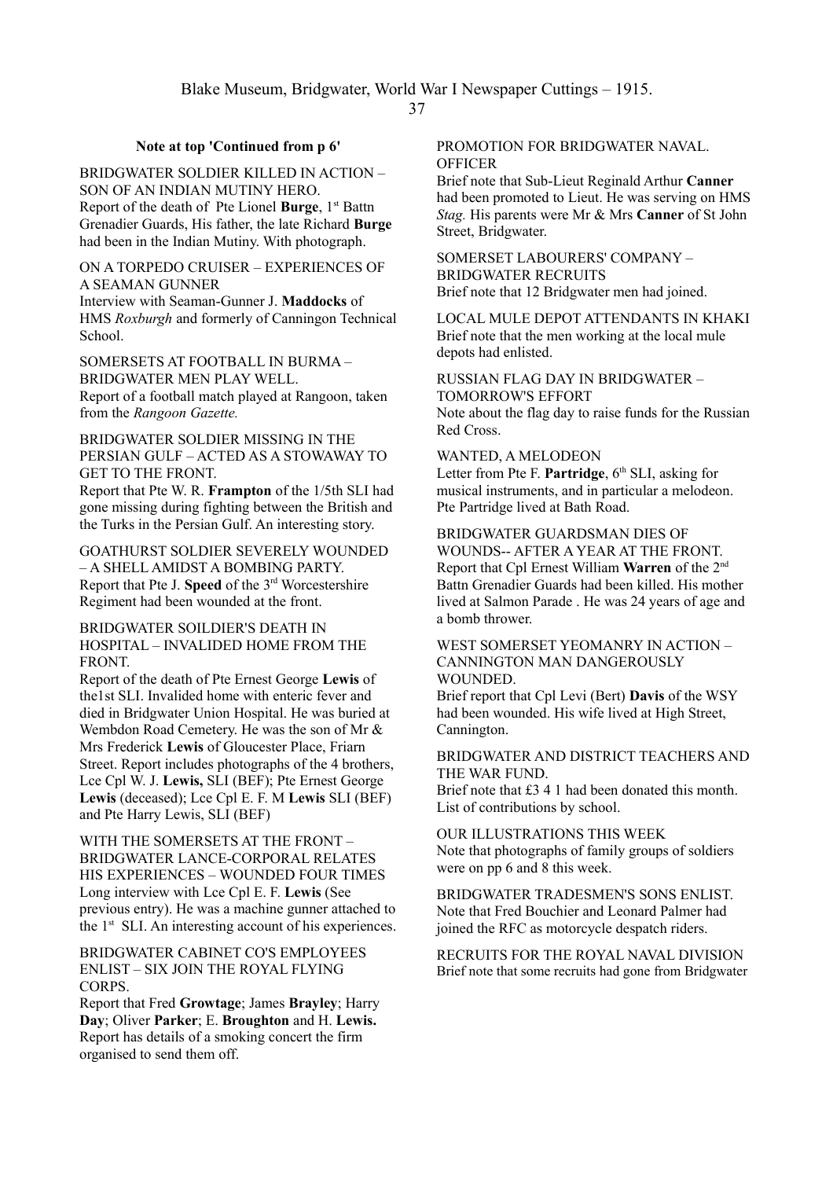**Note at top 'Continued from p 6'**

BRIDGWATER SOLDIER KILLED IN ACTION – SON OF AN INDIAN MUTINY HERO.
Report of the death of Pte Lionel **Burge**, 1st Battn Grenadier Guards, His father, the late Richard **Burge** had been in the Indian Mutiny. With photograph.

ON A TORPEDO CRUISER – EXPERIENCES OF A SEAMAN GUNNER
Interview with Seaman-Gunner J. **Maddocks** of HMS *Roxburgh* and formerly of Cannington Technical School.

SOMERSETS AT FOOTBALL IN BURMA – BRIDGWATER MEN PLAY WELL.
Report of a football match played at Rangoon, taken from the *Rangoon Gazette.*

BRIDGWATER SOLDIER MISSING IN THE PERSIAN GULF – ACTED AS A STOWAWAY TO GET TO THE FRONT.
Report that Pte W. R. **Frampton** of the 1/5th SLI had gone missing during fighting between the British and the Turks in the Persian Gulf. An interesting story.

GOATHURST SOLDIER SEVERELY WOUNDED – A SHELL AMIDST A BOMBING PARTY.
Report that Pte J. **Speed** of the 3rd Worcestershire Regiment had been wounded at the front.

BRIDGWATER SOILDIER'S DEATH IN HOSPITAL – INVALIDED HOME FROM THE FRONT.
Report of the death of Pte Ernest George **Lewis** of the1st SLI. Invalided home with enteric fever and died in Bridgwater Union Hospital. He was buried at Wembdon Road Cemetery. He was the son of Mr & Mrs Frederick **Lewis** of Gloucester Place, Friarn Street. Report includes photographs of the 4 brothers, Lce Cpl W. J. **Lewis,** SLI (BEF); Pte Ernest George **Lewis** (deceased); Lce Cpl E. F. M **Lewis** SLI (BEF) and Pte Harry Lewis, SLI (BEF)

WITH THE SOMERSETS AT THE FRONT – BRIDGWATER LANCE-CORPORAL RELATES HIS EXPERIENCES – WOUNDED FOUR TIMES
Long interview with Lce Cpl E. F. **Lewis** (See previous entry). He was a machine gunner attached to the 1st SLI. An interesting account of his experiences.

BRIDGWATER CABINET CO'S EMPLOYEES ENLIST – SIX JOIN THE ROYAL FLYING CORPS.
Report that Fred **Growtage**; James **Brayley**; Harry **Day**; Oliver **Parker**; E. **Broughton** and H. **Lewis.** Report has details of a smoking concert the firm organised to send them off.

PROMOTION FOR BRIDGWATER NAVAL. OFFICER
Brief note that Sub-Lieut Reginald Arthur **Canner** had been promoted to Lieut. He was serving on HMS *Stag.* His parents were Mr & Mrs **Canner** of St John Street, Bridgwater.

SOMERSET LABOURERS' COMPANY – BRIDGWATER RECRUITS
Brief note that 12 Bridgwater men had joined.

LOCAL MULE DEPOT ATTENDANTS IN KHAKI
Brief note that the men working at the local mule depots had enlisted.

RUSSIAN FLAG DAY IN BRIDGWATER – TOMORROW'S EFFORT
Note about the flag day to raise funds for the Russian Red Cross.

WANTED, A MELODEON
Letter from Pte F. **Partridge**, 6th SLI, asking for musical instruments, and in particular a melodeon. Pte Partridge lived at Bath Road.

BRIDGWATER GUARDSMAN DIES OF WOUNDS-- AFTER A YEAR AT THE FRONT.
Report that Cpl Ernest William **Warren** of the 2nd Battn Grenadier Guards had been killed. His mother lived at Salmon Parade . He was 24 years of age and a bomb thrower.

WEST SOMERSET YEOMANRY IN ACTION – CANNINGTON MAN DANGEROUSLY WOUNDED.
Brief report that Cpl Levi (Bert) **Davis** of the WSY had been wounded. His wife lived at High Street, Cannington.

BRIDGWATER AND DISTRICT TEACHERS AND THE WAR FUND.
Brief note that £3 4 1 had been donated this month. List of contributions by school.

OUR ILLUSTRATIONS THIS WEEK
Note that photographs of family groups of soldiers were on pp 6 and 8 this week.

BRIDGWATER TRADESMEN'S SONS ENLIST.
Note that Fred Bouchier and Leonard Palmer had joined the RFC as motorcycle despatch riders.

RECRUITS FOR THE ROYAL NAVAL DIVISION
Brief note that some recruits had gone from Bridgwater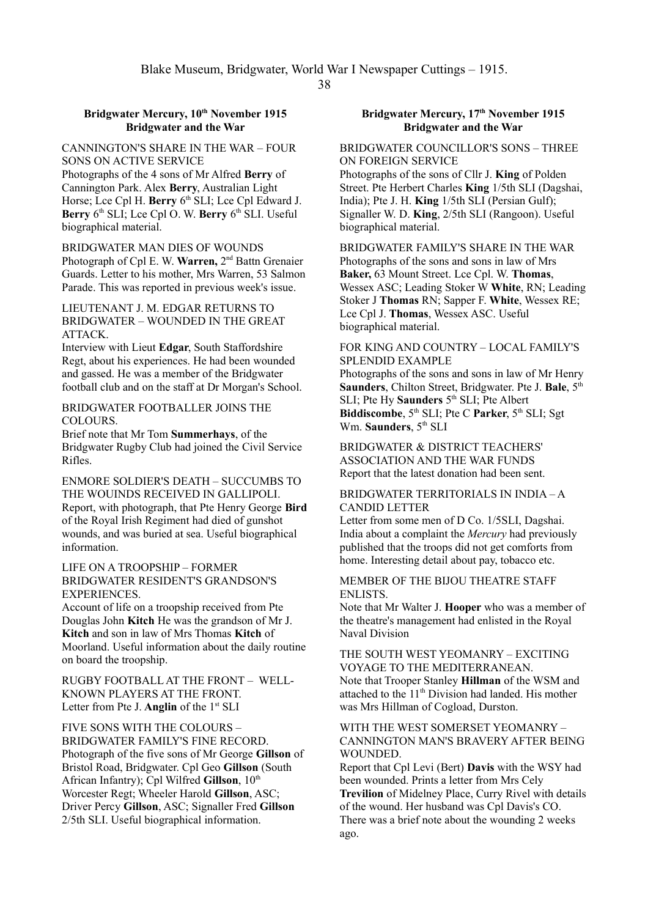### Bridgwater Mercury, 10th November 1915
### Bridgwater and the War

CANNINGTON'S SHARE IN THE WAR – FOUR SONS ON ACTIVE SERVICE
Photographs of the 4 sons of Mr Alfred **Berry** of Cannington Park. Alex **Berry**, Australian Light Horse; Lce Cpl H. **Berry** 6th SLI; Lce Cpl Edward J. **Berry** 6th SLI; Lce Cpl O. W. **Berry** 6th SLI. Useful biographical material.

BRIDGWATER MAN DIES OF WOUNDS
Photograph of Cpl E. W. **Warren,** 2nd Battn Grenaier Guards. Letter to his mother, Mrs Warren, 53 Salmon Parade. This was reported in previous week's issue.

LIEUTENANT J. M. EDGAR RETURNS TO BRIDGWATER – WOUNDED IN THE GREAT ATTACK.
Interview with Lieut **Edgar**, South Staffordshire Regt, about his experiences. He had been wounded and gassed. He was a member of the Bridgwater football club and on the staff at Dr Morgan's School.

BRIDGWATER FOOTBALLER JOINS THE COLOURS.
Brief note that Mr Tom **Summerhays**, of the Bridgwater Rugby Club had joined the Civil Service Rifles.

ENMORE SOLDIER'S DEATH – SUCCUMBS TO THE WOUINDS RECEIVED IN GALLIPOLI.
Report, with photograph, that Pte Henry George **Bird** of the Royal Irish Regiment had died of gunshot wounds, and was buried at sea. Useful biographical information.

LIFE ON A TROOPSHIP – FORMER BRIDGWATER RESIDENT'S GRANDSON'S EXPERIENCES.
Account of life on a troopship received from Pte Douglas John **Kitch** He was the grandson of Mr J. **Kitch** and son in law of Mrs Thomas **Kitch** of Moorland. Useful information about the daily routine on board the troopship.

RUGBY FOOTBALL AT THE FRONT – WELL-KNOWN PLAYERS AT THE FRONT.
Letter from Pte J. **Anglin** of the 1st SLI

FIVE SONS WITH THE COLOURS – BRIDGWATER FAMILY'S FINE RECORD.
Photograph of the five sons of Mr George **Gillson** of Bristol Road, Bridgwater. Cpl Geo **Gillson** (South African Infantry); Cpl Wilfred **Gillson**, 10th Worcester Regt; Wheeler Harold **Gillson**, ASC; Driver Percy **Gillson**, ASC; Signaller Fred **Gillson** 2/5th SLI. Useful biographical information.

### Bridgwater Mercury, 17th November 1915
### Bridgwater and the War

BRIDGWATER COUNCILLOR'S SONS – THREE ON FOREIGN SERVICE
Photographs of the sons of Cllr J. **King** of Polden Street. Pte Herbert Charles **King** 1/5th SLI (Dagshai, India); Pte J. H. **King** 1/5th SLI (Persian Gulf); Signaller W. D. **King**, 2/5th SLI (Rangoon). Useful biographical material.

BRIDGWATER FAMILY'S SHARE IN THE WAR
Photographs of the sons and sons in law of Mrs **Baker,** 63 Mount Street. Lce Cpl. W. **Thomas**, Wessex ASC; Leading Stoker W **White**, RN; Leading Stoker J **Thomas** RN; Sapper F. **White**, Wessex RE; Lce Cpl J. **Thomas**, Wessex ASC. Useful biographical material.

FOR KING AND COUNTRY – LOCAL FAMILY'S SPLENDID EXAMPLE
Photographs of the sons and sons in law of Mr Henry **Saunders**, Chilton Street, Bridgwater. Pte J. **Bale**, 5th SLI; Pte Hy **Saunders** 5th SLI; Pte Albert **Biddiscombe**, 5th SLI; Pte C **Parker**, 5th SLI; Sgt Wm. **Saunders**, 5th SLI

BRIDGWATER & DISTRICT TEACHERS' ASSOCIATION AND THE WAR FUNDS
Report that the latest donation had been sent.

BRIDGWATER TERRITORIALS IN INDIA – A CANDID LETTER
Letter from some men of D Co. 1/5SLI, Dagshai. India about a complaint the *Mercury* had previously published that the troops did not get comforts from home. Interesting detail about pay, tobacco etc.

MEMBER OF THE BIJOU THEATRE STAFF ENLISTS.
Note that Mr Walter J. **Hooper** who was a member of the theatre's management had enlisted in the Royal Naval Division

THE SOUTH WEST YEOMANRY – EXCITING VOYAGE TO THE MEDITERRANEAN.
Note that Trooper Stanley **Hillman** of the WSM and attached to the 11th Division had landed. His mother was Mrs Hillman of Cogload, Durston.

WITH THE WEST SOMERSET YEOMANRY – CANNINGTON MAN'S BRAVERY AFTER BEING WOUNDED.
Report that Cpl Levi (Bert) **Davis** with the WSY had been wounded. Prints a letter from Mrs Cely **Trevilion** of Midelney Place, Curry Rivel with details of the wound. Her husband was Cpl Davis's CO. There was a brief note about the wounding 2 weeks ago.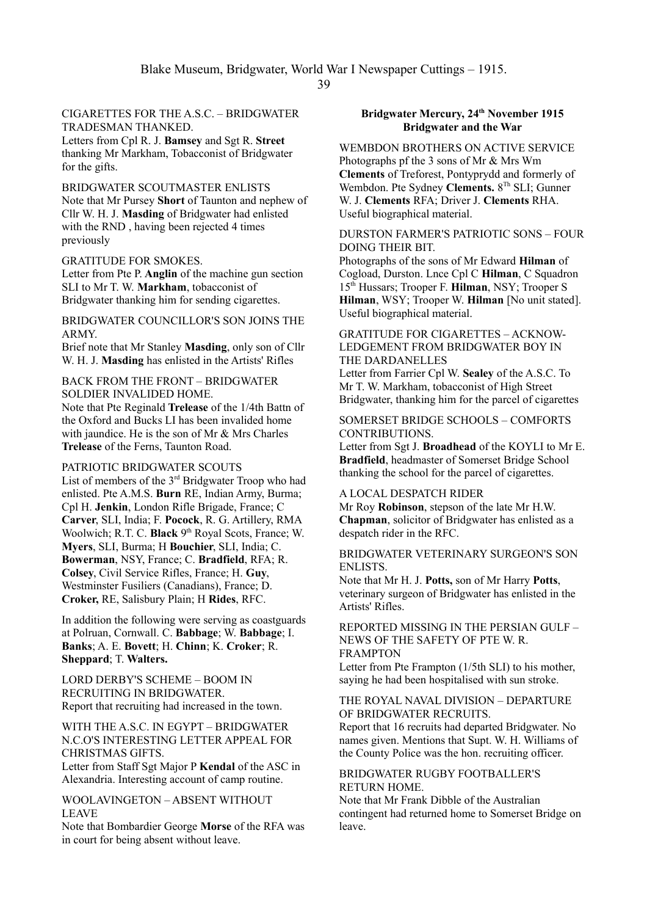CIGARETTES FOR THE A.S.C. – BRIDGWATER TRADESMAN THANKED.
Letters from Cpl R. J. **Bamsey** and Sgt R. **Street** thanking Mr Markham, Tobacconist of Bridgwater for the gifts.

BRIDGWATER SCOUTMASTER ENLISTS
Note that Mr Pursey **Short** of Taunton and nephew of Cllr W. H. J. **Masding** of Bridgwater had enlisted with the RND , having been rejected 4 times previously

GRATITUDE FOR SMOKES.
Letter from Pte P. **Anglin** of the machine gun section SLI to Mr T. W. **Markham**, tobacconist of Bridgwater thanking him for sending cigarettes.

BRIDGWATER COUNCILLOR'S SON JOINS THE ARMY.
Brief note that Mr Stanley **Masding**, only son of Cllr W. H. J. **Masding** has enlisted in the Artists' Rifles

BACK FROM THE FRONT – BRIDGWATER SOLDIER INVALIDED HOME.
Note that Pte Reginald **Trelease** of the 1/4th Battn of the Oxford and Bucks LI has been invalided home with jaundice. He is the son of Mr & Mrs Charles **Trelease** of the Ferns, Taunton Road.

PATRIOTIC BRIDGWATER SCOUTS
List of members of the 3rd Bridgwater Troop who had enlisted. Pte A.M.S. **Burn** RE, Indian Army, Burma; Cpl H. **Jenkin**, London Rifle Brigade, France; C **Carver**, SLI, India; F. **Pocock**, R. G. Artillery, RMA Woolwich; R.T. C. **Black** 9th Royal Scots, France; W. **Myers**, SLI, Burma; H **Bouchier**, SLI, India; C. **Bowerman**, NSY, France; C. **Bradfield**, RFA; R. **Colsey**, Civil Service Rifles, France; H. **Guy**, Westminster Fusiliers (Canadians), France; D. **Croker,** RE, Salisbury Plain; H **Rides**, RFC.

In addition the following were serving as coastguards at Polruan, Cornwall. C. **Babbage**; W. **Babbage**; I. **Banks**; A. E. **Bovett**; H. **Chinn**; K. **Croker**; R. **Sheppard**; T. **Walters.**

LORD DERBY'S SCHEME – BOOM IN RECRUITING IN BRIDGWATER.
Report that recruiting had increased in the town.

WITH THE A.S.C. IN EGYPT – BRIDGWATER N.C.O'S INTERESTING LETTER APPEAL FOR CHRISTMAS GIFTS.
Letter from Staff Sgt Major P **Kendal** of the ASC in Alexandria. Interesting account of camp routine.

WOOLAVINGETON – ABSENT WITHOUT LEAVE
Note that Bombardier George **Morse** of the RFA was in court for being absent without leave.

**Bridgwater Mercury, 24th November 1915**
**Bridgwater and the War**

WEMBDON BROTHERS ON ACTIVE SERVICE
Photographs pf the 3 sons of Mr & Mrs Wm **Clements** of Treforest, Pontyprydd and formerly of Wembdon. Pte Sydney **Clements.** 8Th SLI; Gunner W. J. **Clements** RFA; Driver J. **Clements** RHA. Useful biographical material.

DURSTON FARMER'S PATRIOTIC SONS – FOUR DOING THEIR BIT.
Photographs of the sons of Mr Edward **Hilman** of Cogload, Durston. Lnce Cpl C **Hilman**, C Squadron 15th Hussars; Trooper F. **Hilman**, NSY; Trooper S **Hilman**, WSY; Trooper W. **Hilman** [No unit stated]. Useful biographical material.

GRATITUDE FOR CIGARETTES – ACKNOW-LEDGEMENT FROM BRIDGWATER BOY IN THE DARDANELLES
Letter from Farrier Cpl W. **Sealey** of the A.S.C. To Mr T. W. Markham, tobacconist of High Street Bridgwater, thanking him for the parcel of cigarettes

SOMERSET BRIDGE SCHOOLS – COMFORTS CONTRIBUTIONS.
Letter from Sgt J. **Broadhead** of the KOYLI to Mr E. **Bradfield**, headmaster of Somerset Bridge School thanking the school for the parcel of cigarettes.

A LOCAL DESPATCH RIDER
Mr Roy **Robinson**, stepson of the late Mr H.W. **Chapman**, solicitor of Bridgwater has enlisted as a despatch rider in the RFC.

BRIDGWATER VETERINARY SURGEON'S SON ENLISTS.
Note that Mr H. J. **Potts,** son of Mr Harry **Potts**, veterinary surgeon of Bridgwater has enlisted in the Artists' Rifles.

REPORTED MISSING IN THE PERSIAN GULF – NEWS OF THE SAFETY OF PTE W. R. FRAMPTON
Letter from Pte Frampton (1/5th SLI) to his mother, saying he had been hospitalised with sun stroke.

THE ROYAL NAVAL DIVISION – DEPARTURE OF BRIDGWATER RECRUITS.
Report that 16 recruits had departed Bridgwater. No names given. Mentions that Supt. W. H. Williams of the County Police was the hon. recruiting officer.

BRIDGWATER RUGBY FOOTBALLER'S RETURN HOME.
Note that Mr Frank Dibble of the Australian contingent had returned home to Somerset Bridge on leave.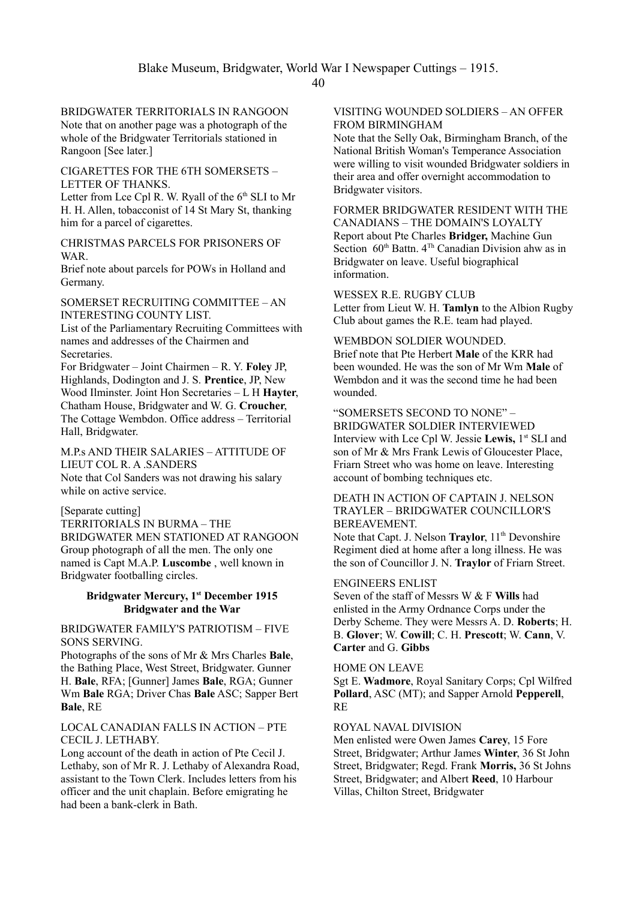BRIDGWATER TERRITORIALS IN RANGOON
Note that on another page was a photograph of the whole of the Bridgwater Territorials stationed in Rangoon [See later.]

CIGARETTES FOR THE 6TH SOMERSETS – LETTER OF THANKS.
Letter from Lce Cpl R. W. Ryall of the 6th SLI to Mr H. H. Allen, tobacconist of 14 St Mary St, thanking him for a parcel of cigarettes.

CHRISTMAS PARCELS FOR PRISONERS OF WAR.
Brief note about parcels for POWs in Holland and Germany.

SOMERSET RECRUITING COMMITTEE – AN INTERESTING COUNTY LIST.
List of the Parliamentary Recruiting Committees with names and addresses of the Chairmen and Secretaries.
For Bridgwater – Joint Chairmen – R. Y. **Foley** JP, Highlands, Dodington and J. S. **Prentice**, JP, New Wood Ilminster. Joint Hon Secretaries – L H **Hayter**, Chatham House, Bridgwater and W. G. **Croucher**, The Cottage Wembdon. Office address – Territorial Hall, Bridgwater.

M.P.s AND THEIR SALARIES – ATTITUDE OF LIEUT COL R. A .SANDERS
Note that Col Sanders was not drawing his salary while on active service.

[Separate cutting]
TERRITORIALS IN BURMA – THE BRIDGWATER MEN STATIONED AT RANGOON
Group photograph of all the men. The only one named is Capt M.A.P. **Luscombe** , well known in Bridgwater footballing circles.

**Bridgwater Mercury, 1st December 1915**
**Bridgwater and the War**

BRIDGWATER FAMILY'S PATRIOTISM – FIVE SONS SERVING.
Photographs of the sons of Mr & Mrs Charles **Bale**, the Bathing Place, West Street, Bridgwater. Gunner H. **Bale**, RFA; [Gunner] James **Bale**, RGA; Gunner Wm **Bale** RGA; Driver Chas **Bale** ASC; Sapper Bert **Bale**, RE

LOCAL CANADIAN FALLS IN ACTION – PTE CECIL J. LETHABY.
Long account of the death in action of Pte Cecil J. Lethaby, son of Mr R. J. Lethaby of Alexandra Road, assistant to the Town Clerk. Includes letters from his officer and the unit chaplain. Before emigrating he had been a bank-clerk in Bath.

VISITING WOUNDED SOLDIERS – AN OFFER FROM BIRMINGHAM
Note that the Selly Oak, Birmingham Branch, of the National British Woman's Temperance Association were willing to visit wounded Bridgwater soldiers in their area and offer overnight accommodation to Bridgwater visitors.

FORMER BRIDGWATER RESIDENT WITH THE CANADIANS – THE DOMAIN'S LOYALTY
Report about Pte Charles **Bridger,** Machine Gun Section 60th Battn. 4Th Canadian Division ahw as in Bridgwater on leave. Useful biographical information.

WESSEX R.E. RUGBY CLUB
Letter from Lieut W. H. **Tamlyn** to the Albion Rugby Club about games the R.E. team had played.

WEMBDON SOLDIER WOUNDED.
Brief note that Pte Herbert **Male** of the KRR had been wounded. He was the son of Mr Wm **Male** of Wembdon and it was the second time he had been wounded.

"SOMERSETS SECOND TO NONE" – BRIDGWATER SOLDIER INTERVIEWED
Interview with Lce Cpl W. Jessie **Lewis,** 1st SLI and son of Mr & Mrs Frank Lewis of Gloucester Place, Friarn Street who was home on leave. Interesting account of bombing techniques etc.

DEATH IN ACTION OF CAPTAIN J. NELSON TRAYLER – BRIDGWATER COUNCILLOR'S BEREAVEMENT.
Note that Capt. J. Nelson **Traylor**, 11th Devonshire Regiment died at home after a long illness. He was the son of Councillor J. N. **Traylor** of Friarn Street.

ENGINEERS ENLIST
Seven of the staff of Messrs W & F **Wills** had enlisted in the Army Ordnance Corps under the Derby Scheme. They were Messrs A. D. **Roberts**; H. B. **Glover**; W. **Cowill**; C. H. **Prescott**; W. **Cann**, V. **Carter** and G. **Gibbs**

HOME ON LEAVE
Sgt E. **Wadmore**, Royal Sanitary Corps; Cpl Wilfred **Pollard**, ASC (MT); and Sapper Arnold **Pepperell**, RE

ROYAL NAVAL DIVISION
Men enlisted were Owen James **Carey**, 15 Fore Street, Bridgwater; Arthur James **Winter**, 36 St John Street, Bridgwater; Regd. Frank **Morris,** 36 St Johns Street, Bridgwater; and Albert **Reed**, 10 Harbour Villas, Chilton Street, Bridgwater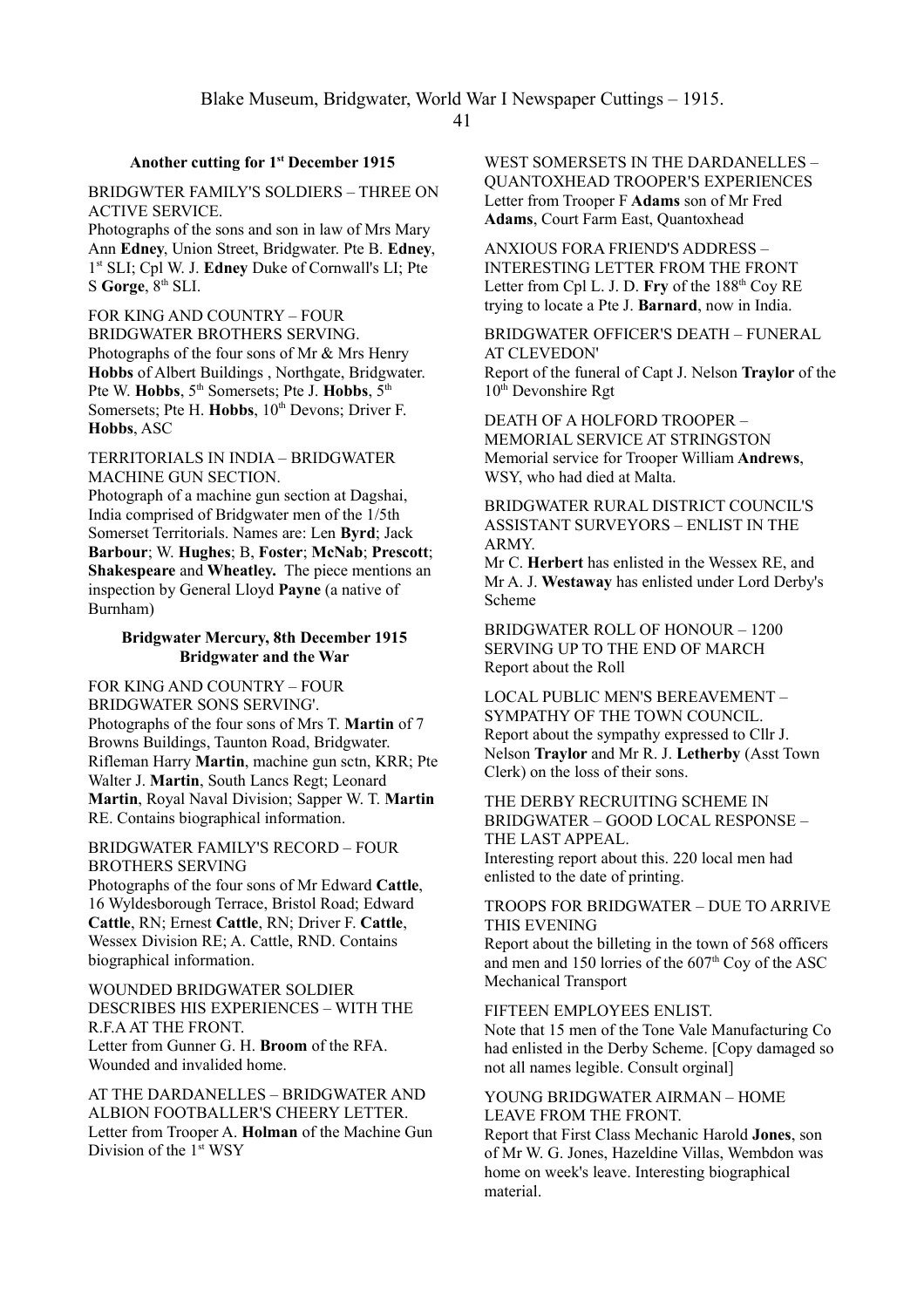#### Another cutting for 1st December 1915

BRIDGWTER FAMILY'S SOLDIERS – THREE ON ACTIVE SERVICE.
Photographs of the sons and son in law of Mrs Mary Ann **Edney**, Union Street, Bridgwater. Pte B. **Edney**, 1st SLI; Cpl W. J. **Edney** Duke of Cornwall's LI; Pte S **Gorge**, 8th SLI.

FOR KING AND COUNTRY – FOUR BRIDGWATER BROTHERS SERVING.
Photographs of the four sons of Mr & Mrs Henry **Hobbs** of Albert Buildings , Northgate, Bridgwater. Pte W. **Hobbs**, 5th Somersets; Pte J. **Hobbs**, 5th Somersets; Pte H. **Hobbs**, 10th Devons; Driver F. **Hobbs**, ASC

TERRITORIALS IN INDIA – BRIDGWATER MACHINE GUN SECTION.
Photograph of a machine gun section at Dagshai, India comprised of Bridgwater men of the 1/5th Somerset Territorials. Names are: Len **Byrd**; Jack **Barbour**; W. **Hughes**; B, **Foster**; **McNab**; **Prescott**; **Shakespeare** and **Wheatley.** The piece mentions an inspection by General Lloyd **Payne** (a native of Burnham)

#### Bridgwater Mercury, 8th December 1915
#### Bridgwater and the War

FOR KING AND COUNTRY – FOUR BRIDGWATER SONS SERVING'.
Photographs of the four sons of Mrs T. **Martin** of 7 Browns Buildings, Taunton Road, Bridgwater. Rifleman Harry **Martin**, machine gun sctn, KRR; Pte Walter J. **Martin**, South Lancs Regt; Leonard **Martin**, Royal Naval Division; Sapper W. T. **Martin** RE. Contains biographical information.

BRIDGWATER FAMILY'S RECORD – FOUR BROTHERS SERVING
Photographs of the four sons of Mr Edward **Cattle**, 16 Wyldesborough Terrace, Bristol Road; Edward **Cattle**, RN; Ernest **Cattle**, RN; Driver F. **Cattle**, Wessex Division RE; A. Cattle, RND. Contains biographical information.

WOUNDED BRIDGWATER SOLDIER DESCRIBES HIS EXPERIENCES – WITH THE R.F.A AT THE FRONT.
Letter from Gunner G. H. **Broom** of the RFA. Wounded and invalided home.

AT THE DARDANELLES – BRIDGWATER AND ALBION FOOTBALLER'S CHEERY LETTER.
Letter from Trooper A. **Holman** of the Machine Gun Division of the 1st WSY

WEST SOMERSETS IN THE DARDANELLES – QUANTOXHEAD TROOPER'S EXPERIENCES
Letter from Trooper F **Adams** son of Mr Fred **Adams**, Court Farm East, Quantoxhead

ANXIOUS FORA FRIEND'S ADDRESS – INTERESTING LETTER FROM THE FRONT
Letter from Cpl L. J. D. **Fry** of the 188th Coy RE trying to locate a Pte J. **Barnard**, now in India.

BRIDGWATER OFFICER'S DEATH – FUNERAL AT CLEVEDON'
Report of the funeral of Capt J. Nelson **Traylor** of the 10th Devonshire Rgt

DEATH OF A HOLFORD TROOPER – MEMORIAL SERVICE AT STRINGSTON
Memorial service for Trooper William **Andrews**, WSY, who had died at Malta.

BRIDGWATER RURAL DISTRICT COUNCIL'S ASSISTANT SURVEYORS – ENLIST IN THE ARMY.
Mr C. **Herbert** has enlisted in the Wessex RE, and Mr A. J. **Westaway** has enlisted under Lord Derby's Scheme

BRIDGWATER ROLL OF HONOUR – 1200 SERVING UP TO THE END OF MARCH
Report about the Roll

LOCAL PUBLIC MEN'S BEREAVEMENT – SYMPATHY OF THE TOWN COUNCIL.
Report about the sympathy expressed to Cllr J. Nelson **Traylor** and Mr R. J. **Letherby** (Asst Town Clerk) on the loss of their sons.

THE DERBY RECRUITING SCHEME IN BRIDGWATER – GOOD LOCAL RESPONSE – THE LAST APPEAL.
Interesting report about this. 220 local men had enlisted to the date of printing.

TROOPS FOR BRIDGWATER – DUE TO ARRIVE THIS EVENING
Report about the billeting in the town of 568 officers and men and 150 lorries of the 607th Coy of the ASC Mechanical Transport

FIFTEEN EMPLOYEES ENLIST.
Note that 15 men of the Tone Vale Manufacturing Co had enlisted in the Derby Scheme. [Copy damaged so not all names legible. Consult orginal]

YOUNG BRIDGWATER AIRMAN – HOME LEAVE FROM THE FRONT.
Report that First Class Mechanic Harold **Jones**, son of Mr W. G. Jones, Hazeldine Villas, Wembdon was home on week's leave. Interesting biographical material.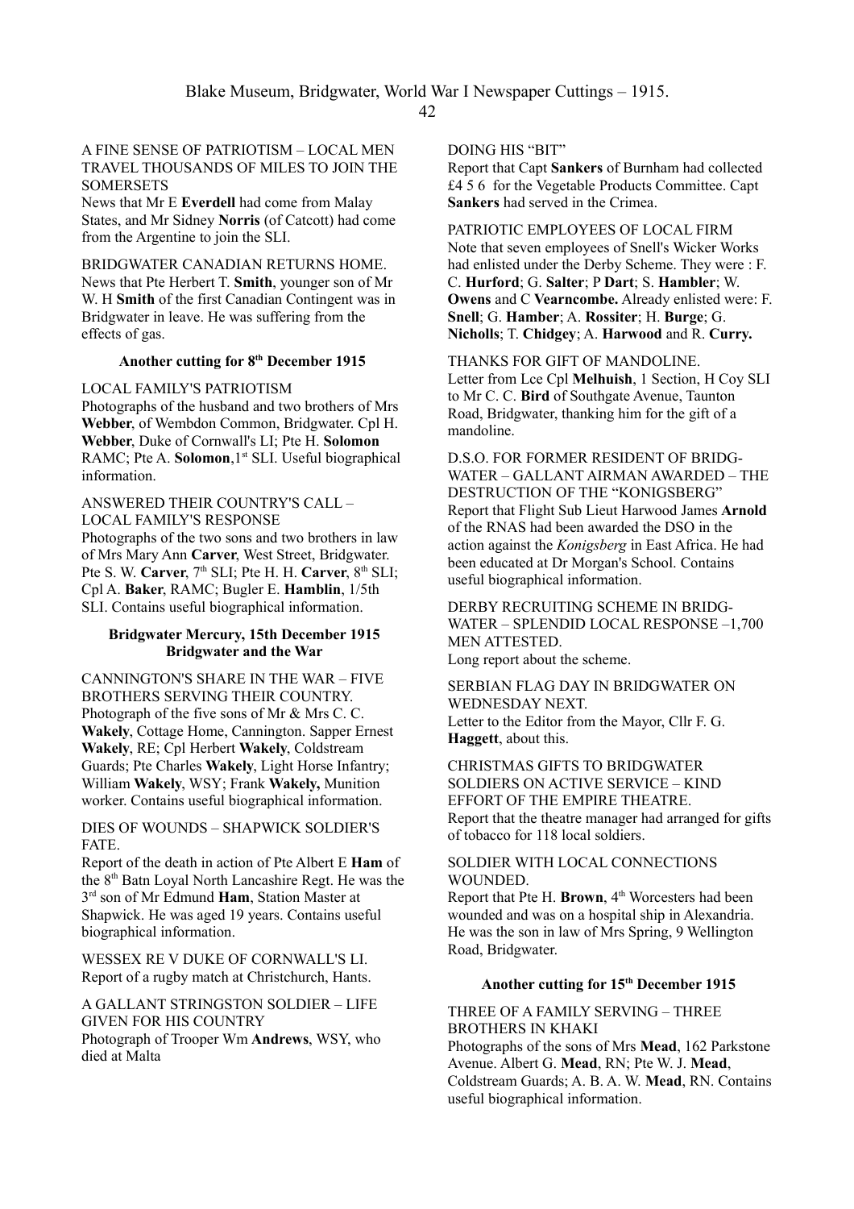A FINE SENSE OF PATRIOTISM – LOCAL MEN TRAVEL THOUSANDS OF MILES TO JOIN THE SOMERSETS
News that Mr E **Everdell** had come from Malay States, and Mr Sidney **Norris** (of Catcott) had come from the Argentine to join the SLI.

BRIDGWATER CANADIAN RETURNS HOME.
News that Pte Herbert T. **Smith**, younger son of Mr W. H **Smith** of the first Canadian Contingent was in Bridgwater in leave. He was suffering from the effects of gas.

**Another cutting for 8th December 1915**

LOCAL FAMILY'S PATRIOTISM
Photographs of the husband and two brothers of Mrs **Webber**, of Wembdon Common, Bridgwater. Cpl H. **Webber**, Duke of Cornwall's LI; Pte H. **Solomon** RAMC; Pte A. **Solomon**,1st SLI. Useful biographical information.

ANSWERED THEIR COUNTRY'S CALL – LOCAL FAMILY'S RESPONSE
Photographs of the two sons and two brothers in law of Mrs Mary Ann **Carver**, West Street, Bridgwater. Pte S. W. **Carver**, 7th SLI; Pte H. H. **Carver**, 8th SLI; Cpl A. **Baker**, RAMC; Bugler E. **Hamblin**, 1/5th SLI. Contains useful biographical information.

**Bridgwater Mercury, 15th December 1915**
**Bridgwater and the War**

CANNINGTON'S SHARE IN THE WAR – FIVE BROTHERS SERVING THEIR COUNTRY.
Photograph of the five sons of Mr & Mrs C. C. **Wakely**, Cottage Home, Cannington. Sapper Ernest **Wakely**, RE; Cpl Herbert **Wakely**, Coldstream Guards; Pte Charles **Wakely**, Light Horse Infantry; William **Wakely**, WSY; Frank **Wakely,** Munition worker. Contains useful biographical information.

DIES OF WOUNDS – SHAPWICK SOLDIER'S FATE.
Report of the death in action of Pte Albert E **Ham** of the 8th Batn Loyal North Lancashire Regt. He was the 3rd son of Mr Edmund **Ham**, Station Master at Shapwick. He was aged 19 years. Contains useful biographical information.

WESSEX RE V DUKE OF CORNWALL'S LI.
Report of a rugby match at Christchurch, Hants.

A GALLANT STRINGSTON SOLDIER – LIFE GIVEN FOR HIS COUNTRY
Photograph of Trooper Wm **Andrews**, WSY, who died at Malta

DOING HIS "BIT"
Report that Capt **Sankers** of Burnham had collected £4 5 6 for the Vegetable Products Committee. Capt **Sankers** had served in the Crimea.

PATRIOTIC EMPLOYEES OF LOCAL FIRM
Note that seven employees of Snell's Wicker Works had enlisted under the Derby Scheme. They were : F. C. **Hurford**; G. **Salter**; P **Dart**; S. **Hambler**; W. **Owens** and C **Vearncombe.** Already enlisted were: F. **Snell**; G. **Hamber**; A. **Rossiter**; H. **Burge**; G. **Nicholls**; T. **Chidgey**; A. **Harwood** and R. **Curry.**

THANKS FOR GIFT OF MANDOLINE.
Letter from Lce Cpl **Melhuish**, 1 Section, H Coy SLI to Mr C. C. **Bird** of Southgate Avenue, Taunton Road, Bridgwater, thanking him for the gift of a mandoline.

D.S.O. FOR FORMER RESIDENT OF BRIDGWATER – GALLANT AIRMAN AWARDED – THE DESTRUCTION OF THE "KONIGSBERG"
Report that Flight Sub Lieut Harwood James **Arnold** of the RNAS had been awarded the DSO in the action against the *Konigsberg* in East Africa. He had been educated at Dr Morgan's School. Contains useful biographical information.

DERBY RECRUITING SCHEME IN BRIDGWATER – SPLENDID LOCAL RESPONSE –1,700 MEN ATTESTED.
Long report about the scheme.

SERBIAN FLAG DAY IN BRIDGWATER ON WEDNESDAY NEXT.
Letter to the Editor from the Mayor, Cllr F. G. **Haggett**, about this.

CHRISTMAS GIFTS TO BRIDGWATER SOLDIERS ON ACTIVE SERVICE – KIND EFFORT OF THE EMPIRE THEATRE.
Report that the theatre manager had arranged for gifts of tobacco for 118 local soldiers.

SOLDIER WITH LOCAL CONNECTIONS WOUNDED.
Report that Pte H. **Brown**, 4th Worcesters had been wounded and was on a hospital ship in Alexandria. He was the son in law of Mrs Spring, 9 Wellington Road, Bridgwater.

**Another cutting for 15th December 1915**

THREE OF A FAMILY SERVING – THREE BROTHERS IN KHAKI
Photographs of the sons of Mrs **Mead**, 162 Parkstone Avenue. Albert G. **Mead**, RN; Pte W. J. **Mead**, Coldstream Guards; A. B. A. W. **Mead**, RN. Contains useful biographical information.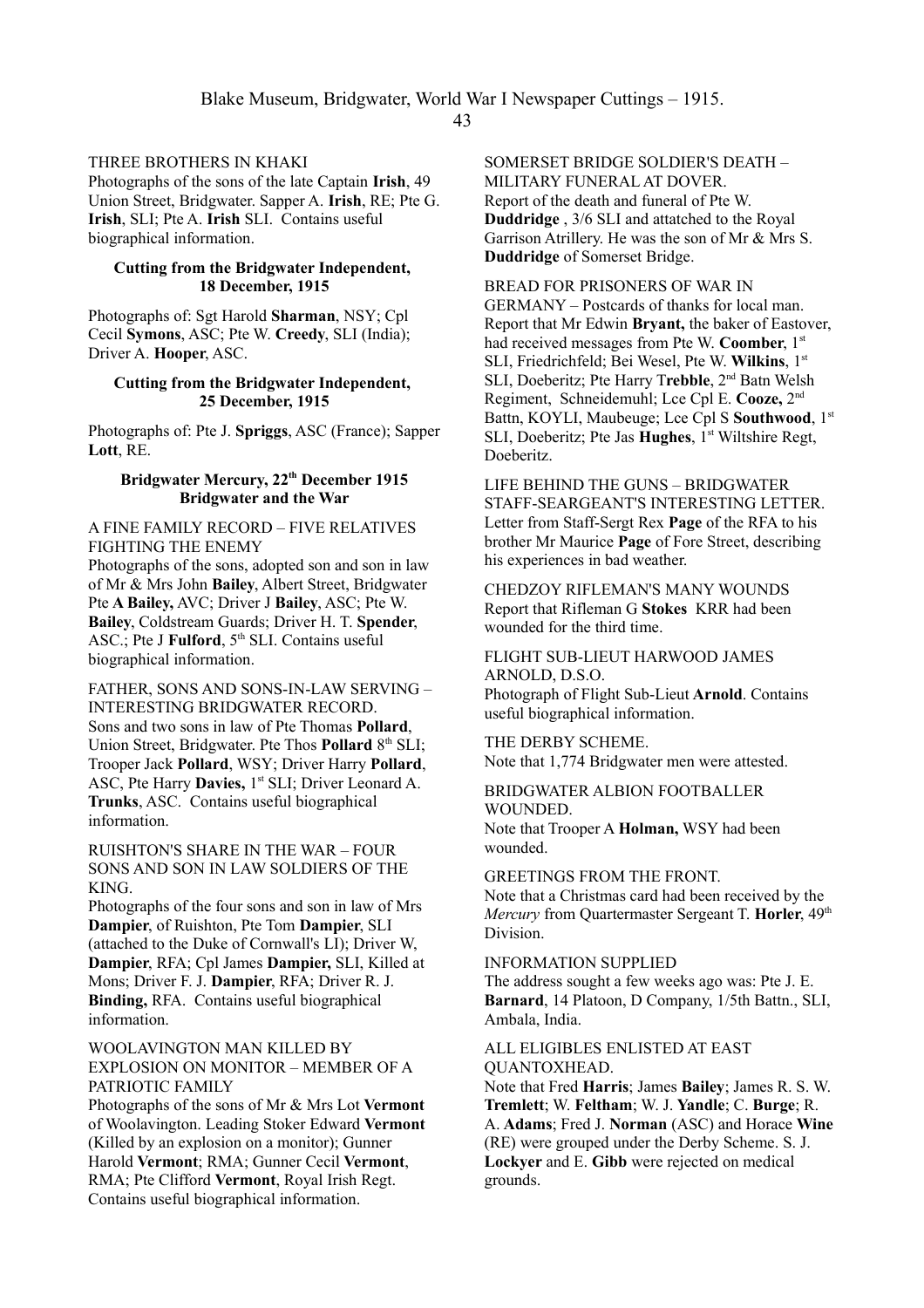THREE BROTHERS IN KHAKI
Photographs of the sons of the late Captain **Irish**, 49 Union Street, Bridgwater. Sapper A. **Irish**, RE; Pte G. **Irish**, SLI; Pte A. **Irish** SLI. Contains useful biographical information.

**Cutting from the Bridgwater Independent, 18 December, 1915**

Photographs of: Sgt Harold **Sharman**, NSY; Cpl Cecil **Symons**, ASC; Pte W. **Creedy**, SLI (India); Driver A. **Hooper**, ASC.

**Cutting from the Bridgwater Independent, 25 December, 1915**

Photographs of: Pte J. **Spriggs**, ASC (France); Sapper **Lott**, RE.

**Bridgwater Mercury, 22th December 1915**
**Bridgwater and the War**

A FINE FAMILY RECORD – FIVE RELATIVES FIGHTING THE ENEMY
Photographs of the sons, adopted son and son in law of Mr & Mrs John **Bailey**, Albert Street, Bridgwater Pte **A Bailey,** AVC; Driver J **Bailey**, ASC; Pte W. **Bailey**, Coldstream Guards; Driver H. T. **Spender**, ASC.; Pte J **Fulford**, 5th SLI. Contains useful biographical information.

FATHER, SONS AND SONS-IN-LAW SERVING – INTERESTING BRIDGWATER RECORD.
Sons and two sons in law of Pte Thomas **Pollard**, Union Street, Bridgwater. Pte Thos **Pollard** 8th SLI; Trooper Jack **Pollard**, WSY; Driver Harry **Pollard**, ASC, Pte Harry **Davies,** 1st SLI; Driver Leonard A. **Trunks**, ASC. Contains useful biographical information.

RUISHTON'S SHARE IN THE WAR – FOUR SONS AND SON IN LAW SOLDIERS OF THE KING.
Photographs of the four sons and son in law of Mrs **Dampier**, of Ruishton, Pte Tom **Dampier**, SLI (attached to the Duke of Cornwall's LI); Driver W, **Dampier**, RFA; Cpl James **Dampier,** SLI, Killed at Mons; Driver F. J. **Dampier**, RFA; Driver R. J. **Binding,** RFA. Contains useful biographical information.

WOOLAVINGTON MAN KILLED BY EXPLOSION ON MONITOR – MEMBER OF A PATRIOTIC FAMILY
Photographs of the sons of Mr & Mrs Lot **Vermont** of Woolavington. Leading Stoker Edward **Vermont** (Killed by an explosion on a monitor); Gunner Harold **Vermont**; RMA; Gunner Cecil **Vermont**, RMA; Pte Clifford **Vermont**, Royal Irish Regt. Contains useful biographical information.

SOMERSET BRIDGE SOLDIER'S DEATH – MILITARY FUNERAL AT DOVER.
Report of the death and funeral of Pte W. **Duddridge** , 3/6 SLI and attatched to the Royal Garrison Atrillery. He was the son of Mr & Mrs S. **Duddridge** of Somerset Bridge.

BREAD FOR PRISONERS OF WAR IN GERMANY – Postcards of thanks for local man.
Report that Mr Edwin **Bryant,** the baker of Eastover, had received messages from Pte W. **Coomber**, 1st SLI, Friedrichfeld; Bei Wesel, Pte W. **Wilkins**, 1st SLI, Doeberitz; Pte Harry T**rebble**, 2nd Batn Welsh Regiment, Schneidemuhl; Lce Cpl E. **Cooze,** 2nd Battn, KOYLI, Maubeuge; Lce Cpl S **Southwood**, 1st SLI, Doeberitz; Pte Jas **Hughes**, 1st Wiltshire Regt, Doeberitz.

LIFE BEHIND THE GUNS – BRIDGWATER STAFF-SEARGEANT'S INTERESTING LETTER.
Letter from Staff-Sergt Rex **Page** of the RFA to his brother Mr Maurice **Page** of Fore Street, describing his experiences in bad weather.

CHEDZOY RIFLEMAN'S MANY WOUNDS
Report that Rifleman G **Stokes** KRR had been wounded for the third time.

FLIGHT SUB-LIEUT HARWOOD JAMES ARNOLD, D.S.O.
Photograph of Flight Sub-Lieut **Arnold**. Contains useful biographical information.

THE DERBY SCHEME.
Note that 1,774 Bridgwater men were attested.

BRIDGWATER ALBION FOOTBALLER WOUNDED.
Note that Trooper A **Holman,** WSY had been wounded.

GREETINGS FROM THE FRONT.
Note that a Christmas card had been received by the *Mercury* from Quartermaster Sergeant T. **Horler**, 49th Division.

INFORMATION SUPPLIED
The address sought a few weeks ago was: Pte J. E. **Barnard**, 14 Platoon, D Company, 1/5th Battn., SLI, Ambala, India.

ALL ELIGIBLES ENLISTED AT EAST QUANTOXHEAD.
Note that Fred **Harris**; James **Bailey**; James R. S. W. **Tremlett**; W. **Feltham**; W. J. **Yandle**; C. **Burge**; R. A. **Adams**; Fred J. **Norman** (ASC) and Horace **Wine** (RE) were grouped under the Derby Scheme. S. J. **Lockyer** and E. **Gibb** were rejected on medical grounds.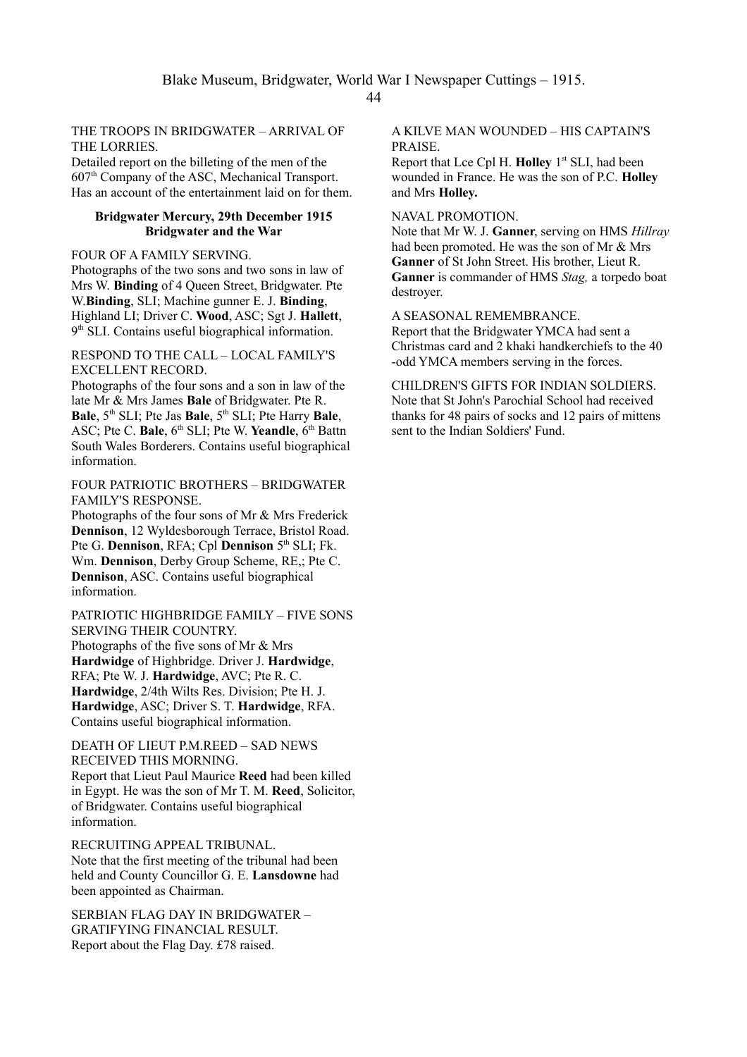THE TROOPS IN BRIDGWATER – ARRIVAL OF THE LORRIES.
Detailed report on the billeting of the men of the 607th Company of the ASC, Mechanical Transport. Has an account of the entertainment laid on for them.

**Bridgwater Mercury, 29th December 1915**
**Bridgwater and the War**

FOUR OF A FAMILY SERVING.
Photographs of the two sons and two sons in law of Mrs W. **Binding** of 4 Queen Street, Bridgwater. Pte W.**Binding**, SLI; Machine gunner E. J. **Binding**, Highland LI; Driver C. **Wood**, ASC; Sgt J. **Hallett**, 9th SLI. Contains useful biographical information.

RESPOND TO THE CALL – LOCAL FAMILY'S EXCELLENT RECORD.
Photographs of the four sons and a son in law of the late Mr & Mrs James **Bale** of Bridgwater. Pte R. **Bale**, 5th SLI; Pte Jas **Bale**, 5th SLI; Pte Harry **Bale**, ASC; Pte C. **Bale**, 6th SLI; Pte W. **Yeandle**, 6th Battn South Wales Borderers. Contains useful biographical information.

FOUR PATRIOTIC BROTHERS – BRIDGWATER FAMILY'S RESPONSE.
Photographs of the four sons of Mr & Mrs Frederick **Dennison**, 12 Wyldesborough Terrace, Bristol Road. Pte G. **Dennison**, RFA; Cpl **Dennison** 5th SLI; Fk. Wm. **Dennison**, Derby Group Scheme, RE,; Pte C. **Dennison**, ASC. Contains useful biographical information.

PATRIOTIC HIGHBRIDGE FAMILY – FIVE SONS SERVING THEIR COUNTRY.
Photographs of the five sons of Mr & Mrs **Hardwidge** of Highbridge. Driver J. **Hardwidge**, RFA; Pte W. J. **Hardwidge**, AVC; Pte R. C. **Hardwidge**, 2/4th Wilts Res. Division; Pte H. J. **Hardwidge**, ASC; Driver S. T. **Hardwidge**, RFA. Contains useful biographical information.

DEATH OF LIEUT P.M.REED – SAD NEWS RECEIVED THIS MORNING.
Report that Lieut Paul Maurice **Reed** had been killed in Egypt. He was the son of Mr T. M. **Reed**, Solicitor, of Bridgwater. Contains useful biographical information.

RECRUITING APPEAL TRIBUNAL.
Note that the first meeting of the tribunal had been held and County Councillor G. E. **Lansdowne** had been appointed as Chairman.

SERBIAN FLAG DAY IN BRIDGWATER – GRATIFYING FINANCIAL RESULT.
Report about the Flag Day. £78 raised.

A KILVE MAN WOUNDED – HIS CAPTAIN'S PRAISE.
Report that Lce Cpl H. **Holley** 1st SLI, had been wounded in France. He was the son of P.C. **Holley** and Mrs **Holley.**

NAVAL PROMOTION.
Note that Mr W. J. **Ganner**, serving on HMS *Hillray* had been promoted. He was the son of Mr & Mrs **Ganner** of St John Street. His brother, Lieut R. **Ganner** is commander of HMS *Stag,* a torpedo boat destroyer.

A SEASONAL REMEMBRANCE.
Report that the Bridgwater YMCA had sent a Christmas card and 2 khaki handkerchiefs to the 40 -odd YMCA members serving in the forces.

CHILDREN'S GIFTS FOR INDIAN SOLDIERS.
Note that St John's Parochial School had received thanks for 48 pairs of socks and 12 pairs of mittens sent to the Indian Soldiers' Fund.